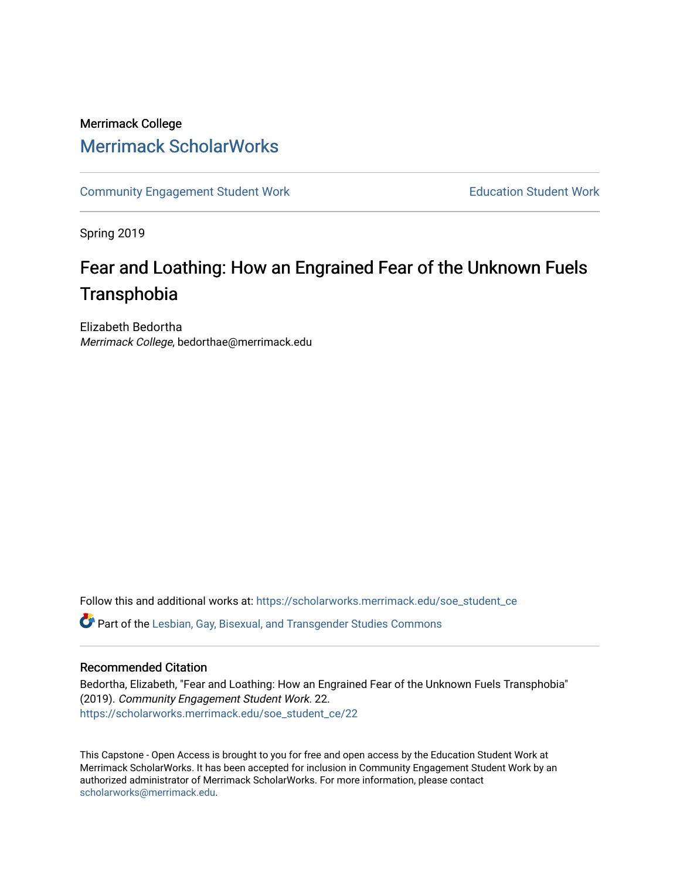Merrimack College

# Merrimack ScholarWorks

Community Engagement Student Work

Education Student Work

Spring 2019

## Fear and Loathing: How an Engrained Fear of the Unknown Fuels Transphobia

Elizabeth Bedortha
*Merrimack College*, bedorthae@merrimack.edu

Follow this and additional works at: https://scholarworks.merrimack.edu/soe_student_ce

Part of the Lesbian, Gay, Bisexual, and Transgender Studies Commons

### Recommended Citation

Bedortha, Elizabeth, "Fear and Loathing: How an Engrained Fear of the Unknown Fuels Transphobia" (2019). *Community Engagement Student Work*. 22.
https://scholarworks.merrimack.edu/soe_student_ce/22

This Capstone - Open Access is brought to you for free and open access by the Education Student Work at Merrimack ScholarWorks. It has been accepted for inclusion in Community Engagement Student Work by an authorized administrator of Merrimack ScholarWorks. For more information, please contact scholarworks@merrimack.edu.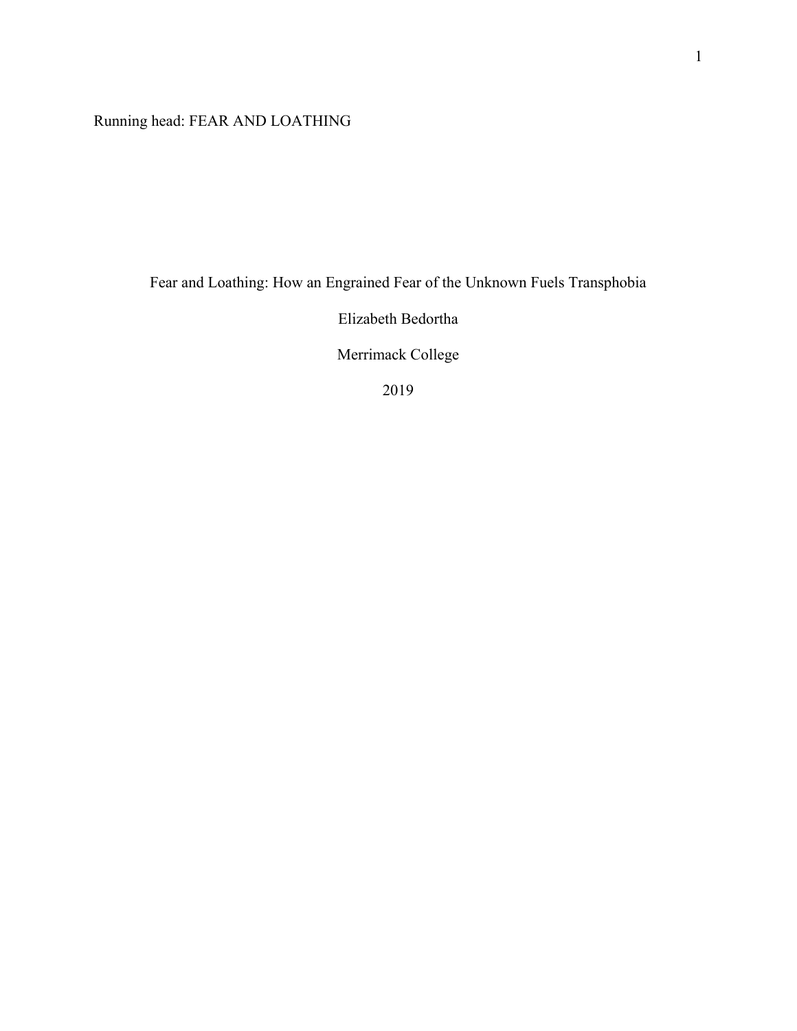Running head: FEAR AND LOATHING

# Fear and Loathing: How an Engrained Fear of the Unknown Fuels Transphobia

Elizabeth Bedortha

Merrimack College

2019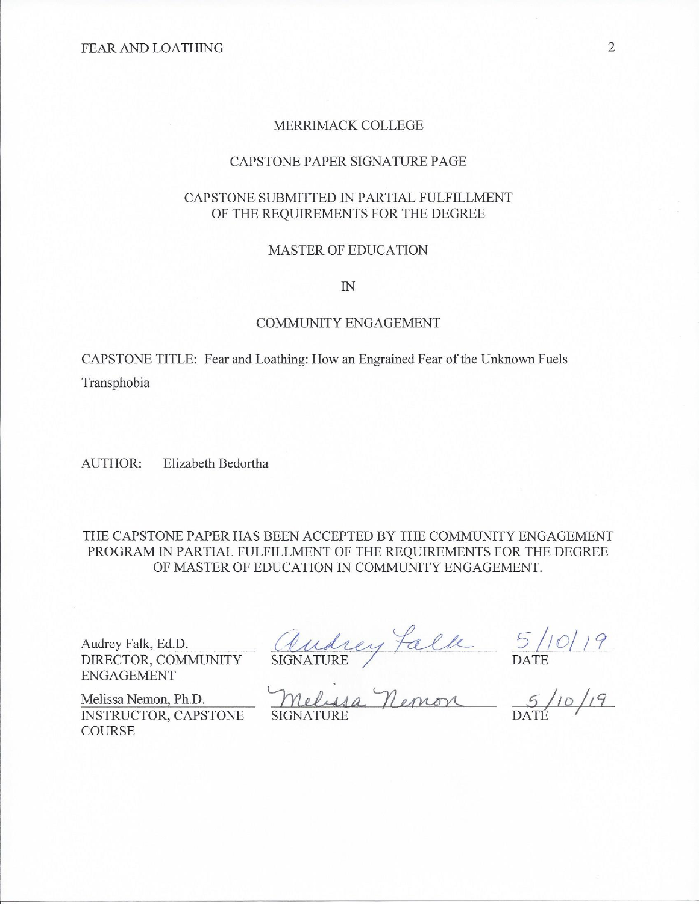MERRIMACK COLLEGE

CAPSTONE PAPER SIGNATURE PAGE

CAPSTONE SUBMITTED IN PARTIAL FULFILLMENT OF THE REQUIREMENTS FOR THE DEGREE

MASTER OF EDUCATION

IN

COMMUNITY ENGAGEMENT

CAPSTONE TITLE: Fear and Loathing: How an Engrained Fear of the Unknown Fuels Transphobia

AUTHOR: Elizabeth Bedortha

THE CAPSTONE PAPER HAS BEEN ACCEPTED BY THE COMMUNITY ENGAGEMENT PROGRAM IN PARTIAL FULFILLMENT OF THE REQUIREMENTS FOR THE DEGREE OF MASTER OF EDUCATION IN COMMUNITY ENGAGEMENT.

| | | |
|---|---|---|
| Audrey Falk, Ed.D.<br>DIRECTOR, COMMUNITY ENGAGEMENT | Audrey Falk<br>SIGNATURE | 5/10/19<br>DATE |
| Melissa Nemon, Ph.D.<br>INSTRUCTOR, CAPSTONE COURSE | Melissa Nemon<br>SIGNATURE | 5/10/19<br>DATE |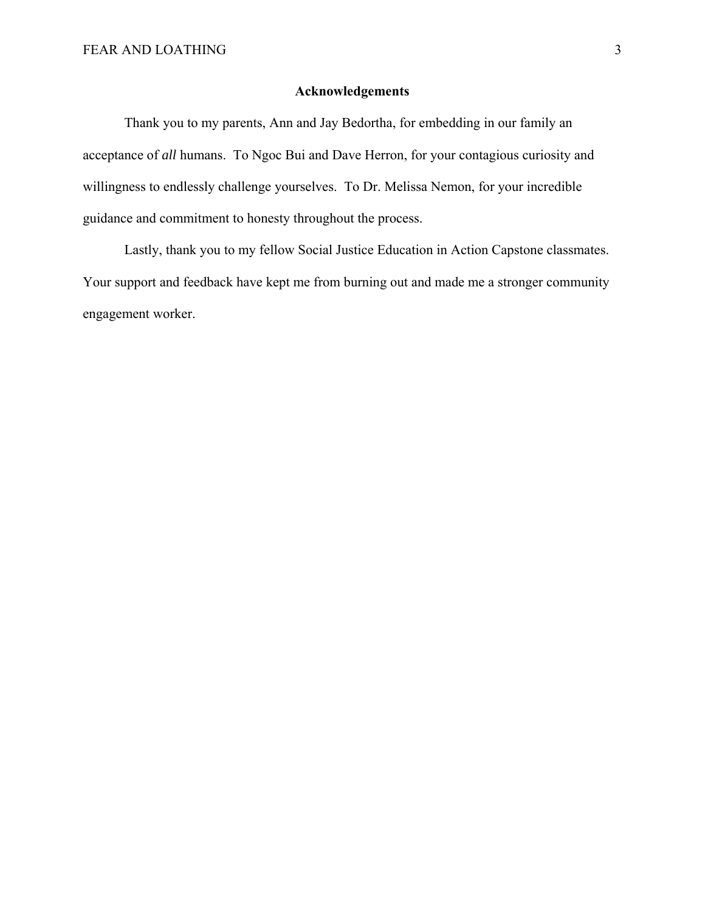## Acknowledgements

Thank you to my parents, Ann and Jay Bedortha, for embedding in our family an acceptance of *all* humans. To Ngoc Bui and Dave Herron, for your contagious curiosity and willingness to endlessly challenge yourselves. To Dr. Melissa Nemon, for your incredible guidance and commitment to honesty throughout the process.

Lastly, thank you to my fellow Social Justice Education in Action Capstone classmates. Your support and feedback have kept me from burning out and made me a stronger community engagement worker.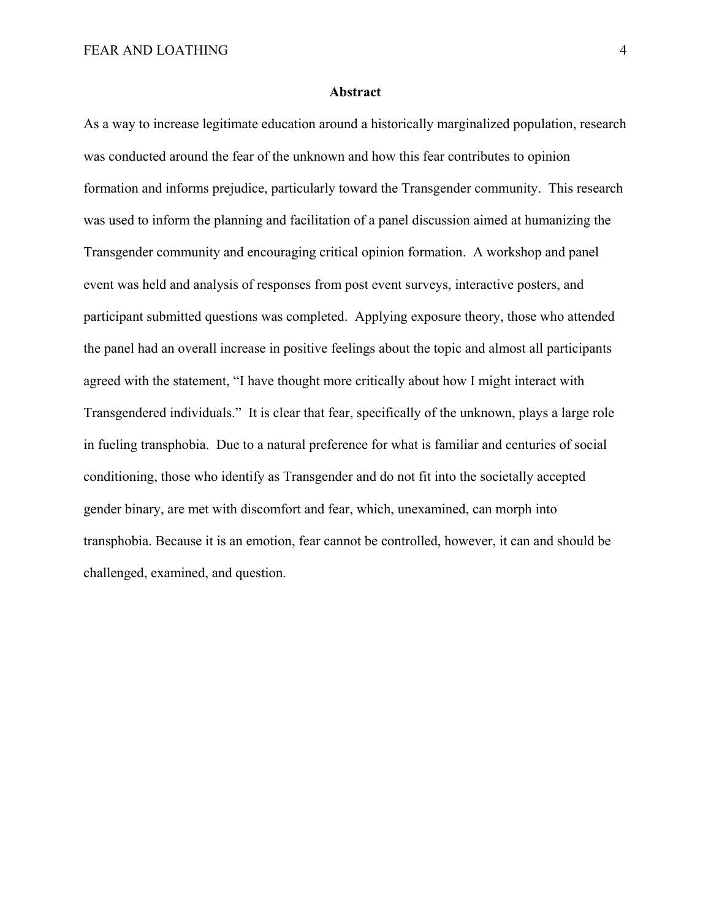# Abstract

As a way to increase legitimate education around a historically marginalized population, research was conducted around the fear of the unknown and how this fear contributes to opinion formation and informs prejudice, particularly toward the Transgender community. This research was used to inform the planning and facilitation of a panel discussion aimed at humanizing the Transgender community and encouraging critical opinion formation. A workshop and panel event was held and analysis of responses from post event surveys, interactive posters, and participant submitted questions was completed. Applying exposure theory, those who attended the panel had an overall increase in positive feelings about the topic and almost all participants agreed with the statement, "I have thought more critically about how I might interact with Transgendered individuals." It is clear that fear, specifically of the unknown, plays a large role in fueling transphobia. Due to a natural preference for what is familiar and centuries of social conditioning, those who identify as Transgender and do not fit into the societally accepted gender binary, are met with discomfort and fear, which, unexamined, can morph into transphobia. Because it is an emotion, fear cannot be controlled, however, it can and should be challenged, examined, and question.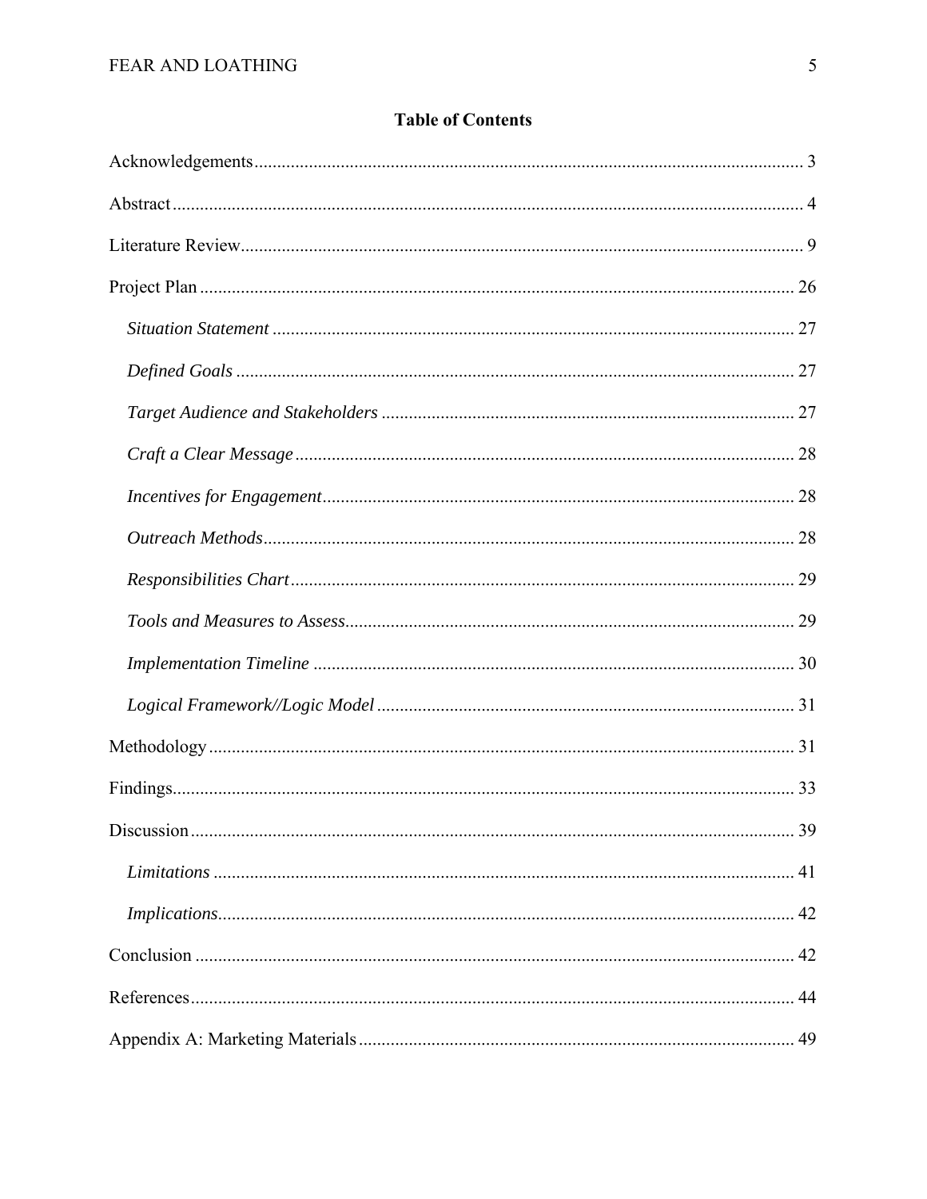# Table of Contents

Acknowledgements ..... 3

Abstract ..... 4

Literature Review ..... 9

Project Plan ..... 26

- *Situation Statement* ..... 27
- *Defined Goals* ..... 27
- *Target Audience and Stakeholders* ..... 27
- *Craft a Clear Message* ..... 28
- *Incentives for Engagement* ..... 28
- *Outreach Methods* ..... 28
- *Responsibilities Chart* ..... 29
- *Tools and Measures to Assess* ..... 29
- *Implementation Timeline* ..... 30
- *Logical Framework//Logic Model* ..... 31

Methodology ..... 31

Findings ..... 33

Discussion ..... 39

- *Limitations* ..... 41
- *Implications* ..... 42

Conclusion ..... 42

References ..... 44

Appendix A: Marketing Materials ..... 49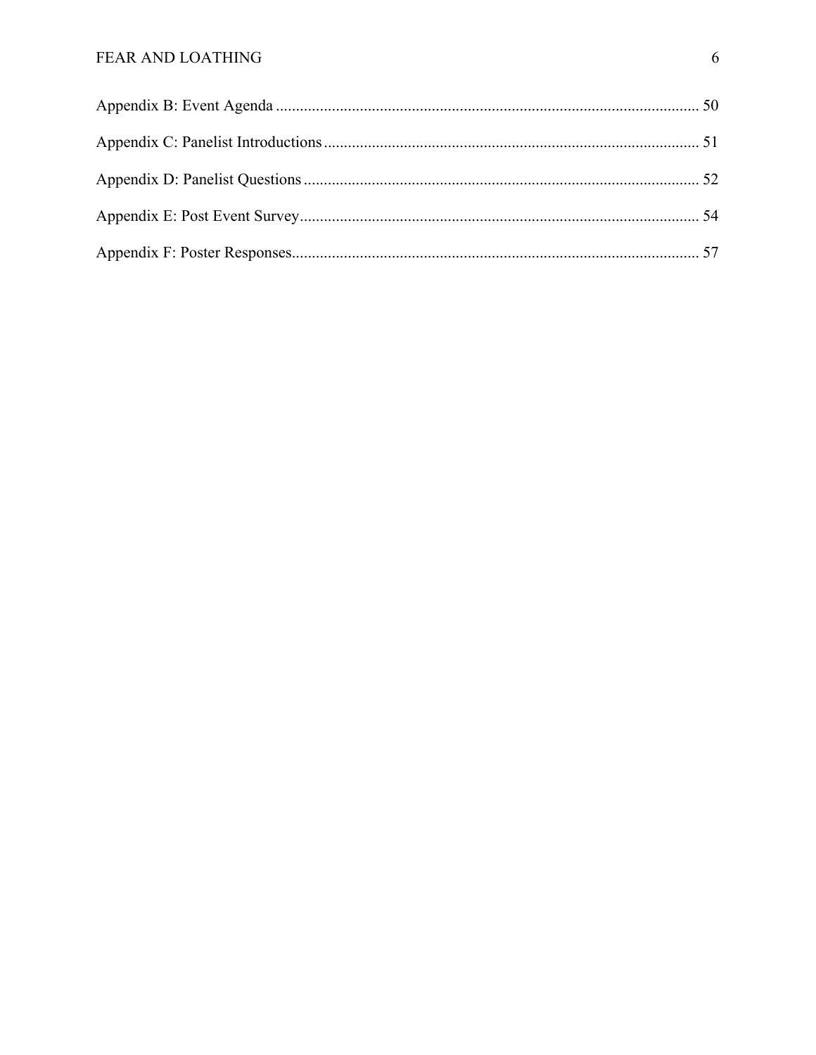Appendix B: Event Agenda ........................................................................................................ 50

Appendix C: Panelist Introductions ............................................................................................ 51

Appendix D: Panelist Questions .................................................................................................. 52

Appendix E: Post Event Survey ................................................................................................... 54

Appendix F: Poster Responses ..................................................................................................... 57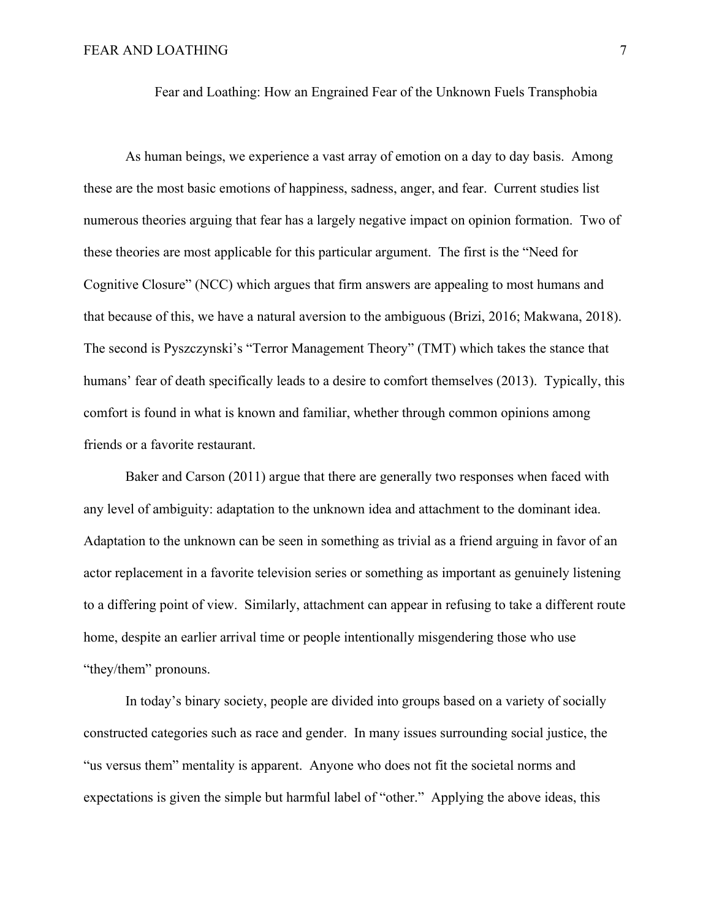# Fear and Loathing: How an Engrained Fear of the Unknown Fuels Transphobia

As human beings, we experience a vast array of emotion on a day to day basis. Among these are the most basic emotions of happiness, sadness, anger, and fear. Current studies list numerous theories arguing that fear has a largely negative impact on opinion formation. Two of these theories are most applicable for this particular argument. The first is the "Need for Cognitive Closure" (NCC) which argues that firm answers are appealing to most humans and that because of this, we have a natural aversion to the ambiguous (Brizi, 2016; Makwana, 2018). The second is Pyszczynski's "Terror Management Theory" (TMT) which takes the stance that humans' fear of death specifically leads to a desire to comfort themselves (2013). Typically, this comfort is found in what is known and familiar, whether through common opinions among friends or a favorite restaurant.

Baker and Carson (2011) argue that there are generally two responses when faced with any level of ambiguity: adaptation to the unknown idea and attachment to the dominant idea. Adaptation to the unknown can be seen in something as trivial as a friend arguing in favor of an actor replacement in a favorite television series or something as important as genuinely listening to a differing point of view. Similarly, attachment can appear in refusing to take a different route home, despite an earlier arrival time or people intentionally misgendering those who use "they/them" pronouns.

In today's binary society, people are divided into groups based on a variety of socially constructed categories such as race and gender. In many issues surrounding social justice, the "us versus them" mentality is apparent. Anyone who does not fit the societal norms and expectations is given the simple but harmful label of "other." Applying the above ideas, this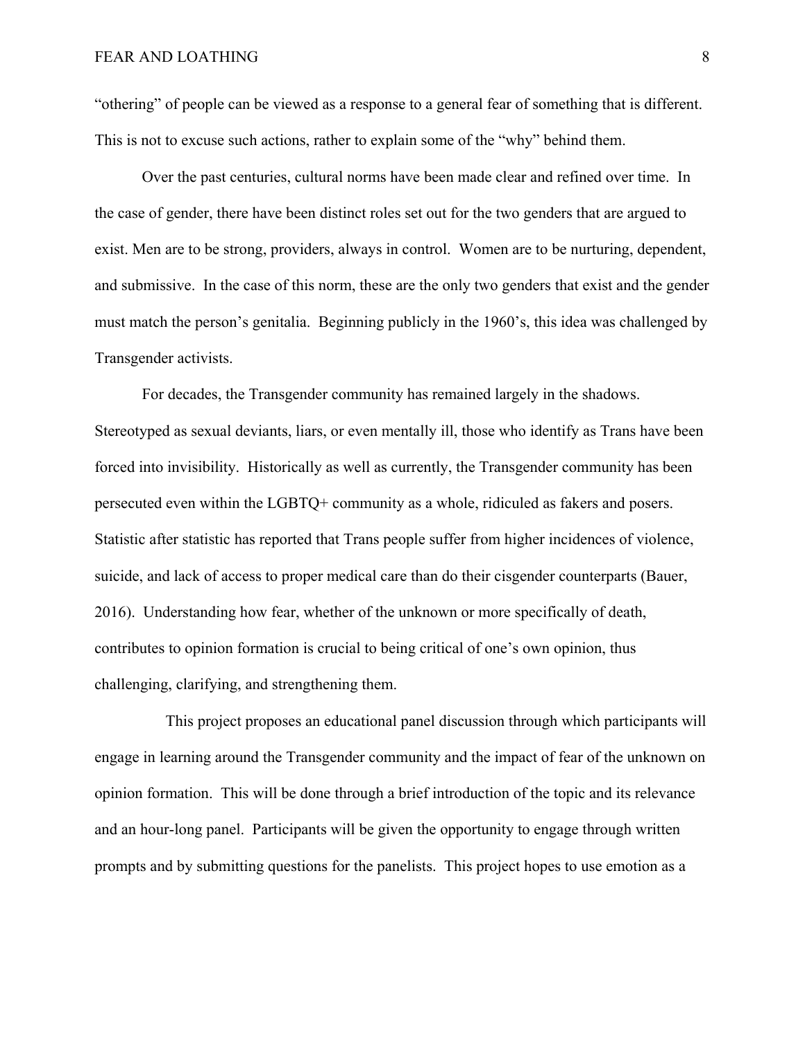"othering" of people can be viewed as a response to a general fear of something that is different. This is not to excuse such actions, rather to explain some of the "why" behind them.

Over the past centuries, cultural norms have been made clear and refined over time. In the case of gender, there have been distinct roles set out for the two genders that are argued to exist. Men are to be strong, providers, always in control. Women are to be nurturing, dependent, and submissive. In the case of this norm, these are the only two genders that exist and the gender must match the person's genitalia. Beginning publicly in the 1960's, this idea was challenged by Transgender activists.

For decades, the Transgender community has remained largely in the shadows. Stereotyped as sexual deviants, liars, or even mentally ill, those who identify as Trans have been forced into invisibility. Historically as well as currently, the Transgender community has been persecuted even within the LGBTQ+ community as a whole, ridiculed as fakers and posers. Statistic after statistic has reported that Trans people suffer from higher incidences of violence, suicide, and lack of access to proper medical care than do their cisgender counterparts (Bauer, 2016). Understanding how fear, whether of the unknown or more specifically of death, contributes to opinion formation is crucial to being critical of one's own opinion, thus challenging, clarifying, and strengthening them.

This project proposes an educational panel discussion through which participants will engage in learning around the Transgender community and the impact of fear of the unknown on opinion formation. This will be done through a brief introduction of the topic and its relevance and an hour-long panel. Participants will be given the opportunity to engage through written prompts and by submitting questions for the panelists. This project hopes to use emotion as a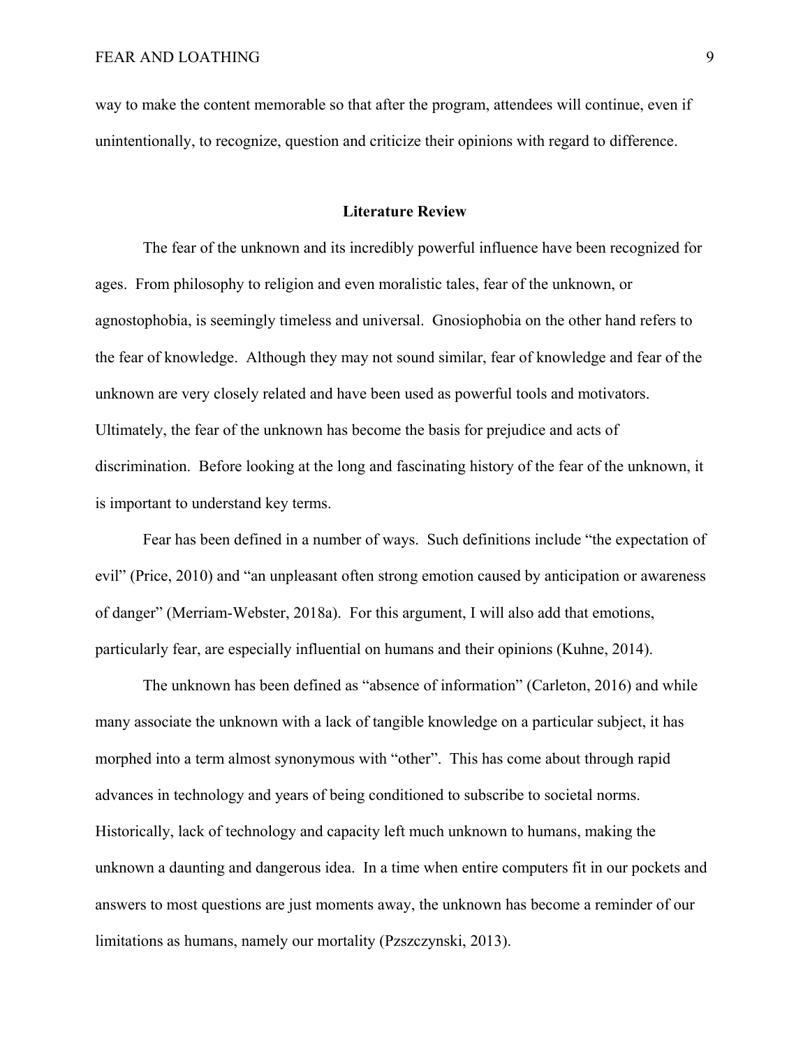way to make the content memorable so that after the program, attendees will continue, even if unintentionally, to recognize, question and criticize their opinions with regard to difference.

## Literature Review

The fear of the unknown and its incredibly powerful influence have been recognized for ages. From philosophy to religion and even moralistic tales, fear of the unknown, or agnostophobia, is seemingly timeless and universal. Gnosiophobia on the other hand refers to the fear of knowledge. Although they may not sound similar, fear of knowledge and fear of the unknown are very closely related and have been used as powerful tools and motivators. Ultimately, the fear of the unknown has become the basis for prejudice and acts of discrimination. Before looking at the long and fascinating history of the fear of the unknown, it is important to understand key terms.

Fear has been defined in a number of ways. Such definitions include "the expectation of evil" (Price, 2010) and "an unpleasant often strong emotion caused by anticipation or awareness of danger" (Merriam-Webster, 2018a). For this argument, I will also add that emotions, particularly fear, are especially influential on humans and their opinions (Kuhne, 2014).

The unknown has been defined as "absence of information" (Carleton, 2016) and while many associate the unknown with a lack of tangible knowledge on a particular subject, it has morphed into a term almost synonymous with "other". This has come about through rapid advances in technology and years of being conditioned to subscribe to societal norms. Historically, lack of technology and capacity left much unknown to humans, making the unknown a daunting and dangerous idea. In a time when entire computers fit in our pockets and answers to most questions are just moments away, the unknown has become a reminder of our limitations as humans, namely our mortality (Pszczynski, 2013).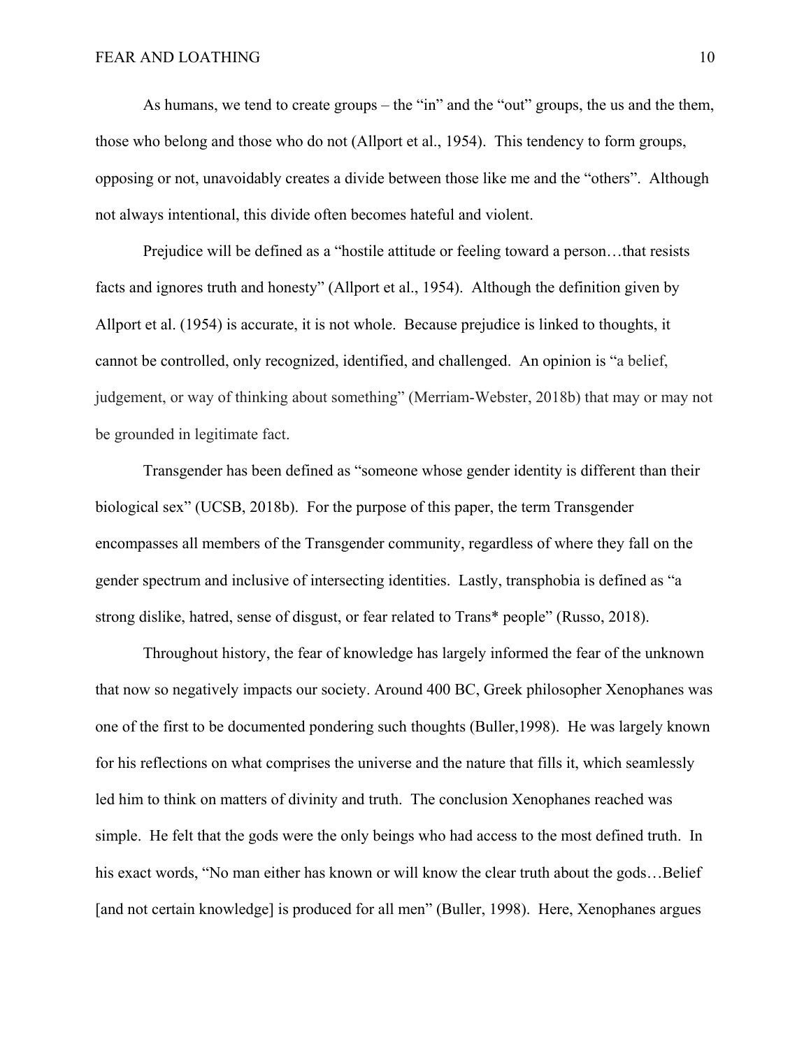As humans, we tend to create groups – the "in" and the "out" groups, the us and the them, those who belong and those who do not (Allport et al., 1954). This tendency to form groups, opposing or not, unavoidably creates a divide between those like me and the "others". Although not always intentional, this divide often becomes hateful and violent.

Prejudice will be defined as a "hostile attitude or feeling toward a person…that resists facts and ignores truth and honesty" (Allport et al., 1954). Although the definition given by Allport et al. (1954) is accurate, it is not whole. Because prejudice is linked to thoughts, it cannot be controlled, only recognized, identified, and challenged. An opinion is "a belief, judgement, or way of thinking about something" (Merriam-Webster, 2018b) that may or may not be grounded in legitimate fact.

Transgender has been defined as "someone whose gender identity is different than their biological sex" (UCSB, 2018b). For the purpose of this paper, the term Transgender encompasses all members of the Transgender community, regardless of where they fall on the gender spectrum and inclusive of intersecting identities. Lastly, transphobia is defined as "a strong dislike, hatred, sense of disgust, or fear related to Trans* people" (Russo, 2018).

Throughout history, the fear of knowledge has largely informed the fear of the unknown that now so negatively impacts our society. Around 400 BC, Greek philosopher Xenophanes was one of the first to be documented pondering such thoughts (Buller,1998). He was largely known for his reflections on what comprises the universe and the nature that fills it, which seamlessly led him to think on matters of divinity and truth. The conclusion Xenophanes reached was simple. He felt that the gods were the only beings who had access to the most defined truth. In his exact words, "No man either has known or will know the clear truth about the gods…Belief [and not certain knowledge] is produced for all men" (Buller, 1998). Here, Xenophanes argues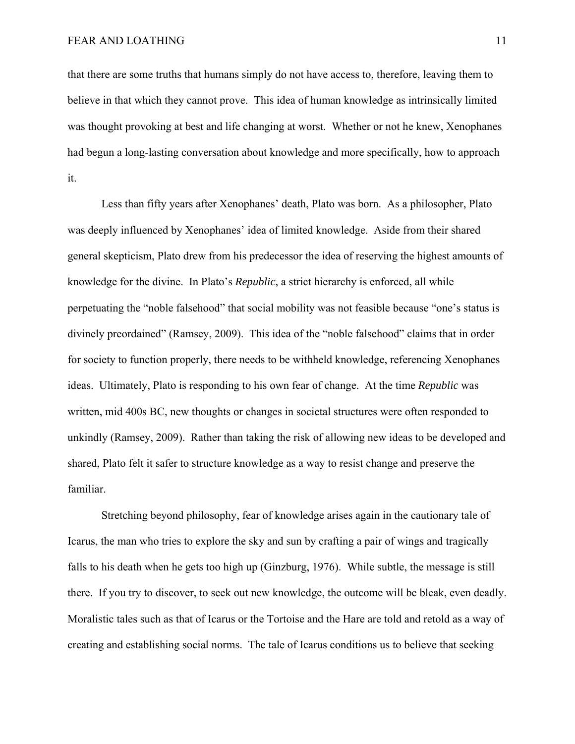that there are some truths that humans simply do not have access to, therefore, leaving them to believe in that which they cannot prove. This idea of human knowledge as intrinsically limited was thought provoking at best and life changing at worst. Whether or not he knew, Xenophanes had begun a long-lasting conversation about knowledge and more specifically, how to approach it.

Less than fifty years after Xenophanes' death, Plato was born. As a philosopher, Plato was deeply influenced by Xenophanes' idea of limited knowledge. Aside from their shared general skepticism, Plato drew from his predecessor the idea of reserving the highest amounts of knowledge for the divine. In Plato's *Republic*, a strict hierarchy is enforced, all while perpetuating the "noble falsehood" that social mobility was not feasible because "one's status is divinely preordained" (Ramsey, 2009). This idea of the "noble falsehood" claims that in order for society to function properly, there needs to be withheld knowledge, referencing Xenophanes ideas. Ultimately, Plato is responding to his own fear of change. At the time *Republic* was written, mid 400s BC, new thoughts or changes in societal structures were often responded to unkindly (Ramsey, 2009). Rather than taking the risk of allowing new ideas to be developed and shared, Plato felt it safer to structure knowledge as a way to resist change and preserve the familiar.

Stretching beyond philosophy, fear of knowledge arises again in the cautionary tale of Icarus, the man who tries to explore the sky and sun by crafting a pair of wings and tragically falls to his death when he gets too high up (Ginzburg, 1976). While subtle, the message is still there. If you try to discover, to seek out new knowledge, the outcome will be bleak, even deadly. Moralistic tales such as that of Icarus or the Tortoise and the Hare are told and retold as a way of creating and establishing social norms. The tale of Icarus conditions us to believe that seeking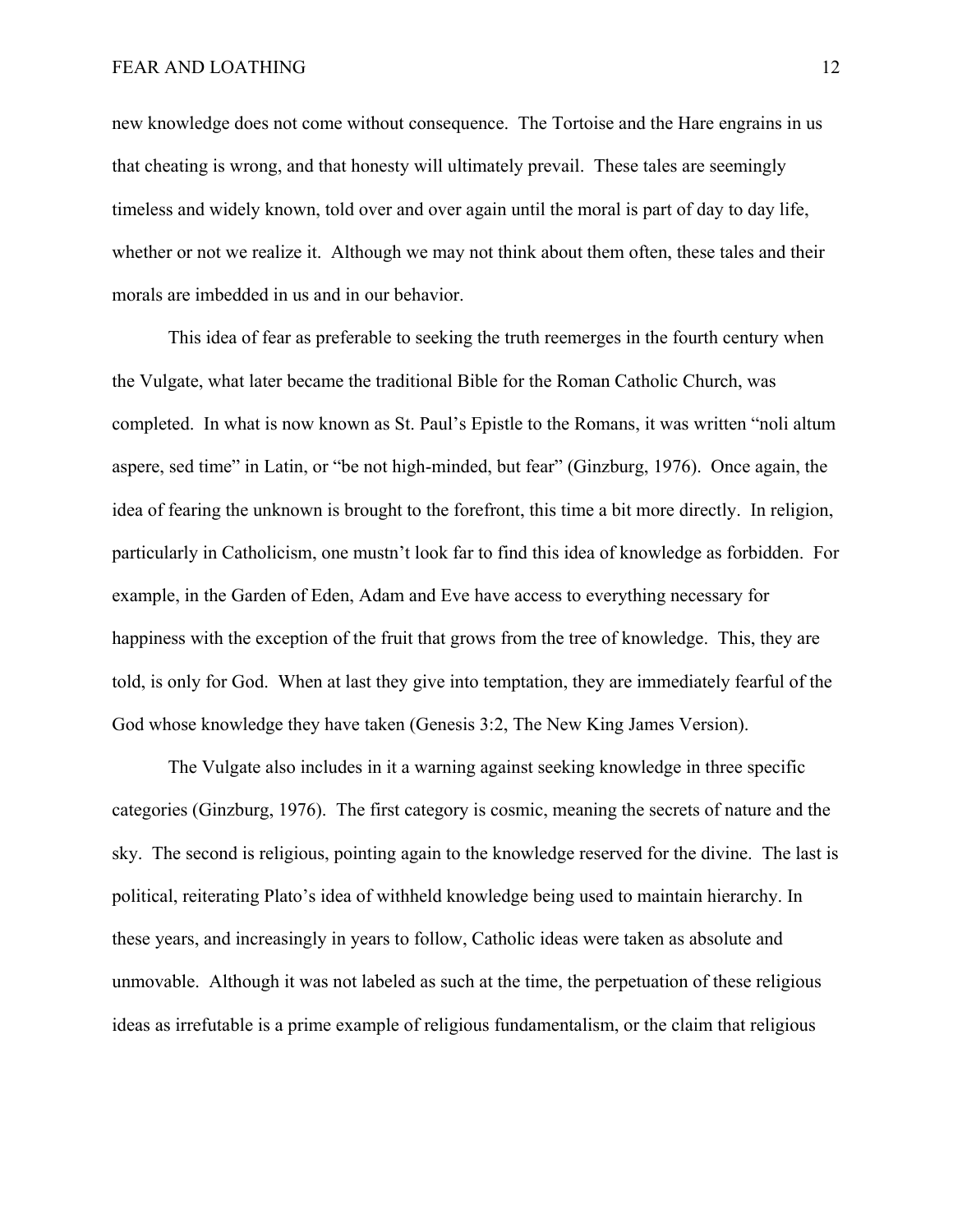new knowledge does not come without consequence. The Tortoise and the Hare engrains in us that cheating is wrong, and that honesty will ultimately prevail. These tales are seemingly timeless and widely known, told over and over again until the moral is part of day to day life, whether or not we realize it. Although we may not think about them often, these tales and their morals are imbedded in us and in our behavior.

This idea of fear as preferable to seeking the truth reemerges in the fourth century when the Vulgate, what later became the traditional Bible for the Roman Catholic Church, was completed. In what is now known as St. Paul's Epistle to the Romans, it was written "noli altum aspere, sed time" in Latin, or "be not high-minded, but fear" (Ginzburg, 1976). Once again, the idea of fearing the unknown is brought to the forefront, this time a bit more directly. In religion, particularly in Catholicism, one mustn't look far to find this idea of knowledge as forbidden. For example, in the Garden of Eden, Adam and Eve have access to everything necessary for happiness with the exception of the fruit that grows from the tree of knowledge. This, they are told, is only for God. When at last they give into temptation, they are immediately fearful of the God whose knowledge they have taken (Genesis 3:2, The New King James Version).

The Vulgate also includes in it a warning against seeking knowledge in three specific categories (Ginzburg, 1976). The first category is cosmic, meaning the secrets of nature and the sky. The second is religious, pointing again to the knowledge reserved for the divine. The last is political, reiterating Plato's idea of withheld knowledge being used to maintain hierarchy. In these years, and increasingly in years to follow, Catholic ideas were taken as absolute and unmovable. Although it was not labeled as such at the time, the perpetuation of these religious ideas as irrefutable is a prime example of religious fundamentalism, or the claim that religious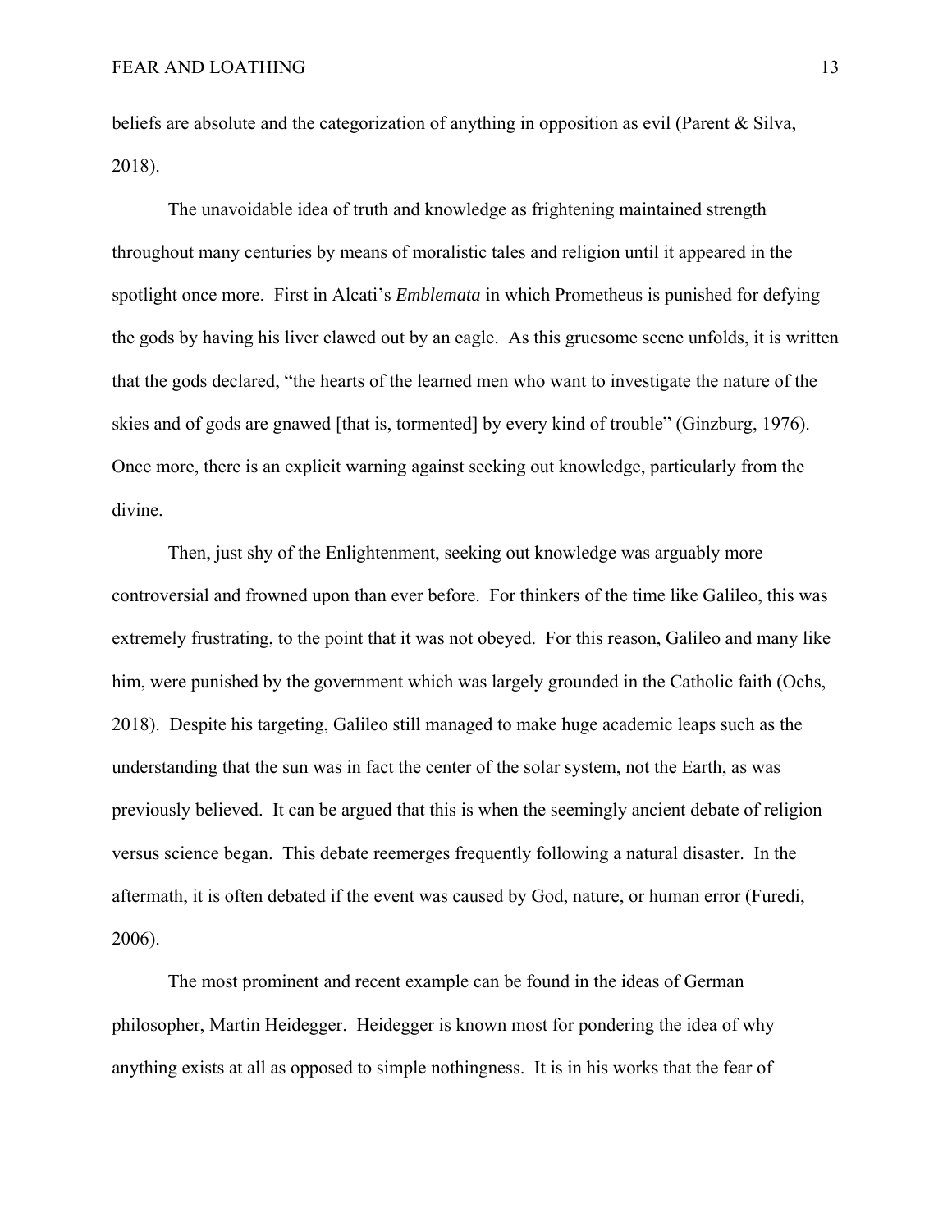beliefs are absolute and the categorization of anything in opposition as evil (Parent & Silva, 2018).

The unavoidable idea of truth and knowledge as frightening maintained strength throughout many centuries by means of moralistic tales and religion until it appeared in the spotlight once more. First in Alcati's *Emblemata* in which Prometheus is punished for defying the gods by having his liver clawed out by an eagle. As this gruesome scene unfolds, it is written that the gods declared, "the hearts of the learned men who want to investigate the nature of the skies and of gods are gnawed [that is, tormented] by every kind of trouble" (Ginzburg, 1976). Once more, there is an explicit warning against seeking out knowledge, particularly from the divine.

Then, just shy of the Enlightenment, seeking out knowledge was arguably more controversial and frowned upon than ever before. For thinkers of the time like Galileo, this was extremely frustrating, to the point that it was not obeyed. For this reason, Galileo and many like him, were punished by the government which was largely grounded in the Catholic faith (Ochs, 2018). Despite his targeting, Galileo still managed to make huge academic leaps such as the understanding that the sun was in fact the center of the solar system, not the Earth, as was previously believed. It can be argued that this is when the seemingly ancient debate of religion versus science began. This debate reemerges frequently following a natural disaster. In the aftermath, it is often debated if the event was caused by God, nature, or human error (Furedi, 2006).

The most prominent and recent example can be found in the ideas of German philosopher, Martin Heidegger. Heidegger is known most for pondering the idea of why anything exists at all as opposed to simple nothingness. It is in his works that the fear of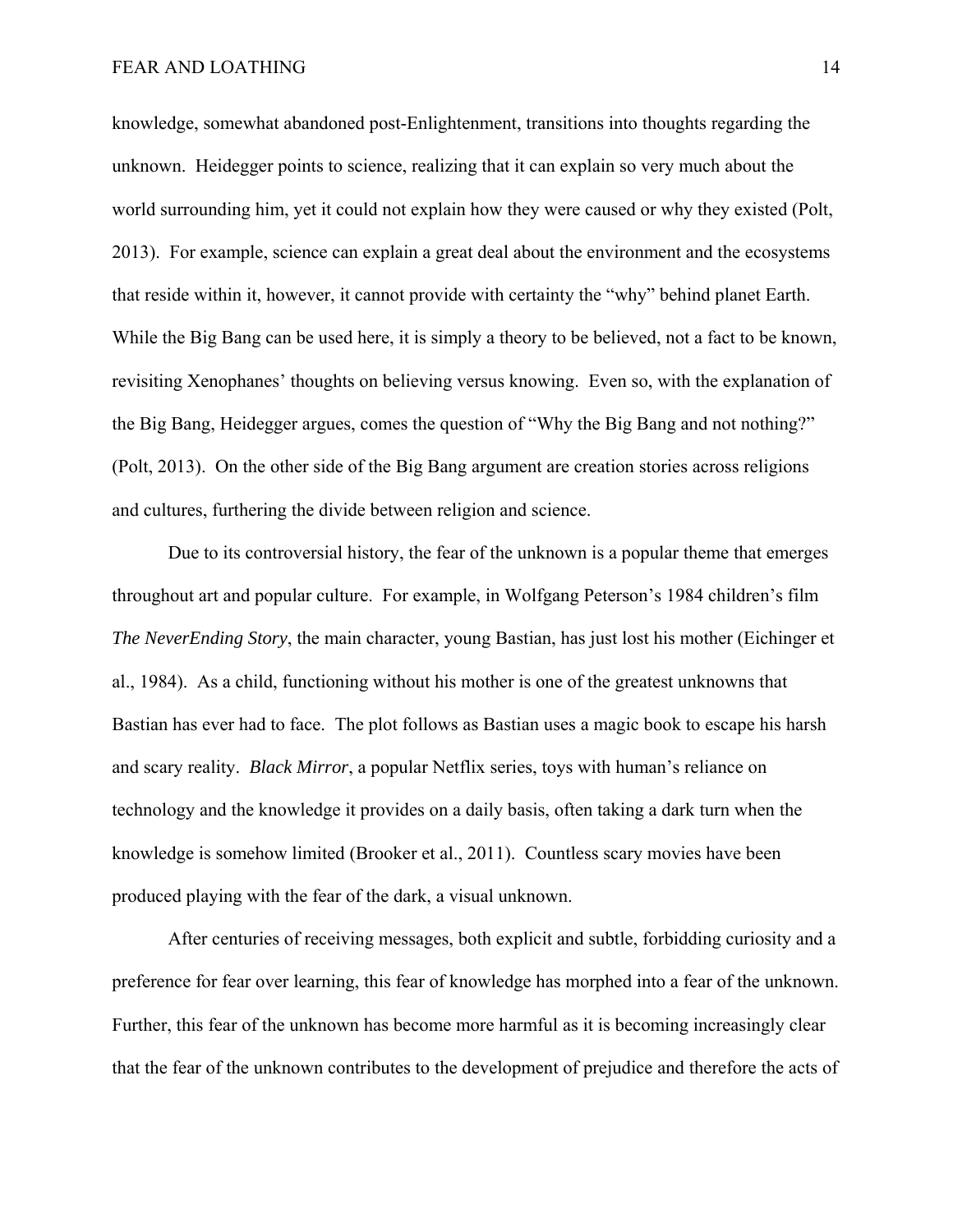knowledge, somewhat abandoned post-Enlightenment, transitions into thoughts regarding the unknown. Heidegger points to science, realizing that it can explain so very much about the world surrounding him, yet it could not explain how they were caused or why they existed (Polt, 2013). For example, science can explain a great deal about the environment and the ecosystems that reside within it, however, it cannot provide with certainty the "why" behind planet Earth. While the Big Bang can be used here, it is simply a theory to be believed, not a fact to be known, revisiting Xenophanes' thoughts on believing versus knowing. Even so, with the explanation of the Big Bang, Heidegger argues, comes the question of "Why the Big Bang and not nothing?" (Polt, 2013). On the other side of the Big Bang argument are creation stories across religions and cultures, furthering the divide between religion and science.

Due to its controversial history, the fear of the unknown is a popular theme that emerges throughout art and popular culture. For example, in Wolfgang Peterson's 1984 children's film *The NeverEnding Story*, the main character, young Bastian, has just lost his mother (Eichinger et al., 1984). As a child, functioning without his mother is one of the greatest unknowns that Bastian has ever had to face. The plot follows as Bastian uses a magic book to escape his harsh and scary reality. *Black Mirror*, a popular Netflix series, toys with human's reliance on technology and the knowledge it provides on a daily basis, often taking a dark turn when the knowledge is somehow limited (Brooker et al., 2011). Countless scary movies have been produced playing with the fear of the dark, a visual unknown.

After centuries of receiving messages, both explicit and subtle, forbidding curiosity and a preference for fear over learning, this fear of knowledge has morphed into a fear of the unknown. Further, this fear of the unknown has become more harmful as it is becoming increasingly clear that the fear of the unknown contributes to the development of prejudice and therefore the acts of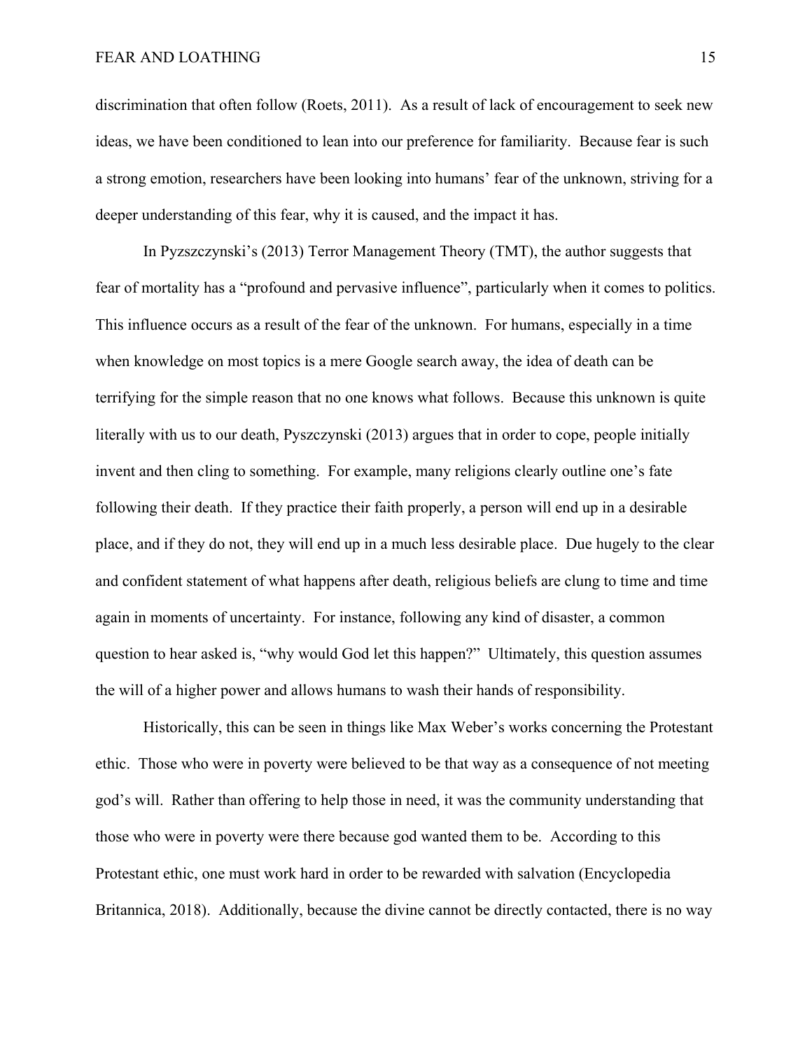discrimination that often follow (Roets, 2011). As a result of lack of encouragement to seek new ideas, we have been conditioned to lean into our preference for familiarity. Because fear is such a strong emotion, researchers have been looking into humans' fear of the unknown, striving for a deeper understanding of this fear, why it is caused, and the impact it has.

In Pyzszczynski's (2013) Terror Management Theory (TMT), the author suggests that fear of mortality has a "profound and pervasive influence", particularly when it comes to politics. This influence occurs as a result of the fear of the unknown. For humans, especially in a time when knowledge on most topics is a mere Google search away, the idea of death can be terrifying for the simple reason that no one knows what follows. Because this unknown is quite literally with us to our death, Pyszczynski (2013) argues that in order to cope, people initially invent and then cling to something. For example, many religions clearly outline one's fate following their death. If they practice their faith properly, a person will end up in a desirable place, and if they do not, they will end up in a much less desirable place. Due hugely to the clear and confident statement of what happens after death, religious beliefs are clung to time and time again in moments of uncertainty. For instance, following any kind of disaster, a common question to hear asked is, "why would God let this happen?" Ultimately, this question assumes the will of a higher power and allows humans to wash their hands of responsibility.

Historically, this can be seen in things like Max Weber's works concerning the Protestant ethic. Those who were in poverty were believed to be that way as a consequence of not meeting god's will. Rather than offering to help those in need, it was the community understanding that those who were in poverty were there because god wanted them to be. According to this Protestant ethic, one must work hard in order to be rewarded with salvation (Encyclopedia Britannica, 2018). Additionally, because the divine cannot be directly contacted, there is no way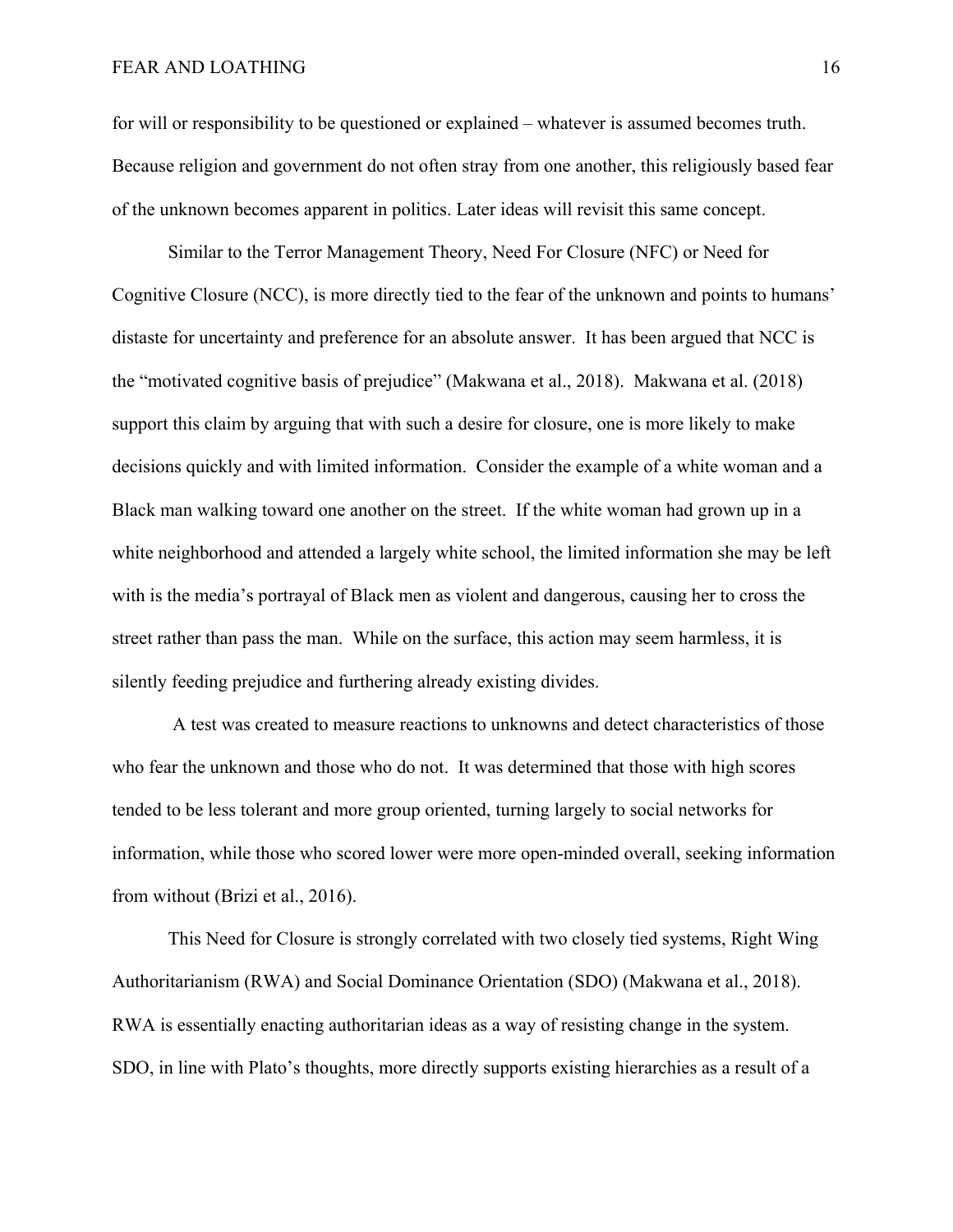for will or responsibility to be questioned or explained – whatever is assumed becomes truth. Because religion and government do not often stray from one another, this religiously based fear of the unknown becomes apparent in politics. Later ideas will revisit this same concept.

Similar to the Terror Management Theory, Need For Closure (NFC) or Need for Cognitive Closure (NCC), is more directly tied to the fear of the unknown and points to humans' distaste for uncertainty and preference for an absolute answer. It has been argued that NCC is the "motivated cognitive basis of prejudice" (Makwana et al., 2018). Makwana et al. (2018) support this claim by arguing that with such a desire for closure, one is more likely to make decisions quickly and with limited information. Consider the example of a white woman and a Black man walking toward one another on the street. If the white woman had grown up in a white neighborhood and attended a largely white school, the limited information she may be left with is the media's portrayal of Black men as violent and dangerous, causing her to cross the street rather than pass the man. While on the surface, this action may seem harmless, it is silently feeding prejudice and furthering already existing divides.

A test was created to measure reactions to unknowns and detect characteristics of those who fear the unknown and those who do not. It was determined that those with high scores tended to be less tolerant and more group oriented, turning largely to social networks for information, while those who scored lower were more open-minded overall, seeking information from without (Brizi et al., 2016).

This Need for Closure is strongly correlated with two closely tied systems, Right Wing Authoritarianism (RWA) and Social Dominance Orientation (SDO) (Makwana et al., 2018). RWA is essentially enacting authoritarian ideas as a way of resisting change in the system. SDO, in line with Plato's thoughts, more directly supports existing hierarchies as a result of a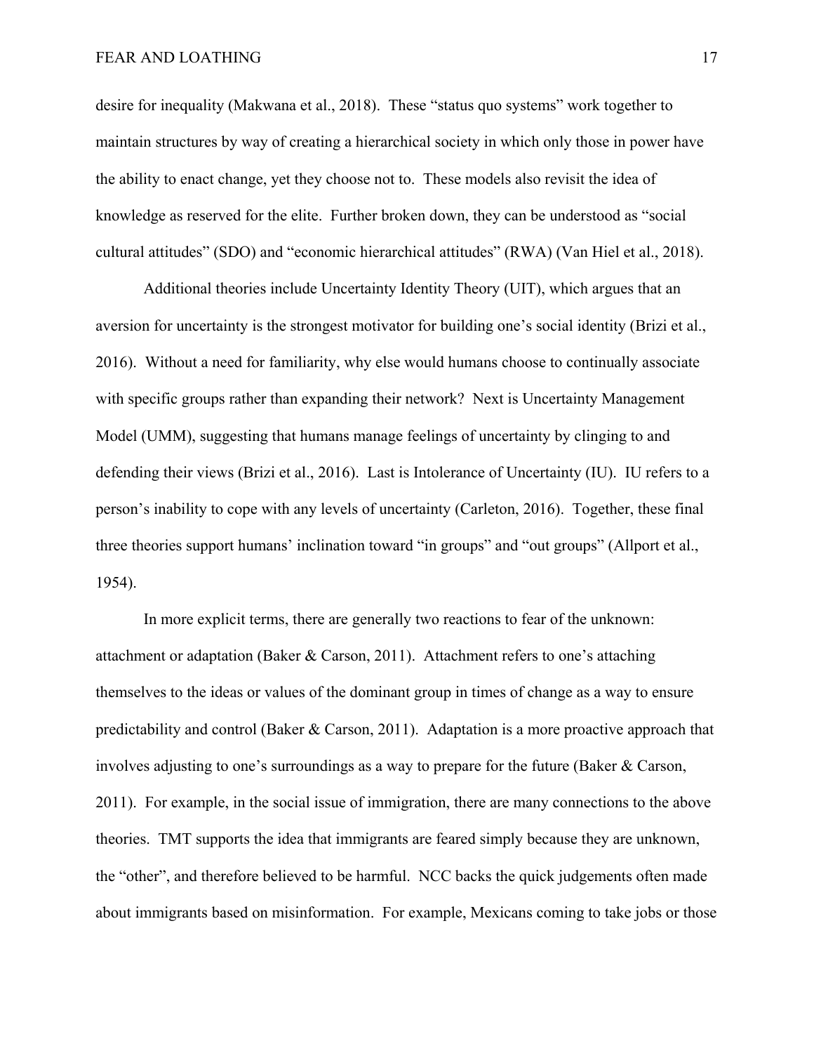desire for inequality (Makwana et al., 2018). These "status quo systems" work together to maintain structures by way of creating a hierarchical society in which only those in power have the ability to enact change, yet they choose not to. These models also revisit the idea of knowledge as reserved for the elite. Further broken down, they can be understood as "social cultural attitudes" (SDO) and "economic hierarchical attitudes" (RWA) (Van Hiel et al., 2018).

Additional theories include Uncertainty Identity Theory (UIT), which argues that an aversion for uncertainty is the strongest motivator for building one's social identity (Brizi et al., 2016). Without a need for familiarity, why else would humans choose to continually associate with specific groups rather than expanding their network? Next is Uncertainty Management Model (UMM), suggesting that humans manage feelings of uncertainty by clinging to and defending their views (Brizi et al., 2016). Last is Intolerance of Uncertainty (IU). IU refers to a person's inability to cope with any levels of uncertainty (Carleton, 2016). Together, these final three theories support humans' inclination toward "in groups" and "out groups" (Allport et al., 1954).

In more explicit terms, there are generally two reactions to fear of the unknown: attachment or adaptation (Baker & Carson, 2011). Attachment refers to one's attaching themselves to the ideas or values of the dominant group in times of change as a way to ensure predictability and control (Baker & Carson, 2011). Adaptation is a more proactive approach that involves adjusting to one's surroundings as a way to prepare for the future (Baker & Carson, 2011). For example, in the social issue of immigration, there are many connections to the above theories. TMT supports the idea that immigrants are feared simply because they are unknown, the "other", and therefore believed to be harmful. NCC backs the quick judgements often made about immigrants based on misinformation. For example, Mexicans coming to take jobs or those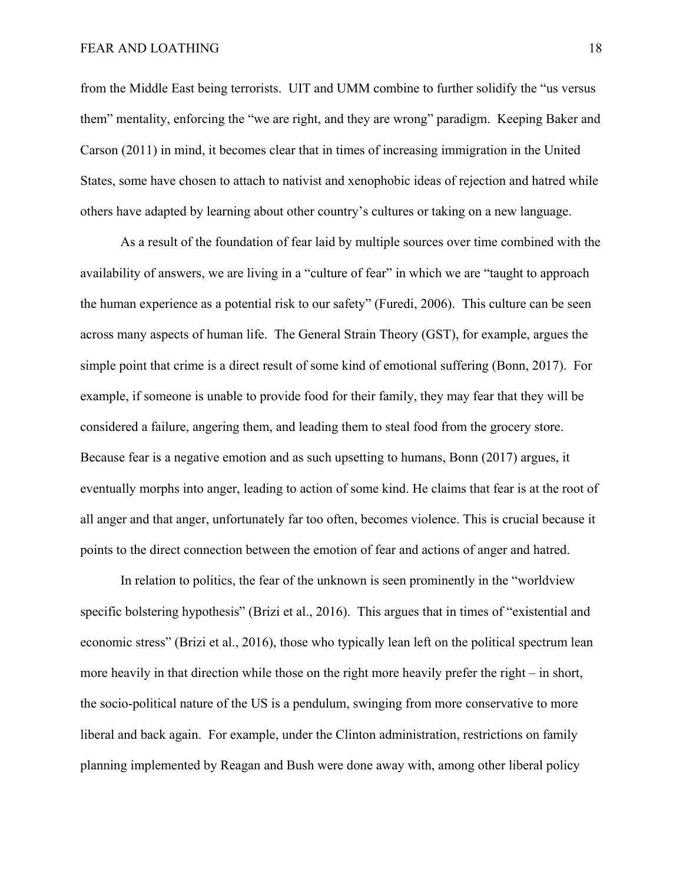from the Middle East being terrorists. UIT and UMM combine to further solidify the "us versus them" mentality, enforcing the "we are right, and they are wrong" paradigm. Keeping Baker and Carson (2011) in mind, it becomes clear that in times of increasing immigration in the United States, some have chosen to attach to nativist and xenophobic ideas of rejection and hatred while others have adapted by learning about other country's cultures or taking on a new language.

As a result of the foundation of fear laid by multiple sources over time combined with the availability of answers, we are living in a "culture of fear" in which we are "taught to approach the human experience as a potential risk to our safety" (Furedi, 2006). This culture can be seen across many aspects of human life. The General Strain Theory (GST), for example, argues the simple point that crime is a direct result of some kind of emotional suffering (Bonn, 2017). For example, if someone is unable to provide food for their family, they may fear that they will be considered a failure, angering them, and leading them to steal food from the grocery store. Because fear is a negative emotion and as such upsetting to humans, Bonn (2017) argues, it eventually morphs into anger, leading to action of some kind. He claims that fear is at the root of all anger and that anger, unfortunately far too often, becomes violence. This is crucial because it points to the direct connection between the emotion of fear and actions of anger and hatred.

In relation to politics, the fear of the unknown is seen prominently in the "worldview specific bolstering hypothesis" (Brizi et al., 2016). This argues that in times of "existential and economic stress" (Brizi et al., 2016), those who typically lean left on the political spectrum lean more heavily in that direction while those on the right more heavily prefer the right – in short, the socio-political nature of the US is a pendulum, swinging from more conservative to more liberal and back again. For example, under the Clinton administration, restrictions on family planning implemented by Reagan and Bush were done away with, among other liberal policy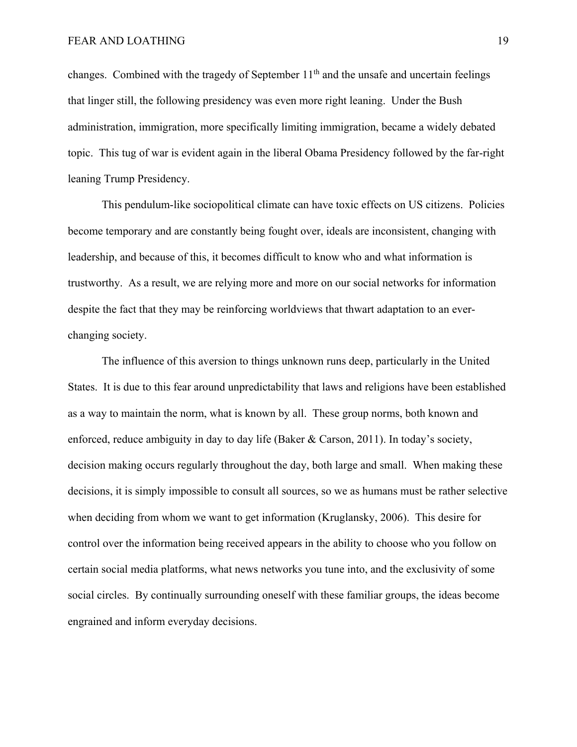changes. Combined with the tragedy of September 11th and the unsafe and uncertain feelings that linger still, the following presidency was even more right leaning. Under the Bush administration, immigration, more specifically limiting immigration, became a widely debated topic. This tug of war is evident again in the liberal Obama Presidency followed by the far-right leaning Trump Presidency.

This pendulum-like sociopolitical climate can have toxic effects on US citizens. Policies become temporary and are constantly being fought over, ideals are inconsistent, changing with leadership, and because of this, it becomes difficult to know who and what information is trustworthy. As a result, we are relying more and more on our social networks for information despite the fact that they may be reinforcing worldviews that thwart adaptation to an ever-changing society.

The influence of this aversion to things unknown runs deep, particularly in the United States. It is due to this fear around unpredictability that laws and religions have been established as a way to maintain the norm, what is known by all. These group norms, both known and enforced, reduce ambiguity in day to day life (Baker & Carson, 2011). In today's society, decision making occurs regularly throughout the day, both large and small. When making these decisions, it is simply impossible to consult all sources, so we as humans must be rather selective when deciding from whom we want to get information (Kruglansky, 2006). This desire for control over the information being received appears in the ability to choose who you follow on certain social media platforms, what news networks you tune into, and the exclusivity of some social circles. By continually surrounding oneself with these familiar groups, the ideas become engrained and inform everyday decisions.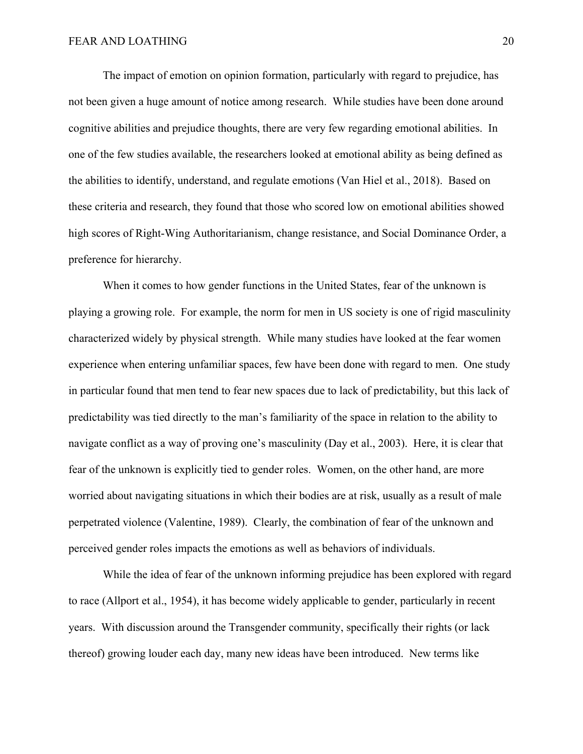The impact of emotion on opinion formation, particularly with regard to prejudice, has not been given a huge amount of notice among research. While studies have been done around cognitive abilities and prejudice thoughts, there are very few regarding emotional abilities. In one of the few studies available, the researchers looked at emotional ability as being defined as the abilities to identify, understand, and regulate emotions (Van Hiel et al., 2018). Based on these criteria and research, they found that those who scored low on emotional abilities showed high scores of Right-Wing Authoritarianism, change resistance, and Social Dominance Order, a preference for hierarchy.

When it comes to how gender functions in the United States, fear of the unknown is playing a growing role. For example, the norm for men in US society is one of rigid masculinity characterized widely by physical strength. While many studies have looked at the fear women experience when entering unfamiliar spaces, few have been done with regard to men. One study in particular found that men tend to fear new spaces due to lack of predictability, but this lack of predictability was tied directly to the man's familiarity of the space in relation to the ability to navigate conflict as a way of proving one's masculinity (Day et al., 2003). Here, it is clear that fear of the unknown is explicitly tied to gender roles. Women, on the other hand, are more worried about navigating situations in which their bodies are at risk, usually as a result of male perpetrated violence (Valentine, 1989). Clearly, the combination of fear of the unknown and perceived gender roles impacts the emotions as well as behaviors of individuals.

While the idea of fear of the unknown informing prejudice has been explored with regard to race (Allport et al., 1954), it has become widely applicable to gender, particularly in recent years. With discussion around the Transgender community, specifically their rights (or lack thereof) growing louder each day, many new ideas have been introduced. New terms like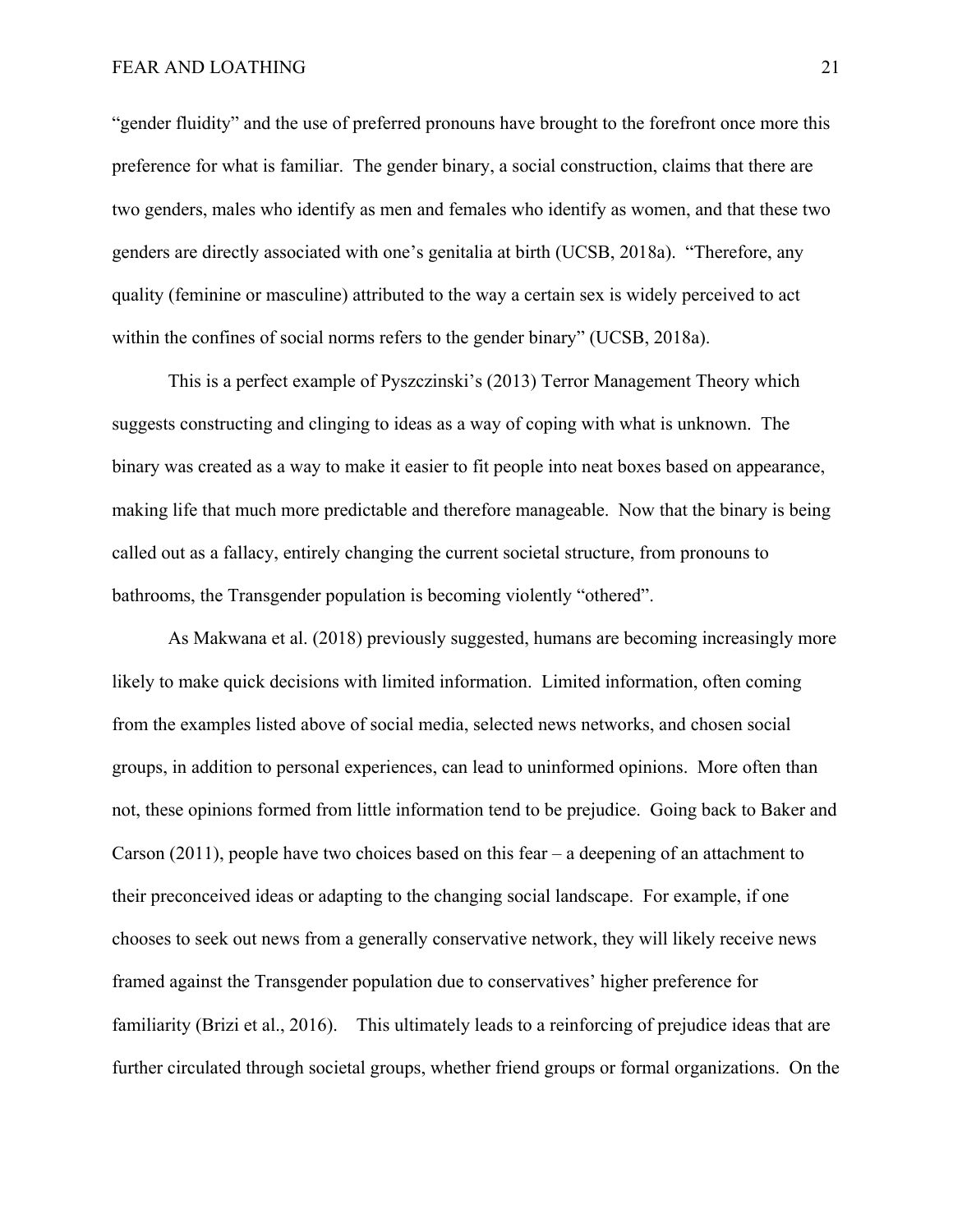"gender fluidity" and the use of preferred pronouns have brought to the forefront once more this preference for what is familiar. The gender binary, a social construction, claims that there are two genders, males who identify as men and females who identify as women, and that these two genders are directly associated with one's genitalia at birth (UCSB, 2018a). "Therefore, any quality (feminine or masculine) attributed to the way a certain sex is widely perceived to act within the confines of social norms refers to the gender binary" (UCSB, 2018a).

This is a perfect example of Pyszczinski's (2013) Terror Management Theory which suggests constructing and clinging to ideas as a way of coping with what is unknown. The binary was created as a way to make it easier to fit people into neat boxes based on appearance, making life that much more predictable and therefore manageable. Now that the binary is being called out as a fallacy, entirely changing the current societal structure, from pronouns to bathrooms, the Transgender population is becoming violently "othered".

As Makwana et al. (2018) previously suggested, humans are becoming increasingly more likely to make quick decisions with limited information. Limited information, often coming from the examples listed above of social media, selected news networks, and chosen social groups, in addition to personal experiences, can lead to uninformed opinions. More often than not, these opinions formed from little information tend to be prejudice. Going back to Baker and Carson (2011), people have two choices based on this fear – a deepening of an attachment to their preconceived ideas or adapting to the changing social landscape. For example, if one chooses to seek out news from a generally conservative network, they will likely receive news framed against the Transgender population due to conservatives' higher preference for familiarity (Brizi et al., 2016). This ultimately leads to a reinforcing of prejudice ideas that are further circulated through societal groups, whether friend groups or formal organizations. On the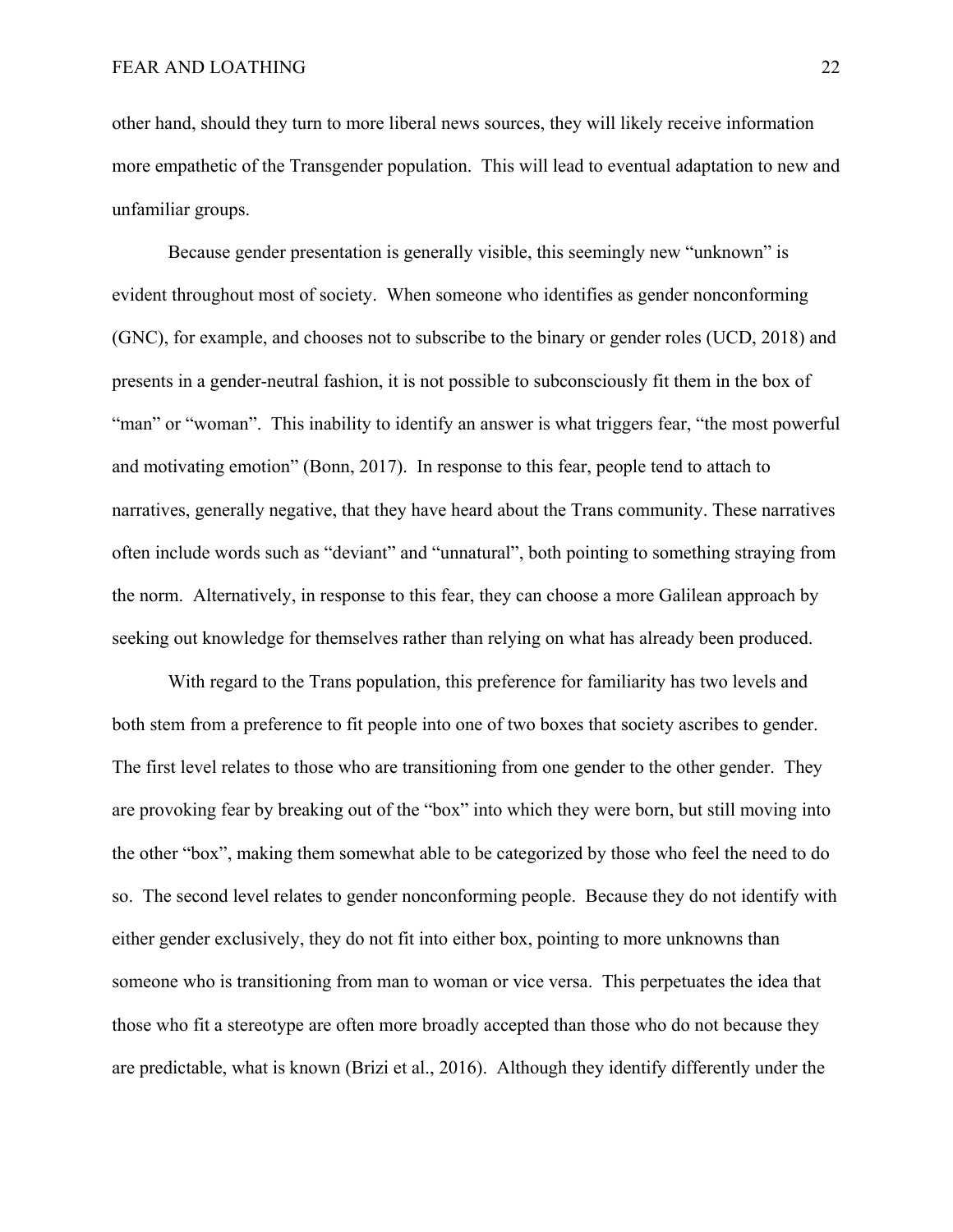other hand, should they turn to more liberal news sources, they will likely receive information more empathetic of the Transgender population. This will lead to eventual adaptation to new and unfamiliar groups.

Because gender presentation is generally visible, this seemingly new "unknown" is evident throughout most of society. When someone who identifies as gender nonconforming (GNC), for example, and chooses not to subscribe to the binary or gender roles (UCD, 2018) and presents in a gender-neutral fashion, it is not possible to subconsciously fit them in the box of "man" or "woman". This inability to identify an answer is what triggers fear, "the most powerful and motivating emotion" (Bonn, 2017). In response to this fear, people tend to attach to narratives, generally negative, that they have heard about the Trans community. These narratives often include words such as "deviant" and "unnatural", both pointing to something straying from the norm. Alternatively, in response to this fear, they can choose a more Galilean approach by seeking out knowledge for themselves rather than relying on what has already been produced.

With regard to the Trans population, this preference for familiarity has two levels and both stem from a preference to fit people into one of two boxes that society ascribes to gender. The first level relates to those who are transitioning from one gender to the other gender. They are provoking fear by breaking out of the "box" into which they were born, but still moving into the other "box", making them somewhat able to be categorized by those who feel the need to do so. The second level relates to gender nonconforming people. Because they do not identify with either gender exclusively, they do not fit into either box, pointing to more unknowns than someone who is transitioning from man to woman or vice versa. This perpetuates the idea that those who fit a stereotype are often more broadly accepted than those who do not because they are predictable, what is known (Brizi et al., 2016). Although they identify differently under the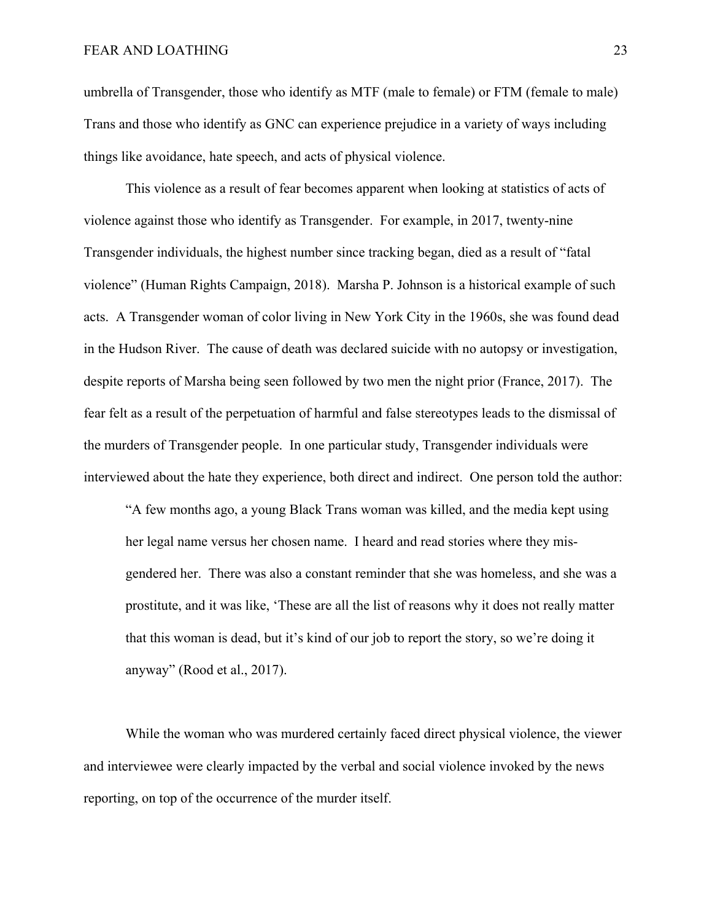umbrella of Transgender, those who identify as MTF (male to female) or FTM (female to male) Trans and those who identify as GNC can experience prejudice in a variety of ways including things like avoidance, hate speech, and acts of physical violence.

This violence as a result of fear becomes apparent when looking at statistics of acts of violence against those who identify as Transgender. For example, in 2017, twenty-nine Transgender individuals, the highest number since tracking began, died as a result of "fatal violence" (Human Rights Campaign, 2018). Marsha P. Johnson is a historical example of such acts. A Transgender woman of color living in New York City in the 1960s, she was found dead in the Hudson River. The cause of death was declared suicide with no autopsy or investigation, despite reports of Marsha being seen followed by two men the night prior (France, 2017). The fear felt as a result of the perpetuation of harmful and false stereotypes leads to the dismissal of the murders of Transgender people. In one particular study, Transgender individuals were interviewed about the hate they experience, both direct and indirect. One person told the author:

> "A few months ago, a young Black Trans woman was killed, and the media kept using her legal name versus her chosen name. I heard and read stories where they mis-gendered her. There was also a constant reminder that she was homeless, and she was a prostitute, and it was like, 'These are all the list of reasons why it does not really matter that this woman is dead, but it's kind of our job to report the story, so we're doing it anyway" (Rood et al., 2017).

While the woman who was murdered certainly faced direct physical violence, the viewer and interviewee were clearly impacted by the verbal and social violence invoked by the news reporting, on top of the occurrence of the murder itself.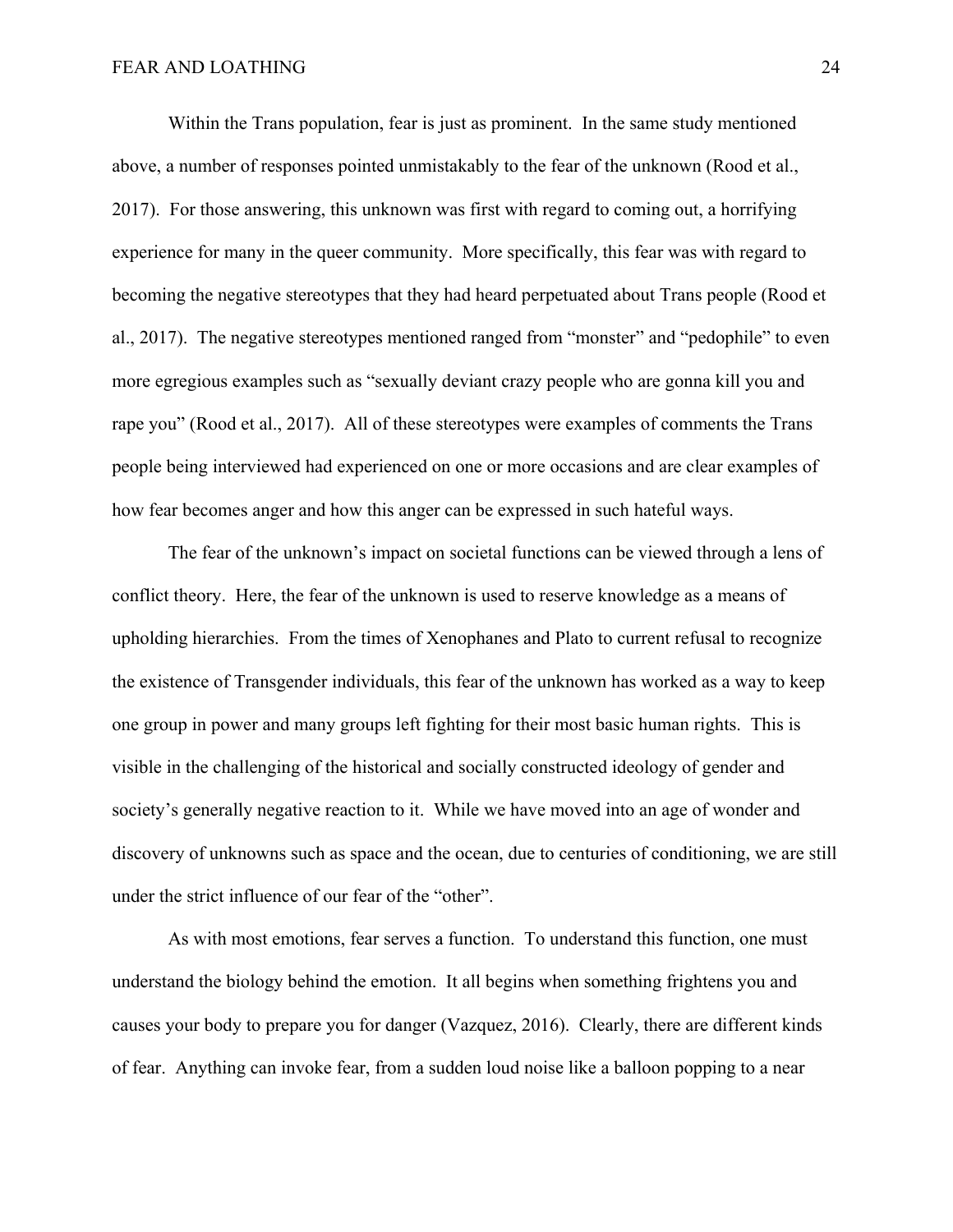Within the Trans population, fear is just as prominent. In the same study mentioned above, a number of responses pointed unmistakably to the fear of the unknown (Rood et al., 2017). For those answering, this unknown was first with regard to coming out, a horrifying experience for many in the queer community. More specifically, this fear was with regard to becoming the negative stereotypes that they had heard perpetuated about Trans people (Rood et al., 2017). The negative stereotypes mentioned ranged from "monster" and "pedophile" to even more egregious examples such as "sexually deviant crazy people who are gonna kill you and rape you" (Rood et al., 2017). All of these stereotypes were examples of comments the Trans people being interviewed had experienced on one or more occasions and are clear examples of how fear becomes anger and how this anger can be expressed in such hateful ways.

The fear of the unknown's impact on societal functions can be viewed through a lens of conflict theory. Here, the fear of the unknown is used to reserve knowledge as a means of upholding hierarchies. From the times of Xenophanes and Plato to current refusal to recognize the existence of Transgender individuals, this fear of the unknown has worked as a way to keep one group in power and many groups left fighting for their most basic human rights. This is visible in the challenging of the historical and socially constructed ideology of gender and society's generally negative reaction to it. While we have moved into an age of wonder and discovery of unknowns such as space and the ocean, due to centuries of conditioning, we are still under the strict influence of our fear of the "other".

As with most emotions, fear serves a function. To understand this function, one must understand the biology behind the emotion. It all begins when something frightens you and causes your body to prepare you for danger (Vazquez, 2016). Clearly, there are different kinds of fear. Anything can invoke fear, from a sudden loud noise like a balloon popping to a near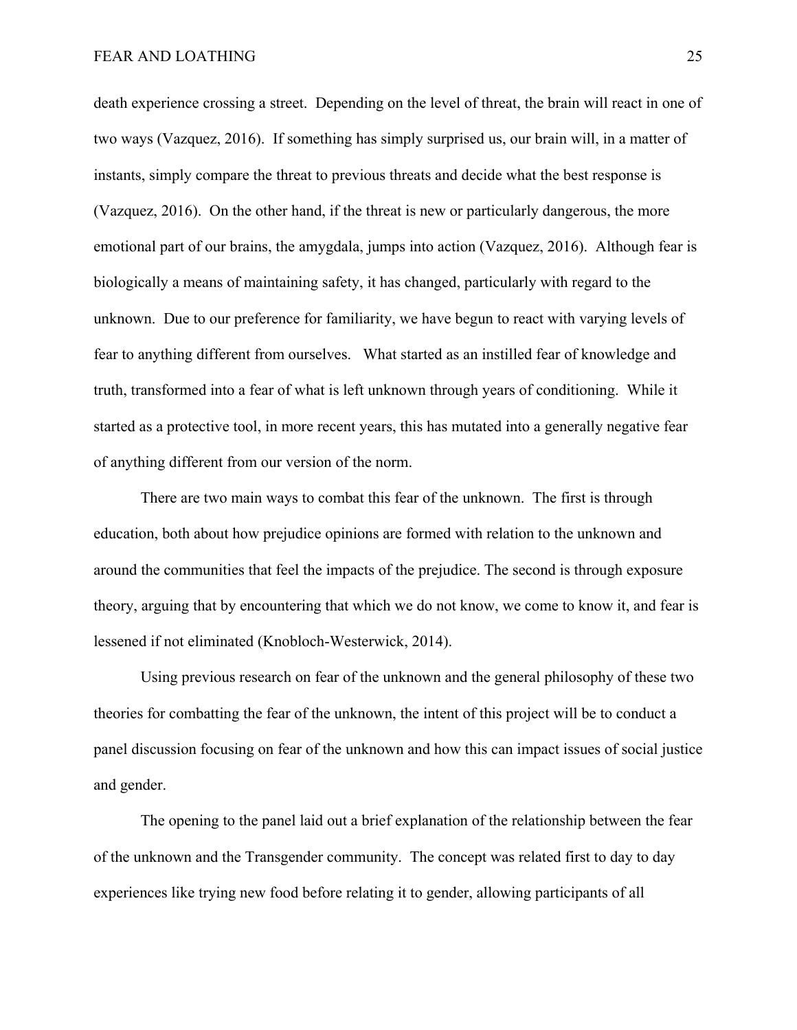death experience crossing a street. Depending on the level of threat, the brain will react in one of two ways (Vazquez, 2016). If something has simply surprised us, our brain will, in a matter of instants, simply compare the threat to previous threats and decide what the best response is (Vazquez, 2016). On the other hand, if the threat is new or particularly dangerous, the more emotional part of our brains, the amygdala, jumps into action (Vazquez, 2016). Although fear is biologically a means of maintaining safety, it has changed, particularly with regard to the unknown. Due to our preference for familiarity, we have begun to react with varying levels of fear to anything different from ourselves. What started as an instilled fear of knowledge and truth, transformed into a fear of what is left unknown through years of conditioning. While it started as a protective tool, in more recent years, this has mutated into a generally negative fear of anything different from our version of the norm.

There are two main ways to combat this fear of the unknown. The first is through education, both about how prejudice opinions are formed with relation to the unknown and around the communities that feel the impacts of the prejudice. The second is through exposure theory, arguing that by encountering that which we do not know, we come to know it, and fear is lessened if not eliminated (Knobloch-Westerwick, 2014).

Using previous research on fear of the unknown and the general philosophy of these two theories for combatting the fear of the unknown, the intent of this project will be to conduct a panel discussion focusing on fear of the unknown and how this can impact issues of social justice and gender.

The opening to the panel laid out a brief explanation of the relationship between the fear of the unknown and the Transgender community. The concept was related first to day to day experiences like trying new food before relating it to gender, allowing participants of all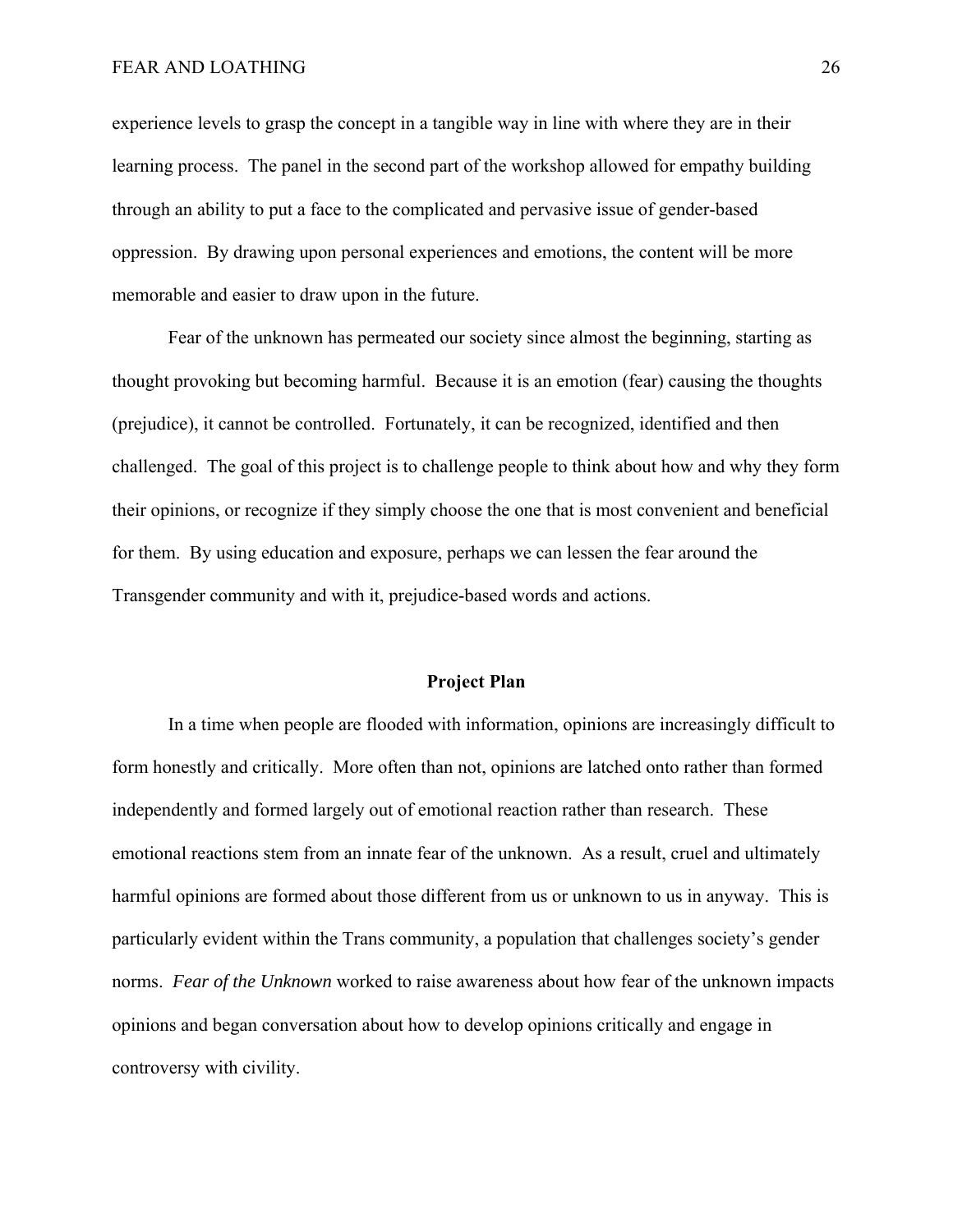experience levels to grasp the concept in a tangible way in line with where they are in their learning process. The panel in the second part of the workshop allowed for empathy building through an ability to put a face to the complicated and pervasive issue of gender-based oppression. By drawing upon personal experiences and emotions, the content will be more memorable and easier to draw upon in the future.

Fear of the unknown has permeated our society since almost the beginning, starting as thought provoking but becoming harmful. Because it is an emotion (fear) causing the thoughts (prejudice), it cannot be controlled. Fortunately, it can be recognized, identified and then challenged. The goal of this project is to challenge people to think about how and why they form their opinions, or recognize if they simply choose the one that is most convenient and beneficial for them. By using education and exposure, perhaps we can lessen the fear around the Transgender community and with it, prejudice-based words and actions.

## Project Plan

In a time when people are flooded with information, opinions are increasingly difficult to form honestly and critically. More often than not, opinions are latched onto rather than formed independently and formed largely out of emotional reaction rather than research. These emotional reactions stem from an innate fear of the unknown. As a result, cruel and ultimately harmful opinions are formed about those different from us or unknown to us in anyway. This is particularly evident within the Trans community, a population that challenges society's gender norms. *Fear of the Unknown* worked to raise awareness about how fear of the unknown impacts opinions and began conversation about how to develop opinions critically and engage in controversy with civility.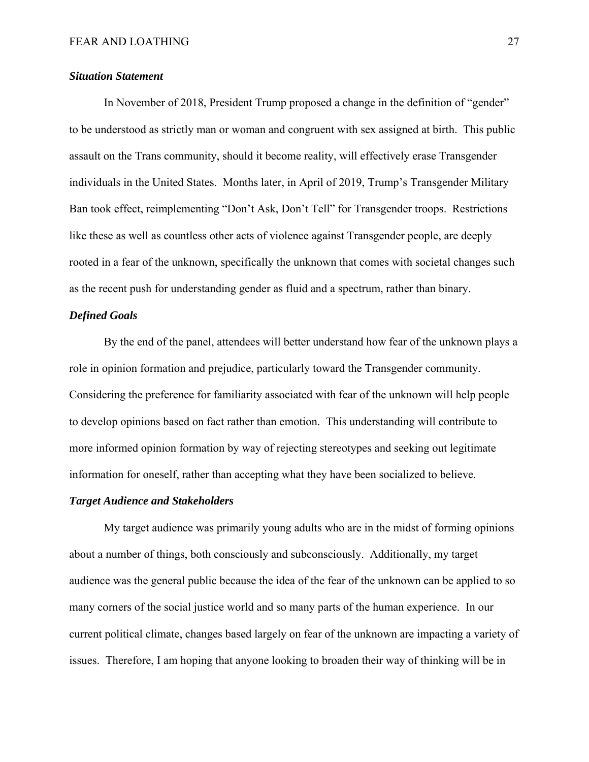### ***Situation Statement***

In November of 2018, President Trump proposed a change in the definition of "gender" to be understood as strictly man or woman and congruent with sex assigned at birth. This public assault on the Trans community, should it become reality, will effectively erase Transgender individuals in the United States. Months later, in April of 2019, Trump's Transgender Military Ban took effect, reimplementing "Don't Ask, Don't Tell" for Transgender troops. Restrictions like these as well as countless other acts of violence against Transgender people, are deeply rooted in a fear of the unknown, specifically the unknown that comes with societal changes such as the recent push for understanding gender as fluid and a spectrum, rather than binary.

### ***Defined Goals***

By the end of the panel, attendees will better understand how fear of the unknown plays a role in opinion formation and prejudice, particularly toward the Transgender community. Considering the preference for familiarity associated with fear of the unknown will help people to develop opinions based on fact rather than emotion. This understanding will contribute to more informed opinion formation by way of rejecting stereotypes and seeking out legitimate information for oneself, rather than accepting what they have been socialized to believe.

### ***Target Audience and Stakeholders***

My target audience was primarily young adults who are in the midst of forming opinions about a number of things, both consciously and subconsciously. Additionally, my target audience was the general public because the idea of the fear of the unknown can be applied to so many corners of the social justice world and so many parts of the human experience. In our current political climate, changes based largely on fear of the unknown are impacting a variety of issues. Therefore, I am hoping that anyone looking to broaden their way of thinking will be in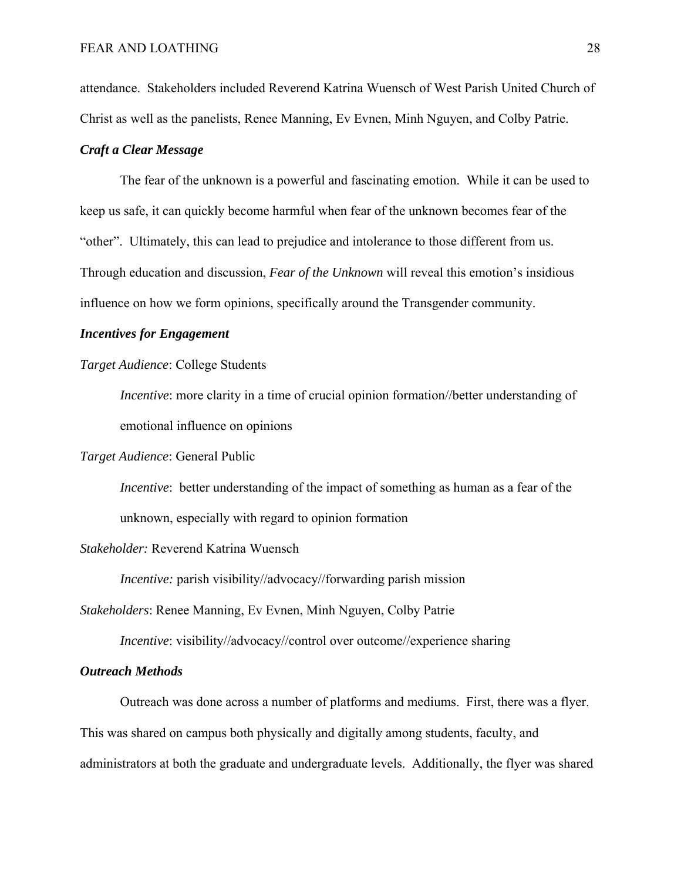attendance. Stakeholders included Reverend Katrina Wuensch of West Parish United Church of Christ as well as the panelists, Renee Manning, Ev Evnen, Minh Nguyen, and Colby Patrie.

### ***Craft a Clear Message***

The fear of the unknown is a powerful and fascinating emotion. While it can be used to keep us safe, it can quickly become harmful when fear of the unknown becomes fear of the "other". Ultimately, this can lead to prejudice and intolerance to those different from us. Through education and discussion, *Fear of the Unknown* will reveal this emotion's insidious influence on how we form opinions, specifically around the Transgender community.

### ***Incentives for Engagement***

*Target Audience*: College Students

> *Incentive*: more clarity in a time of crucial opinion formation//better understanding of emotional influence on opinions

*Target Audience*: General Public

> *Incentive*: better understanding of the impact of something as human as a fear of the unknown, especially with regard to opinion formation

*Stakeholder:* Reverend Katrina Wuensch

> *Incentive:* parish visibility//advocacy//forwarding parish mission

*Stakeholders*: Renee Manning, Ev Evnen, Minh Nguyen, Colby Patrie

> *Incentive*: visibility//advocacy//control over outcome//experience sharing

### ***Outreach Methods***

Outreach was done across a number of platforms and mediums. First, there was a flyer. This was shared on campus both physically and digitally among students, faculty, and administrators at both the graduate and undergraduate levels. Additionally, the flyer was shared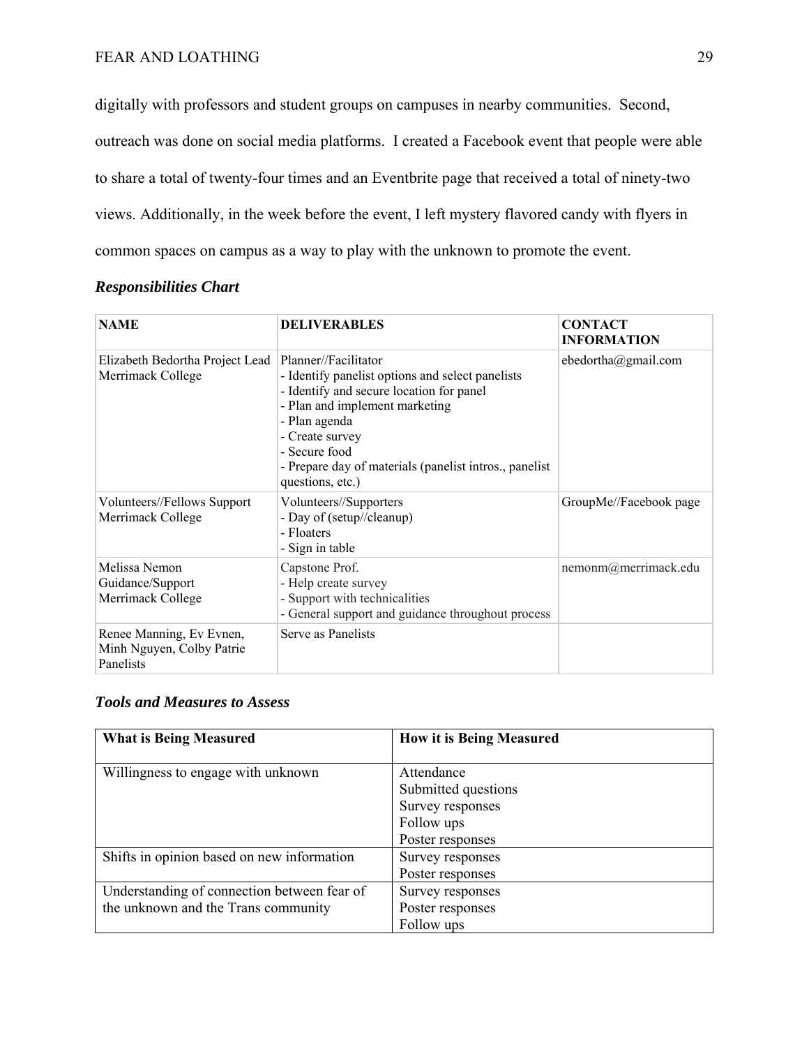digitally with professors and student groups on campuses in nearby communities. Second, outreach was done on social media platforms. I created a Facebook event that people were able to share a total of twenty-four times and an Eventbrite page that received a total of ninety-two views. Additionally, in the week before the event, I left mystery flavored candy with flyers in common spaces on campus as a way to play with the unknown to promote the event.

### ***Responsibilities Chart***

| **NAME** | **DELIVERABLES** | **CONTACT INFORMATION** |
|---|---|---|
| Elizabeth Bedortha Project Lead Merrimack College | Planner//Facilitator<br>- Identify panelist options and select panelists<br>- Identify and secure location for panel<br>- Plan and implement marketing<br>- Plan agenda<br>- Create survey<br>- Secure food<br>- Prepare day of materials (panelist intros., panelist questions, etc.) | ebedortha@gmail.com |
| Volunteers//Fellows Support Merrimack College | Volunteers//Supporters<br>- Day of (setup//cleanup)<br>- Floaters<br>- Sign in table | GroupMe//Facebook page |
| Melissa Nemon Guidance/Support Merrimack College | Capstone Prof.<br>- Help create survey<br>- Support with technicalities<br>- General support and guidance throughout process | nemonm@merrimack.edu |
| Renee Manning, Ev Evnen, Minh Nguyen, Colby Patrie Panelists | Serve as Panelists | |

### ***Tools and Measures to Assess***

| **What is Being Measured** | **How it is Being Measured** |
|---|---|
| Willingness to engage with unknown | Attendance<br>Submitted questions<br>Survey responses<br>Follow ups<br>Poster responses |
| Shifts in opinion based on new information | Survey responses<br>Poster responses |
| Understanding of connection between fear of the unknown and the Trans community | Survey responses<br>Poster responses<br>Follow ups |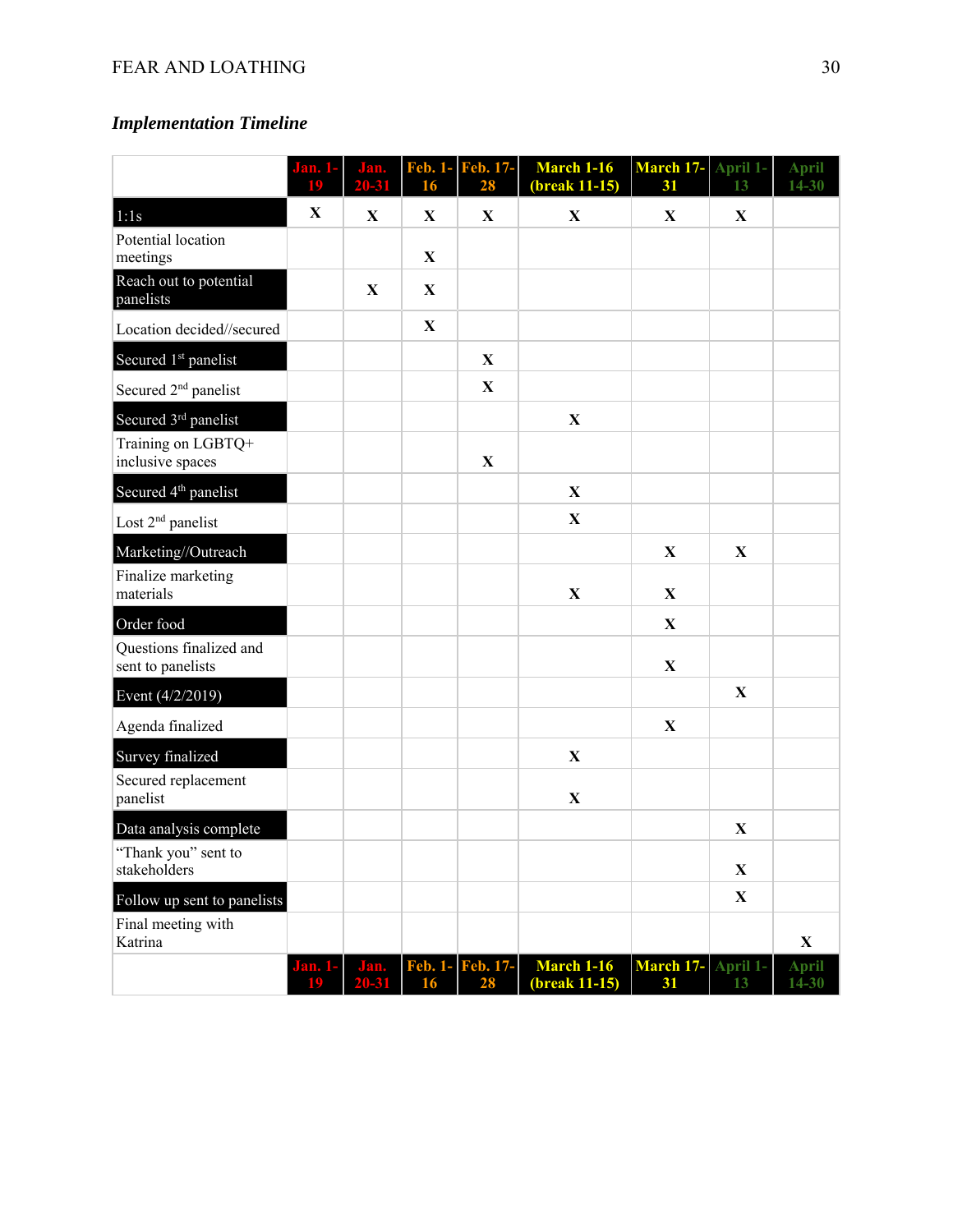### *Implementation Timeline*

| | Jan. 1-19 | Jan. 20-31 | Feb. 1-16 | Feb. 17-28 | March 1-16 (break 11-15) | March 17-31 | April 1-13 | April 14-30 |
|---|---|---|---|---|---|---|---|---|
| 1:1s | X | X | X | X | X | X | X | |
| Potential location meetings | | | X | | | | | |
| Reach out to potential panelists | | X | X | | | | | |
| Location decided//secured | | | X | | | | | |
| Secured 1st panelist | | | | X | | | | |
| Secured 2nd panelist | | | | X | | | | |
| Secured 3rd panelist | | | | | X | | | |
| Training on LGBTQ+ inclusive spaces | | | | X | | | | |
| Secured 4th panelist | | | | | X | | | |
| Lost 2nd panelist | | | | | X | | | |
| Marketing//Outreach | | | | | | X | X | |
| Finalize marketing materials | | | | | X | X | | |
| Order food | | | | | | X | | |
| Questions finalized and sent to panelists | | | | | | X | | |
| Event (4/2/2019) | | | | | | | X | |
| Agenda finalized | | | | | | X | | |
| Survey finalized | | | | | X | | | |
| Secured replacement panelist | | | | | X | | | |
| Data analysis complete | | | | | | | X | |
| "Thank you" sent to stakeholders | | | | | | | X | |
| Follow up sent to panelists | | | | | | | X | |
| Final meeting with Katrina | | | | | | | | X |
| | Jan. 1-19 | Jan. 20-31 | Feb. 1-16 | Feb. 17-28 | March 1-16 (break 11-15) | March 17-31 | April 1-13 | April 14-30 |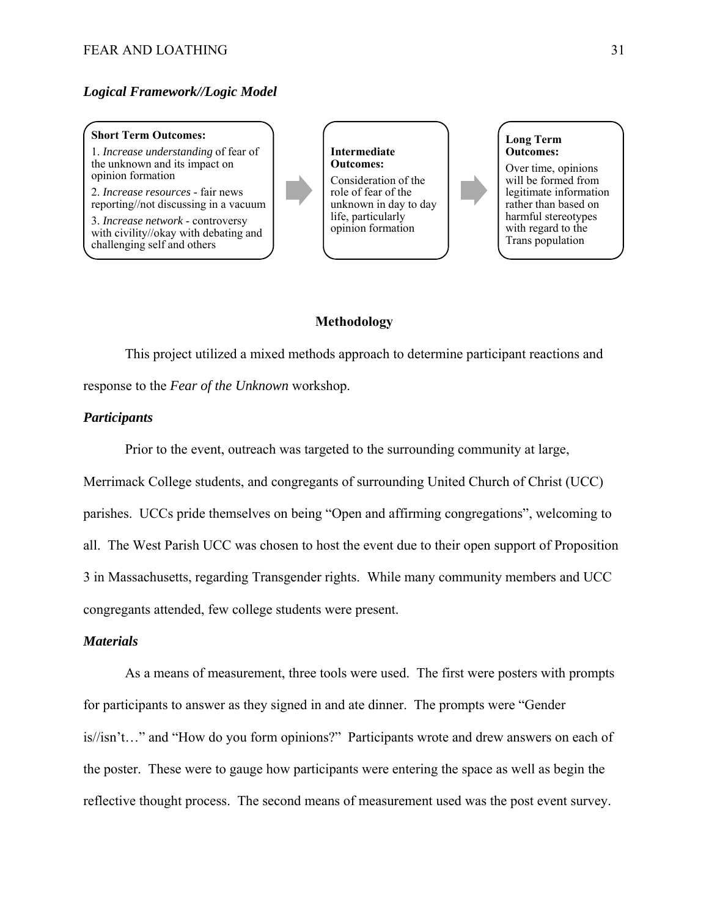### *Logical Framework//Logic Model*

**Short Term Outcomes:**

1. *Increase understanding* of fear of the unknown and its impact on opinion formation
2. *Increase resources* - fair news reporting//not discussing in a vacuum
3. *Increase network* - controversy with civility//okay with debating and challenging self and others

→

**Intermediate Outcomes:**

Consideration of the role of fear of the unknown in day to day life, particularly opinion formation

→

**Long Term Outcomes:**

Over time, opinions will be formed from legitimate information rather than based on harmful stereotypes with regard to the Trans population

## Methodology

This project utilized a mixed methods approach to determine participant reactions and response to the *Fear of the Unknown* workshop.

### *Participants*

Prior to the event, outreach was targeted to the surrounding community at large, Merrimack College students, and congregants of surrounding United Church of Christ (UCC) parishes. UCCs pride themselves on being "Open and affirming congregations", welcoming to all. The West Parish UCC was chosen to host the event due to their open support of Proposition 3 in Massachusetts, regarding Transgender rights. While many community members and UCC congregants attended, few college students were present.

### *Materials*

As a means of measurement, three tools were used. The first were posters with prompts for participants to answer as they signed in and ate dinner. The prompts were "Gender is//isn't…" and "How do you form opinions?" Participants wrote and drew answers on each of the poster. These were to gauge how participants were entering the space as well as begin the reflective thought process. The second means of measurement used was the post event survey.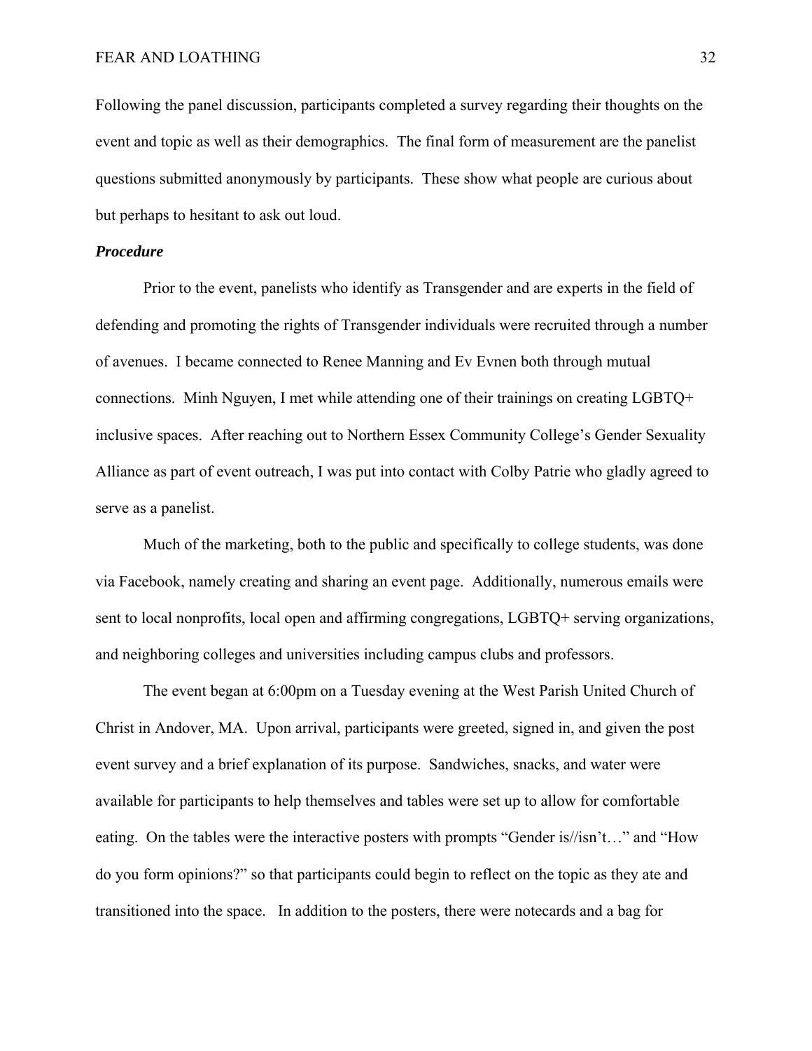Following the panel discussion, participants completed a survey regarding their thoughts on the event and topic as well as their demographics. The final form of measurement are the panelist questions submitted anonymously by participants. These show what people are curious about but perhaps to hesitant to ask out loud.

### ***Procedure***

Prior to the event, panelists who identify as Transgender and are experts in the field of defending and promoting the rights of Transgender individuals were recruited through a number of avenues. I became connected to Renee Manning and Ev Evnen both through mutual connections. Minh Nguyen, I met while attending one of their trainings on creating LGBTQ+ inclusive spaces. After reaching out to Northern Essex Community College's Gender Sexuality Alliance as part of event outreach, I was put into contact with Colby Patrie who gladly agreed to serve as a panelist.

Much of the marketing, both to the public and specifically to college students, was done via Facebook, namely creating and sharing an event page. Additionally, numerous emails were sent to local nonprofits, local open and affirming congregations, LGBTQ+ serving organizations, and neighboring colleges and universities including campus clubs and professors.

The event began at 6:00pm on a Tuesday evening at the West Parish United Church of Christ in Andover, MA. Upon arrival, participants were greeted, signed in, and given the post event survey and a brief explanation of its purpose. Sandwiches, snacks, and water were available for participants to help themselves and tables were set up to allow for comfortable eating. On the tables were the interactive posters with prompts "Gender is//isn't…" and "How do you form opinions?" so that participants could begin to reflect on the topic as they ate and transitioned into the space. In addition to the posters, there were notecards and a bag for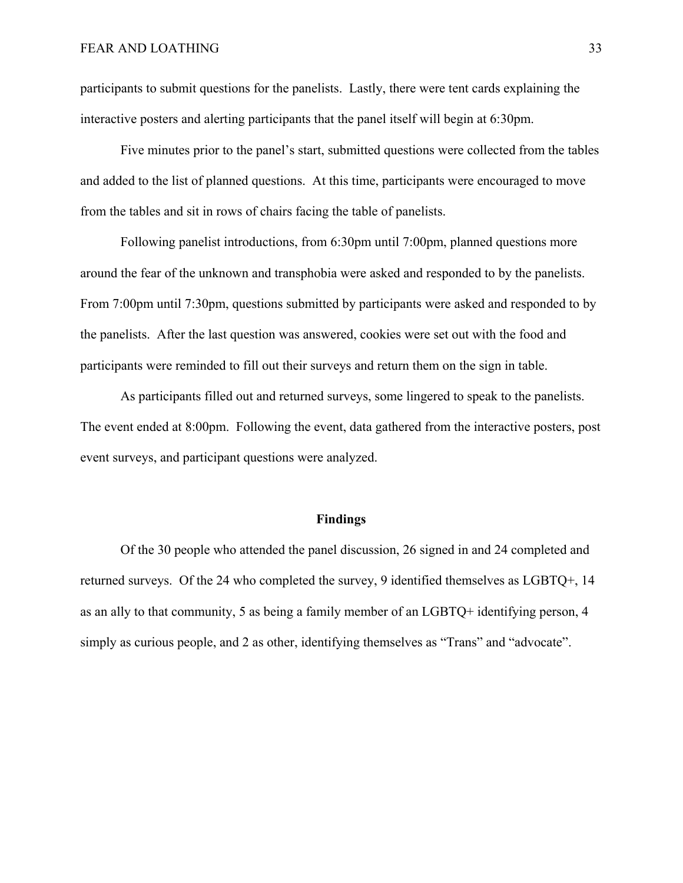participants to submit questions for the panelists. Lastly, there were tent cards explaining the interactive posters and alerting participants that the panel itself will begin at 6:30pm.

Five minutes prior to the panel's start, submitted questions were collected from the tables and added to the list of planned questions. At this time, participants were encouraged to move from the tables and sit in rows of chairs facing the table of panelists.

Following panelist introductions, from 6:30pm until 7:00pm, planned questions more around the fear of the unknown and transphobia were asked and responded to by the panelists. From 7:00pm until 7:30pm, questions submitted by participants were asked and responded to by the panelists. After the last question was answered, cookies were set out with the food and participants were reminded to fill out their surveys and return them on the sign in table.

As participants filled out and returned surveys, some lingered to speak to the panelists. The event ended at 8:00pm. Following the event, data gathered from the interactive posters, post event surveys, and participant questions were analyzed.

## Findings

Of the 30 people who attended the panel discussion, 26 signed in and 24 completed and returned surveys. Of the 24 who completed the survey, 9 identified themselves as LGBTQ+, 14 as an ally to that community, 5 as being a family member of an LGBTQ+ identifying person, 4 simply as curious people, and 2 as other, identifying themselves as "Trans" and "advocate".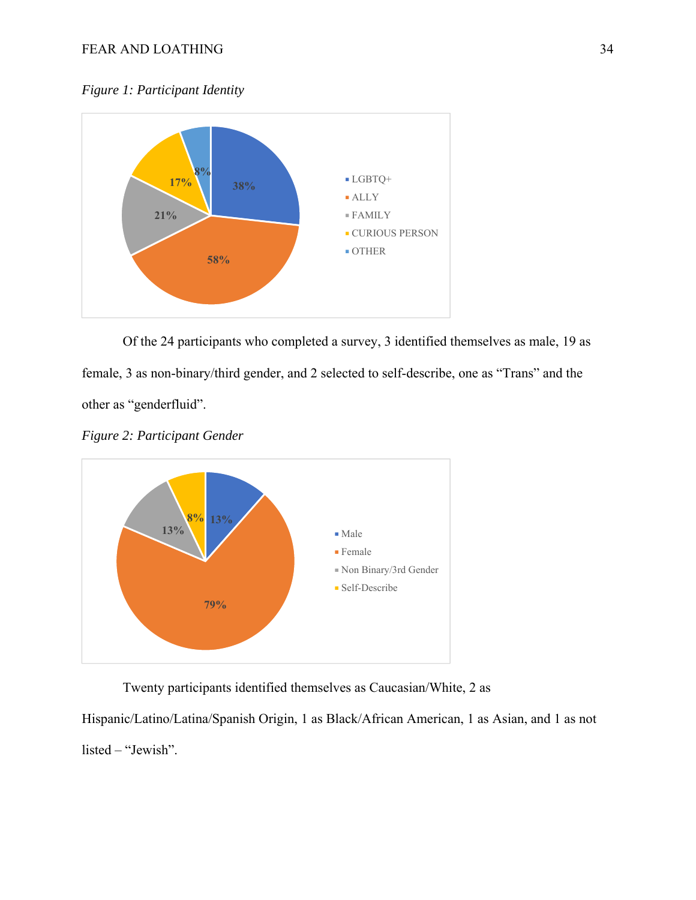*Figure 1: Participant Identity*

| Identity | Percentage |
|---|---|
| LGBTQ+ | 38% |
| ALLY | 58% |
| FAMILY | 21% |
| CURIOUS PERSON | 17% |
| OTHER | 8% |

Of the 24 participants who completed a survey, 3 identified themselves as male, 19 as female, 3 as non-binary/third gender, and 2 selected to self-describe, one as "Trans" and the other as "genderfluid".

*Figure 2: Participant Gender*

| Gender | Percentage |
|---|---|
| Male | 13% |
| Female | 79% |
| Non Binary/3rd Gender | 13% |
| Self-Describe | 8% |

Twenty participants identified themselves as Caucasian/White, 2 as Hispanic/Latino/Latina/Spanish Origin, 1 as Black/African American, 1 as Asian, and 1 as not listed – "Jewish".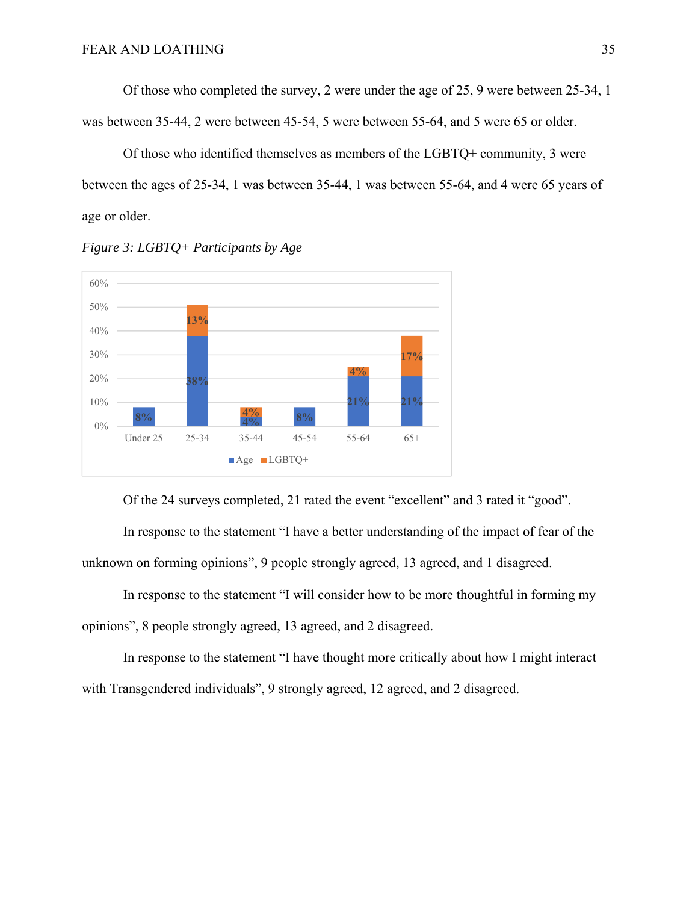Of those who completed the survey, 2 were under the age of 25, 9 were between 25-34, 1 was between 35-44, 2 were between 45-54, 5 were between 55-64, and 5 were 65 or older.

Of those who identified themselves as members of the LGBTQ+ community, 3 were between the ages of 25-34, 1 was between 35-44, 1 was between 55-64, and 4 were 65 years of age or older.

*Figure 3: LGBTQ+ Participants by Age*

| | Under 25 | 25-34 | 35-44 | 45-54 | 55-64 | 65+ |
|---|---|---|---|---|---|---|
| Age | 8% | 38% | 4% | 8% | 21% | 21% |
| LGBTQ+ | | 13% | 4% | | 4% | 17% |

Of the 24 surveys completed, 21 rated the event "excellent" and 3 rated it "good".

In response to the statement "I have a better understanding of the impact of fear of the unknown on forming opinions", 9 people strongly agreed, 13 agreed, and 1 disagreed.

In response to the statement "I will consider how to be more thoughtful in forming my opinions", 8 people strongly agreed, 13 agreed, and 2 disagreed.

In response to the statement "I have thought more critically about how I might interact with Transgendered individuals", 9 strongly agreed, 12 agreed, and 2 disagreed.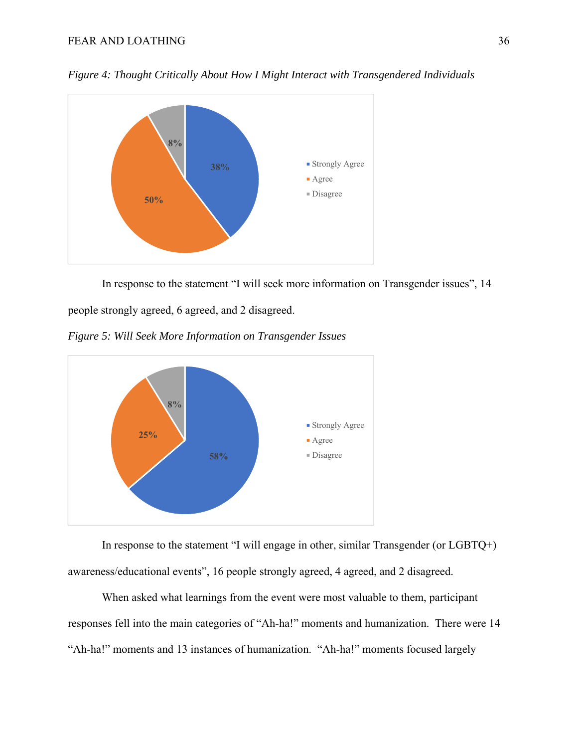*Figure 4: Thought Critically About How I Might Interact with Transgendered Individuals*

In response to the statement "I will seek more information on Transgender issues", 14 people strongly agreed, 6 agreed, and 2 disagreed.

*Figure 5: Will Seek More Information on Transgender Issues*

In response to the statement "I will engage in other, similar Transgender (or LGBTQ+) awareness/educational events", 16 people strongly agreed, 4 agreed, and 2 disagreed.

When asked what learnings from the event were most valuable to them, participant responses fell into the main categories of "Ah-ha!" moments and humanization. There were 14 "Ah-ha!" moments and 13 instances of humanization. "Ah-ha!" moments focused largely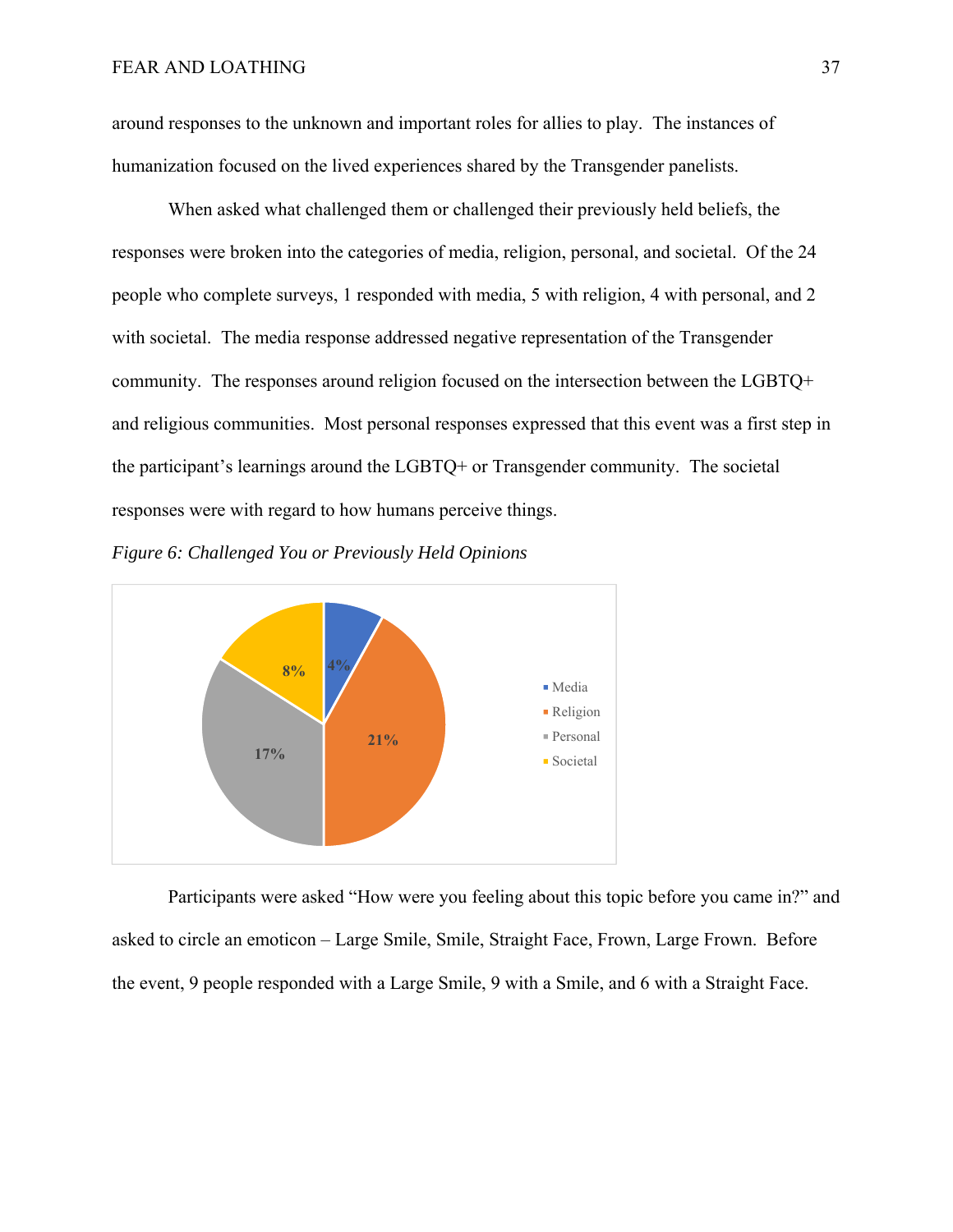around responses to the unknown and important roles for allies to play. The instances of humanization focused on the lived experiences shared by the Transgender panelists.

When asked what challenged them or challenged their previously held beliefs, the responses were broken into the categories of media, religion, personal, and societal. Of the 24 people who complete surveys, 1 responded with media, 5 with religion, 4 with personal, and 2 with societal. The media response addressed negative representation of the Transgender community. The responses around religion focused on the intersection between the LGBTQ+ and religious communities. Most personal responses expressed that this event was a first step in the participant's learnings around the LGBTQ+ or Transgender community. The societal responses were with regard to how humans perceive things.

*Figure 6: Challenged You or Previously Held Opinions*

| Category | Percentage |
| --- | --- |
| Media | 4% |
| Religion | 21% |
| Personal | 17% |
| Societal | 8% |

Participants were asked "How were you feeling about this topic before you came in?" and asked to circle an emoticon – Large Smile, Smile, Straight Face, Frown, Large Frown. Before the event, 9 people responded with a Large Smile, 9 with a Smile, and 6 with a Straight Face.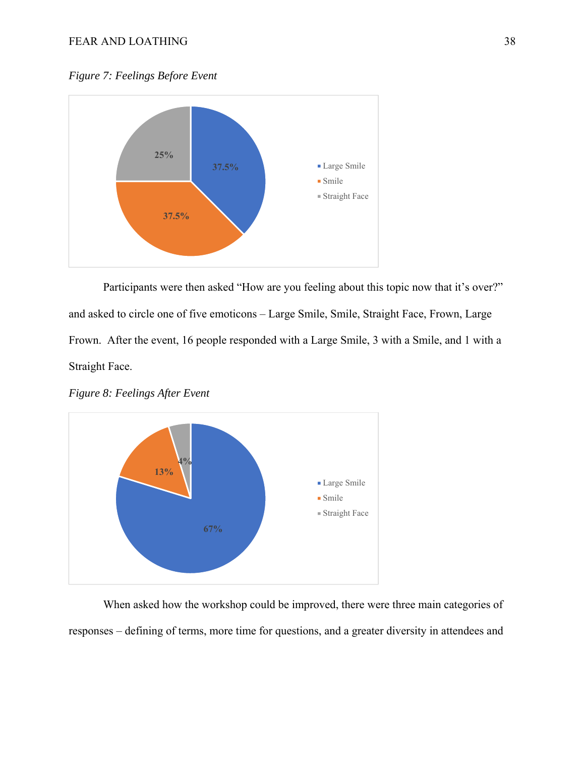*Figure 7: Feelings Before Event*

Participants were then asked "How are you feeling about this topic now that it's over?" and asked to circle one of five emoticons – Large Smile, Smile, Straight Face, Frown, Large Frown. After the event, 16 people responded with a Large Smile, 3 with a Smile, and 1 with a Straight Face.

*Figure 8: Feelings After Event*

When asked how the workshop could be improved, there were three main categories of responses – defining of terms, more time for questions, and a greater diversity in attendees and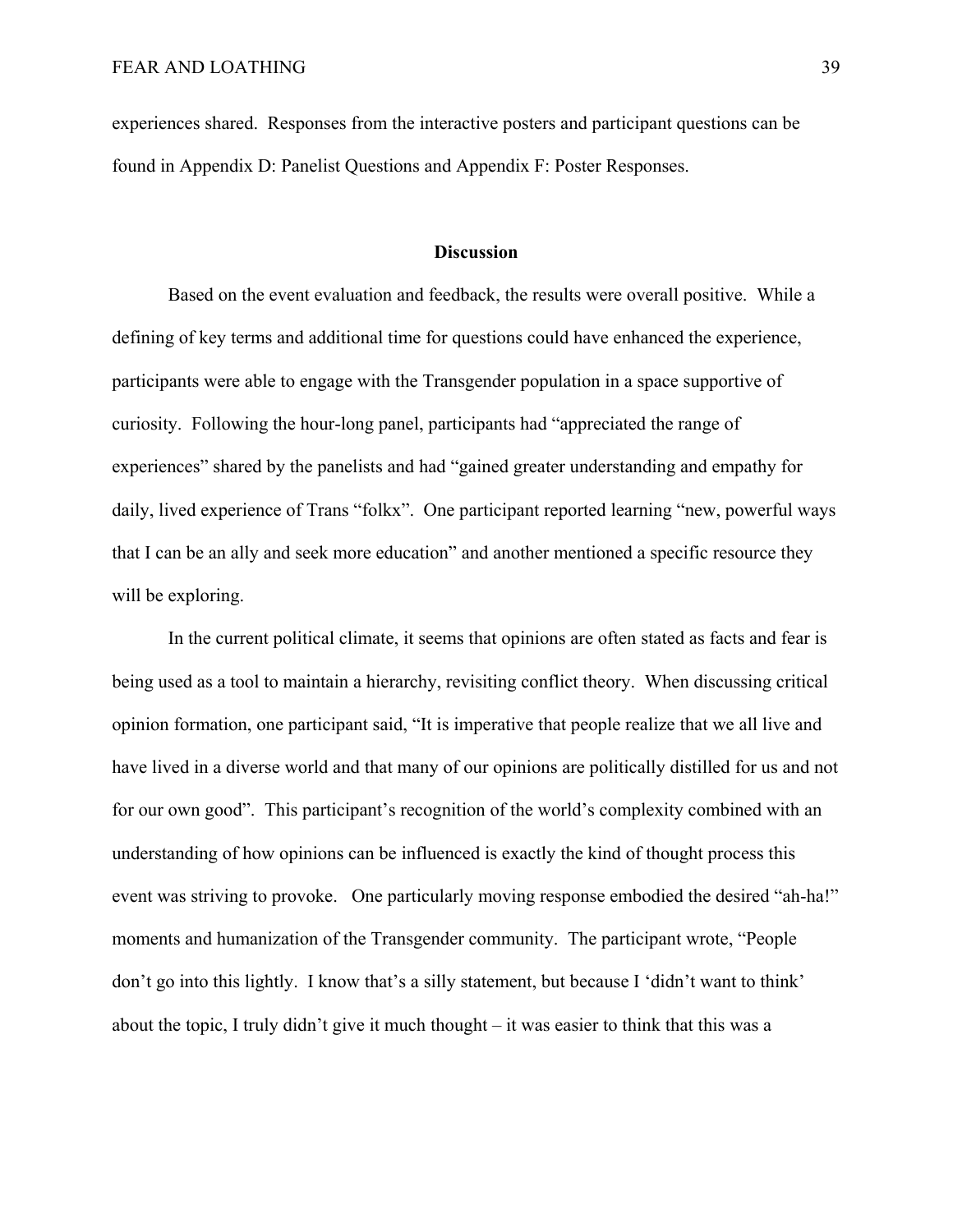experiences shared. Responses from the interactive posters and participant questions can be found in Appendix D: Panelist Questions and Appendix F: Poster Responses.

## Discussion

Based on the event evaluation and feedback, the results were overall positive. While a defining of key terms and additional time for questions could have enhanced the experience, participants were able to engage with the Transgender population in a space supportive of curiosity. Following the hour-long panel, participants had "appreciated the range of experiences" shared by the panelists and had "gained greater understanding and empathy for daily, lived experience of Trans "folkx". One participant reported learning "new, powerful ways that I can be an ally and seek more education" and another mentioned a specific resource they will be exploring.

In the current political climate, it seems that opinions are often stated as facts and fear is being used as a tool to maintain a hierarchy, revisiting conflict theory. When discussing critical opinion formation, one participant said, "It is imperative that people realize that we all live and have lived in a diverse world and that many of our opinions are politically distilled for us and not for our own good". This participant's recognition of the world's complexity combined with an understanding of how opinions can be influenced is exactly the kind of thought process this event was striving to provoke. One particularly moving response embodied the desired "ah-ha!" moments and humanization of the Transgender community. The participant wrote, "People don't go into this lightly. I know that's a silly statement, but because I 'didn't want to think' about the topic, I truly didn't give it much thought – it was easier to think that this was a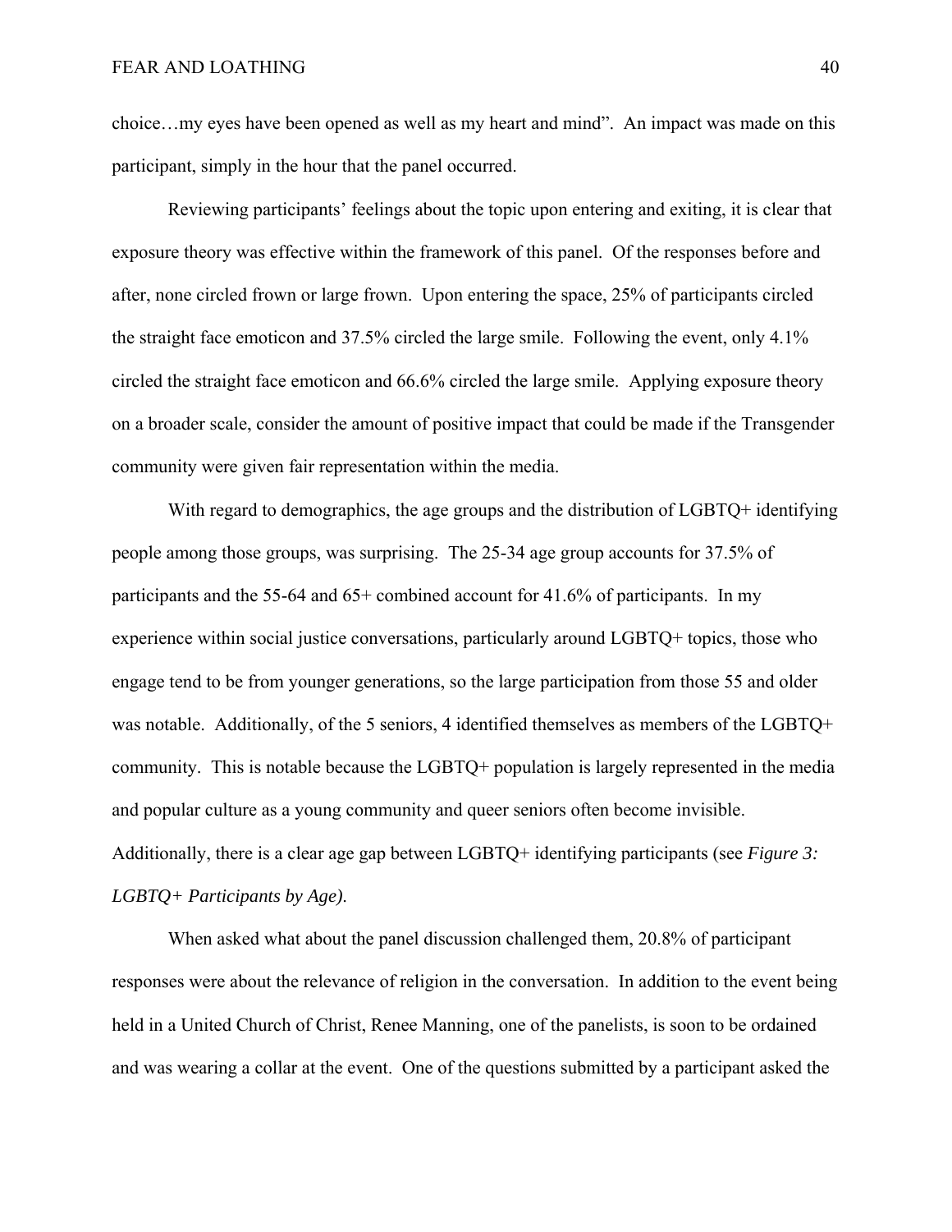choice…my eyes have been opened as well as my heart and mind". An impact was made on this participant, simply in the hour that the panel occurred.

Reviewing participants' feelings about the topic upon entering and exiting, it is clear that exposure theory was effective within the framework of this panel. Of the responses before and after, none circled frown or large frown. Upon entering the space, 25% of participants circled the straight face emoticon and 37.5% circled the large smile. Following the event, only 4.1% circled the straight face emoticon and 66.6% circled the large smile. Applying exposure theory on a broader scale, consider the amount of positive impact that could be made if the Transgender community were given fair representation within the media.

With regard to demographics, the age groups and the distribution of LGBTQ+ identifying people among those groups, was surprising. The 25-34 age group accounts for 37.5% of participants and the 55-64 and 65+ combined account for 41.6% of participants. In my experience within social justice conversations, particularly around LGBTQ+ topics, those who engage tend to be from younger generations, so the large participation from those 55 and older was notable. Additionally, of the 5 seniors, 4 identified themselves as members of the LGBTQ+ community. This is notable because the LGBTQ+ population is largely represented in the media and popular culture as a young community and queer seniors often become invisible. Additionally, there is a clear age gap between LGBTQ+ identifying participants (see *Figure 3: LGBTQ+ Participants by Age).*

When asked what about the panel discussion challenged them, 20.8% of participant responses were about the relevance of religion in the conversation. In addition to the event being held in a United Church of Christ, Renee Manning, one of the panelists, is soon to be ordained and was wearing a collar at the event. One of the questions submitted by a participant asked the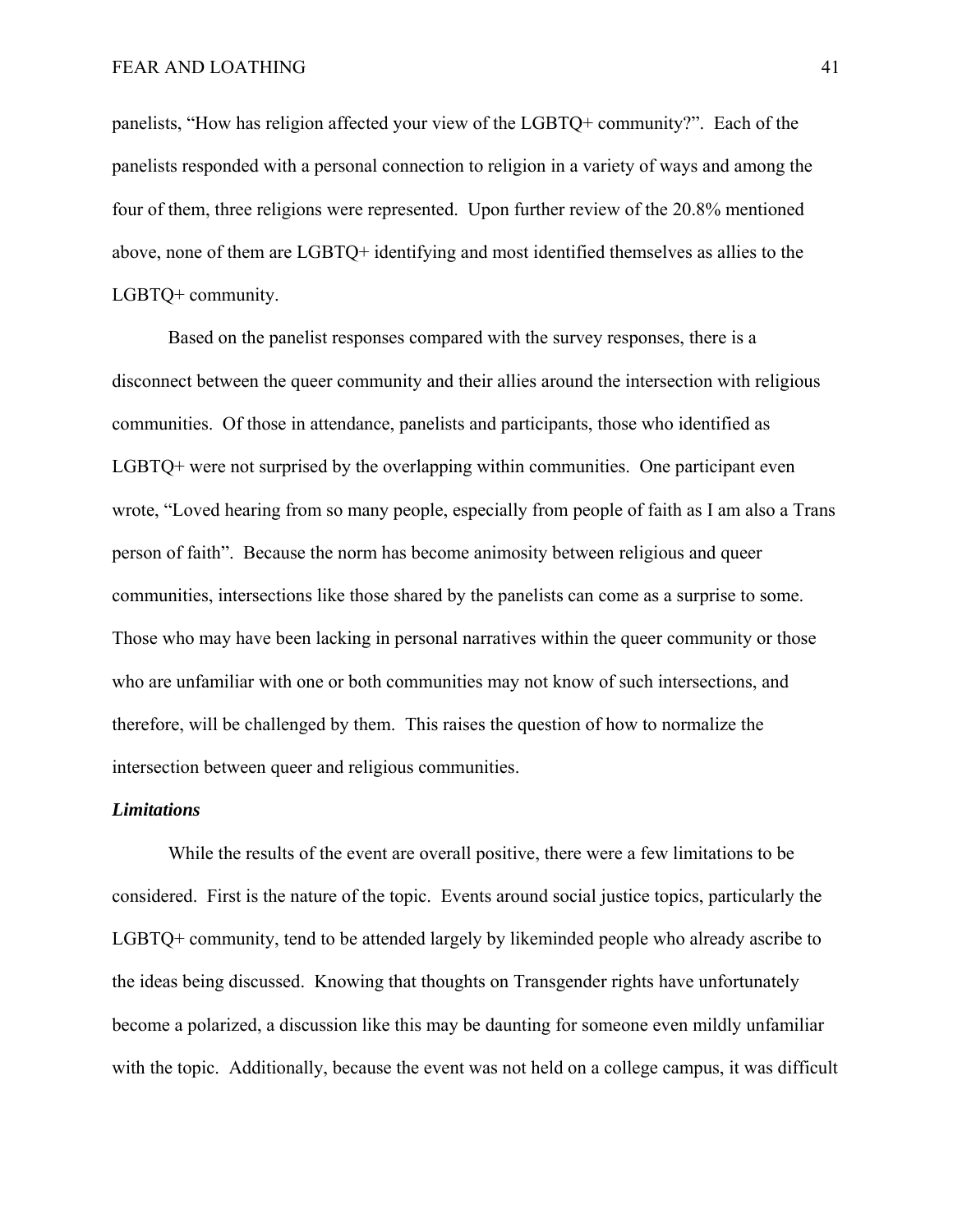panelists, "How has religion affected your view of the LGBTQ+ community?". Each of the panelists responded with a personal connection to religion in a variety of ways and among the four of them, three religions were represented. Upon further review of the 20.8% mentioned above, none of them are LGBTQ+ identifying and most identified themselves as allies to the LGBTQ+ community.

Based on the panelist responses compared with the survey responses, there is a disconnect between the queer community and their allies around the intersection with religious communities. Of those in attendance, panelists and participants, those who identified as LGBTQ+ were not surprised by the overlapping within communities. One participant even wrote, "Loved hearing from so many people, especially from people of faith as I am also a Trans person of faith". Because the norm has become animosity between religious and queer communities, intersections like those shared by the panelists can come as a surprise to some. Those who may have been lacking in personal narratives within the queer community or those who are unfamiliar with one or both communities may not know of such intersections, and therefore, will be challenged by them. This raises the question of how to normalize the intersection between queer and religious communities.

***Limitations***

While the results of the event are overall positive, there were a few limitations to be considered. First is the nature of the topic. Events around social justice topics, particularly the LGBTQ+ community, tend to be attended largely by likeminded people who already ascribe to the ideas being discussed. Knowing that thoughts on Transgender rights have unfortunately become a polarized, a discussion like this may be daunting for someone even mildly unfamiliar with the topic. Additionally, because the event was not held on a college campus, it was difficult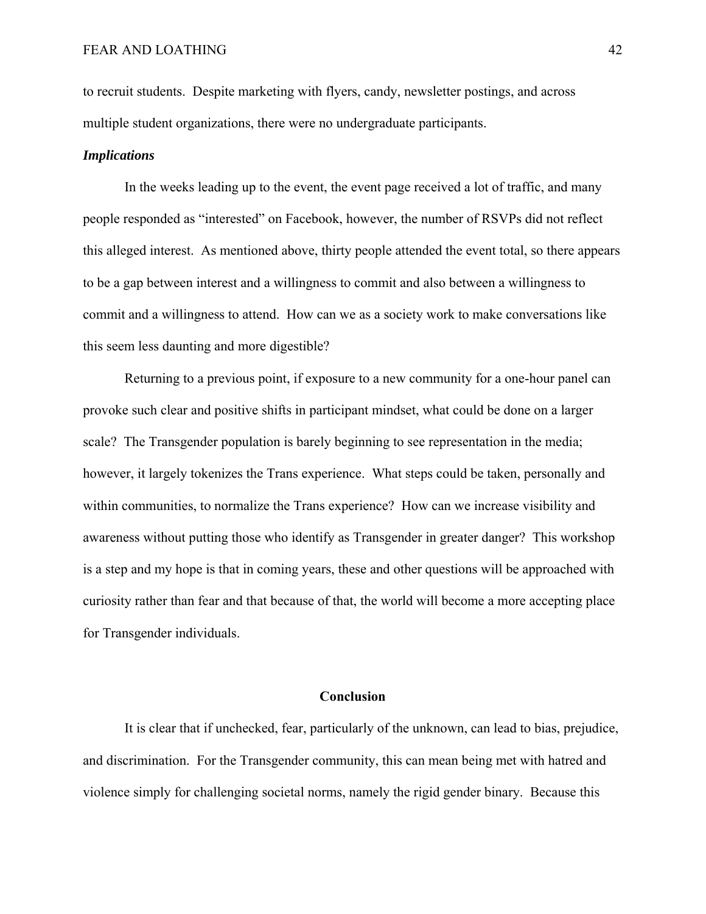to recruit students. Despite marketing with flyers, candy, newsletter postings, and across multiple student organizations, there were no undergraduate participants.

### *Implications*

In the weeks leading up to the event, the event page received a lot of traffic, and many people responded as "interested" on Facebook, however, the number of RSVPs did not reflect this alleged interest. As mentioned above, thirty people attended the event total, so there appears to be a gap between interest and a willingness to commit and also between a willingness to commit and a willingness to attend. How can we as a society work to make conversations like this seem less daunting and more digestible?

Returning to a previous point, if exposure to a new community for a one-hour panel can provoke such clear and positive shifts in participant mindset, what could be done on a larger scale? The Transgender population is barely beginning to see representation in the media; however, it largely tokenizes the Trans experience. What steps could be taken, personally and within communities, to normalize the Trans experience? How can we increase visibility and awareness without putting those who identify as Transgender in greater danger? This workshop is a step and my hope is that in coming years, these and other questions will be approached with curiosity rather than fear and that because of that, the world will become a more accepting place for Transgender individuals.

## Conclusion

It is clear that if unchecked, fear, particularly of the unknown, can lead to bias, prejudice, and discrimination. For the Transgender community, this can mean being met with hatred and violence simply for challenging societal norms, namely the rigid gender binary. Because this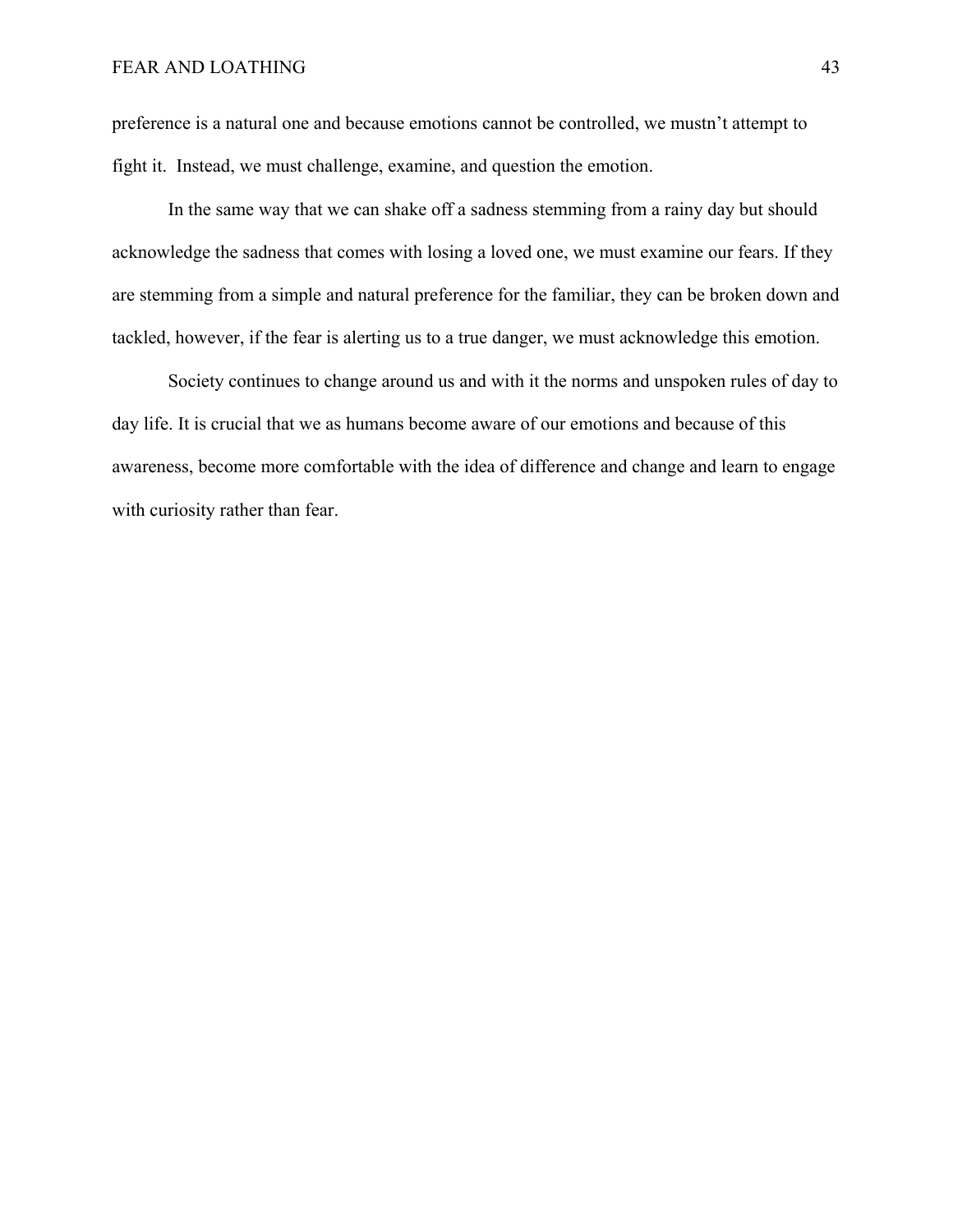preference is a natural one and because emotions cannot be controlled, we mustn't attempt to fight it. Instead, we must challenge, examine, and question the emotion.

In the same way that we can shake off a sadness stemming from a rainy day but should acknowledge the sadness that comes with losing a loved one, we must examine our fears. If they are stemming from a simple and natural preference for the familiar, they can be broken down and tackled, however, if the fear is alerting us to a true danger, we must acknowledge this emotion.

Society continues to change around us and with it the norms and unspoken rules of day to day life. It is crucial that we as humans become aware of our emotions and because of this awareness, become more comfortable with the idea of difference and change and learn to engage with curiosity rather than fear.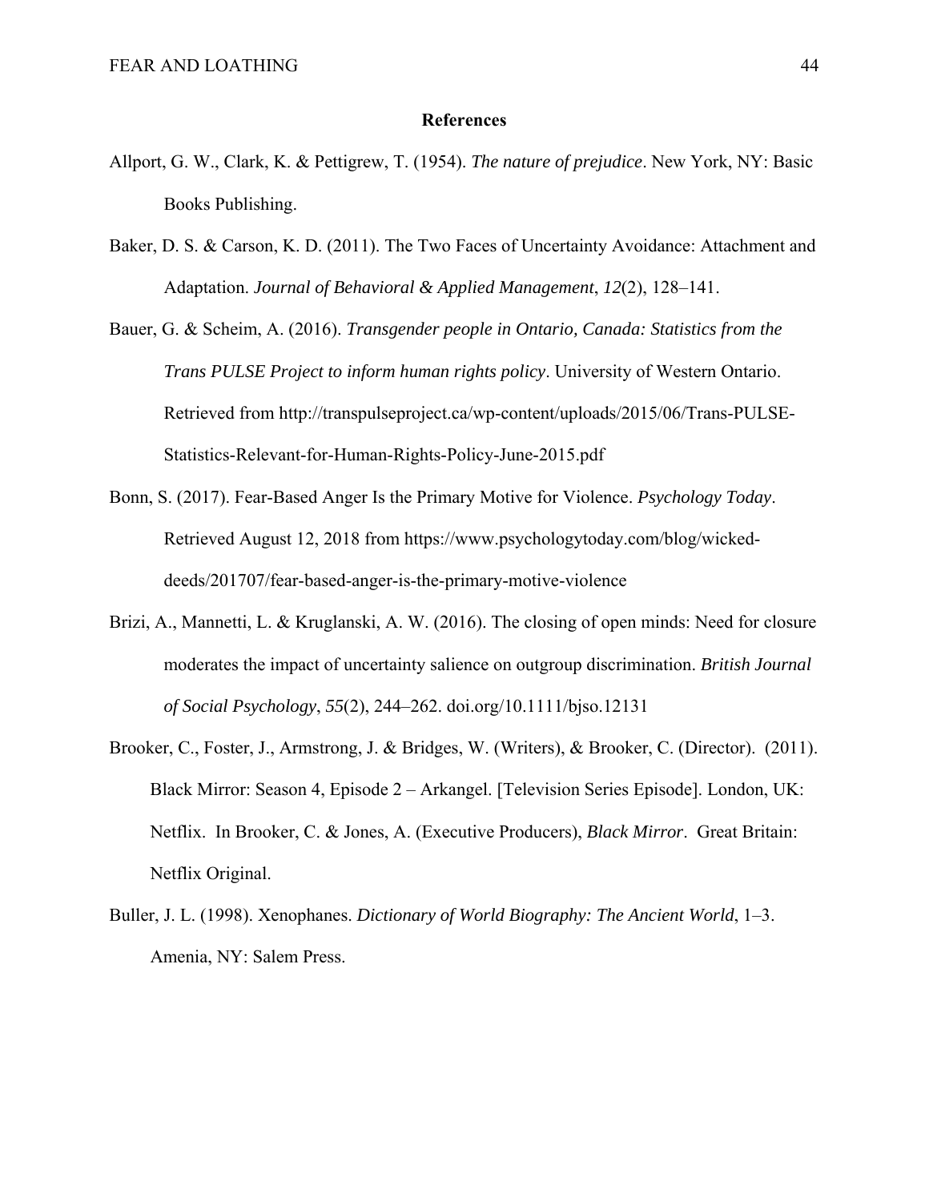# References

Allport, G. W., Clark, K. & Pettigrew, T. (1954). *The nature of prejudice*. New York, NY: Basic Books Publishing.

Baker, D. S. & Carson, K. D. (2011). The Two Faces of Uncertainty Avoidance: Attachment and Adaptation. *Journal of Behavioral & Applied Management*, *12*(2), 128–141.

Bauer, G. & Scheim, A. (2016). *Transgender people in Ontario, Canada: Statistics from the Trans PULSE Project to inform human rights policy*. University of Western Ontario. Retrieved from http://transpulseproject.ca/wp-content/uploads/2015/06/Trans-PULSE-Statistics-Relevant-for-Human-Rights-Policy-June-2015.pdf

Bonn, S. (2017). Fear-Based Anger Is the Primary Motive for Violence. *Psychology Today*. Retrieved August 12, 2018 from https://www.psychologytoday.com/blog/wicked-deeds/201707/fear-based-anger-is-the-primary-motive-violence

Brizi, A., Mannetti, L. & Kruglanski, A. W. (2016). The closing of open minds: Need for closure moderates the impact of uncertainty salience on outgroup discrimination. *British Journal of Social Psychology*, *55*(2), 244–262. doi.org/10.1111/bjso.12131

Brooker, C., Foster, J., Armstrong, J. & Bridges, W. (Writers), & Brooker, C. (Director). (2011). Black Mirror: Season 4, Episode 2 – Arkangel. [Television Series Episode]. London, UK: Netflix. In Brooker, C. & Jones, A. (Executive Producers), *Black Mirror*. Great Britain: Netflix Original.

Buller, J. L. (1998). Xenophanes. *Dictionary of World Biography: The Ancient World*, 1–3. Amenia, NY: Salem Press.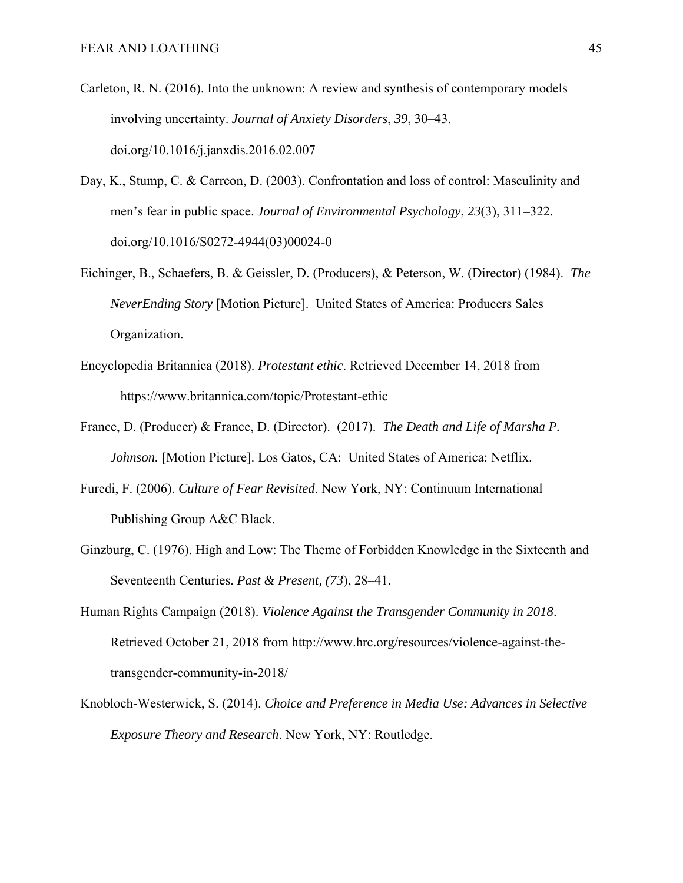Carleton, R. N. (2016). Into the unknown: A review and synthesis of contemporary models involving uncertainty. *Journal of Anxiety Disorders*, *39*, 30–43. doi.org/10.1016/j.janxdis.2016.02.007

Day, K., Stump, C. & Carreon, D. (2003). Confrontation and loss of control: Masculinity and men's fear in public space. *Journal of Environmental Psychology*, *23*(3), 311–322. doi.org/10.1016/S0272-4944(03)00024-0

Eichinger, B., Schaefers, B. & Geissler, D. (Producers), & Peterson, W. (Director) (1984). *The NeverEnding Story* [Motion Picture]. United States of America: Producers Sales Organization.

Encyclopedia Britannica (2018). *Protestant ethic*. Retrieved December 14, 2018 from https://www.britannica.com/topic/Protestant-ethic

France, D. (Producer) & France, D. (Director). (2017). *The Death and Life of Marsha P. Johnson.* [Motion Picture]. Los Gatos, CA: United States of America: Netflix.

Furedi, F. (2006). *Culture of Fear Revisited*. New York, NY: Continuum International Publishing Group A&C Black.

Ginzburg, C. (1976). High and Low: The Theme of Forbidden Knowledge in the Sixteenth and Seventeenth Centuries. *Past & Present, (73*), 28–41.

Human Rights Campaign (2018). *Violence Against the Transgender Community in 2018*. Retrieved October 21, 2018 from http://www.hrc.org/resources/violence-against-the-transgender-community-in-2018/

Knobloch-Westerwick, S. (2014). *Choice and Preference in Media Use: Advances in Selective Exposure Theory and Research*. New York, NY: Routledge.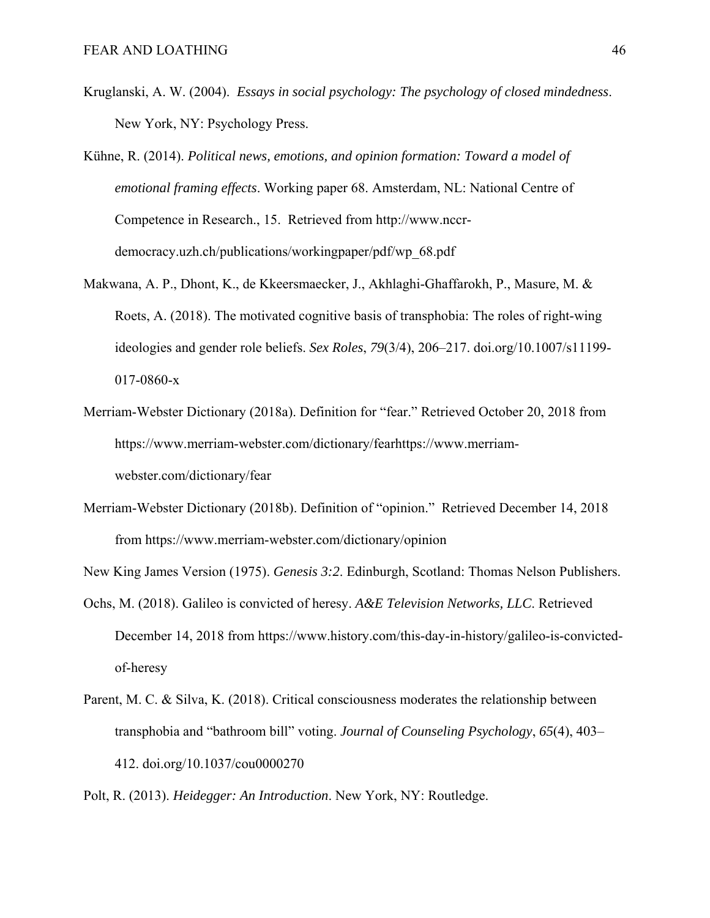Kruglanski, A. W. (2004). *Essays in social psychology: The psychology of closed mindedness*. New York, NY: Psychology Press.

Kühne, R. (2014). *Political news, emotions, and opinion formation: Toward a model of emotional framing effects*. Working paper 68. Amsterdam, NL: National Centre of Competence in Research., 15. Retrieved from http://www.nccr-democracy.uzh.ch/publications/workingpaper/pdf/wp_68.pdf

Makwana, A. P., Dhont, K., de Kkeersmaecker, J., Akhlaghi-Ghaffarokh, P., Masure, M. & Roets, A. (2018). The motivated cognitive basis of transphobia: The roles of right-wing ideologies and gender role beliefs. *Sex Roles*, *79*(3/4), 206–217. doi.org/10.1007/s11199-017-0860-x

Merriam-Webster Dictionary (2018a). Definition for "fear." Retrieved October 20, 2018 from https://www.merriam-webster.com/dictionary/fearhttps://www.merriam-webster.com/dictionary/fear

Merriam-Webster Dictionary (2018b). Definition of "opinion." Retrieved December 14, 2018 from https://www.merriam-webster.com/dictionary/opinion

New King James Version (1975). *Genesis 3:2*. Edinburgh, Scotland: Thomas Nelson Publishers.

Ochs, M. (2018). Galileo is convicted of heresy. *A&E Television Networks, LLC*. Retrieved December 14, 2018 from https://www.history.com/this-day-in-history/galileo-is-convicted-of-heresy

Parent, M. C. & Silva, K. (2018). Critical consciousness moderates the relationship between transphobia and "bathroom bill" voting. *Journal of Counseling Psychology*, *65*(4), 403–412. doi.org/10.1037/cou0000270

Polt, R. (2013). *Heidegger: An Introduction*. New York, NY: Routledge.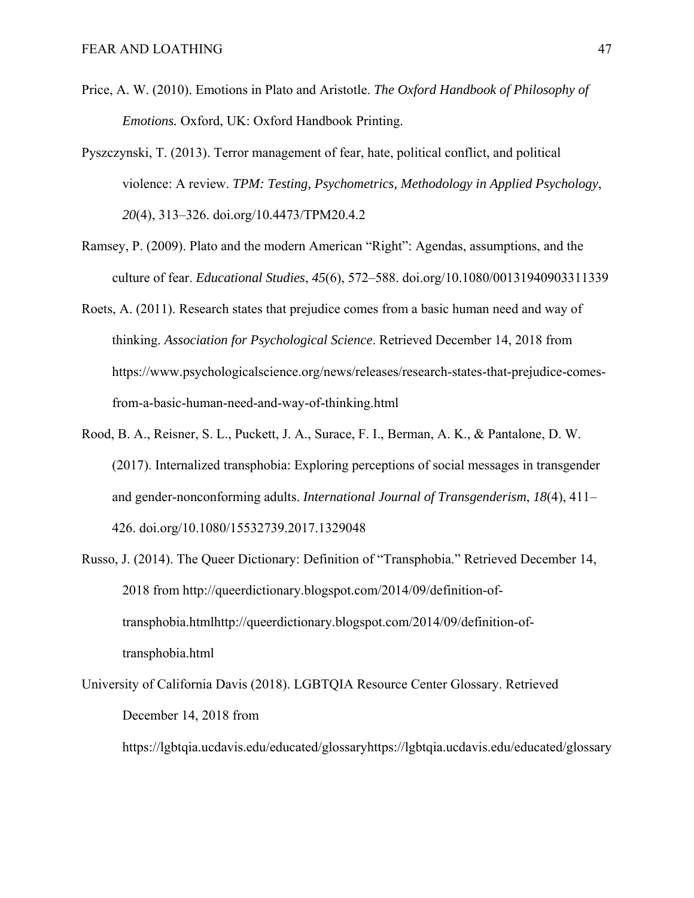Price, A. W. (2010). Emotions in Plato and Aristotle. *The Oxford Handbook of Philosophy of Emotions.* Oxford, UK: Oxford Handbook Printing.

Pyszczynski, T. (2013). Terror management of fear, hate, political conflict, and political violence: A review. *TPM: Testing, Psychometrics, Methodology in Applied Psychology*, *20*(4), 313–326. doi.org/10.4473/TPM20.4.2

Ramsey, P. (2009). Plato and the modern American "Right": Agendas, assumptions, and the culture of fear. *Educational Studies*, *45*(6), 572–588. doi.org/10.1080/00131940903311339

Roets, A. (2011). Research states that prejudice comes from a basic human need and way of thinking. *Association for Psychological Science*. Retrieved December 14, 2018 from https://www.psychologicalscience.org/news/releases/research-states-that-prejudice-comes-from-a-basic-human-need-and-way-of-thinking.html

Rood, B. A., Reisner, S. L., Puckett, J. A., Surace, F. I., Berman, A. K., & Pantalone, D. W. (2017). Internalized transphobia: Exploring perceptions of social messages in transgender and gender-nonconforming adults. *International Journal of Transgenderism*, *18*(4), 411–426. doi.org/10.1080/15532739.2017.1329048

Russo, J. (2014). The Queer Dictionary: Definition of "Transphobia." Retrieved December 14, 2018 from http://queerdictionary.blogspot.com/2014/09/definition-of-transphobia.htmlhttp://queerdictionary.blogspot.com/2014/09/definition-of-transphobia.html

University of California Davis (2018). LGBTQIA Resource Center Glossary. Retrieved December 14, 2018 from https://lgbtqia.ucdavis.edu/educated/glossaryhttps://lgbtqia.ucdavis.edu/educated/glossary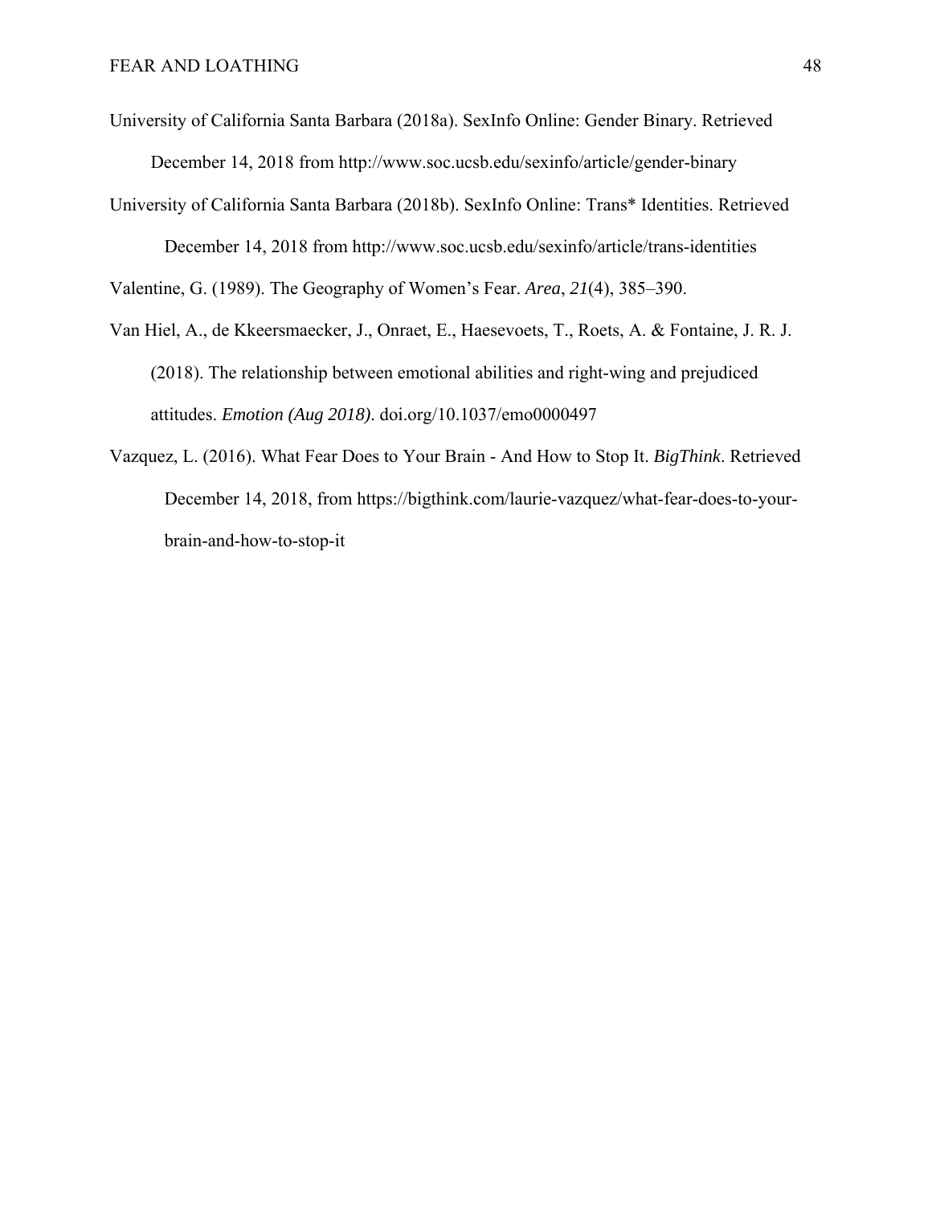University of California Santa Barbara (2018a). SexInfo Online: Gender Binary. Retrieved December 14, 2018 from http://www.soc.ucsb.edu/sexinfo/article/gender-binary

University of California Santa Barbara (2018b). SexInfo Online: Trans* Identities. Retrieved December 14, 2018 from http://www.soc.ucsb.edu/sexinfo/article/trans-identities

Valentine, G. (1989). The Geography of Women's Fear. *Area*, *21*(4), 385–390.

Van Hiel, A., de Kkeersmaecker, J., Onraet, E., Haesevoets, T., Roets, A. & Fontaine, J. R. J. (2018). The relationship between emotional abilities and right-wing and prejudiced attitudes. *Emotion (Aug 2018)*. doi.org/10.1037/emo0000497

Vazquez, L. (2016). What Fear Does to Your Brain - And How to Stop It. *BigThink*. Retrieved December 14, 2018, from https://bigthink.com/laurie-vazquez/what-fear-does-to-your-brain-and-how-to-stop-it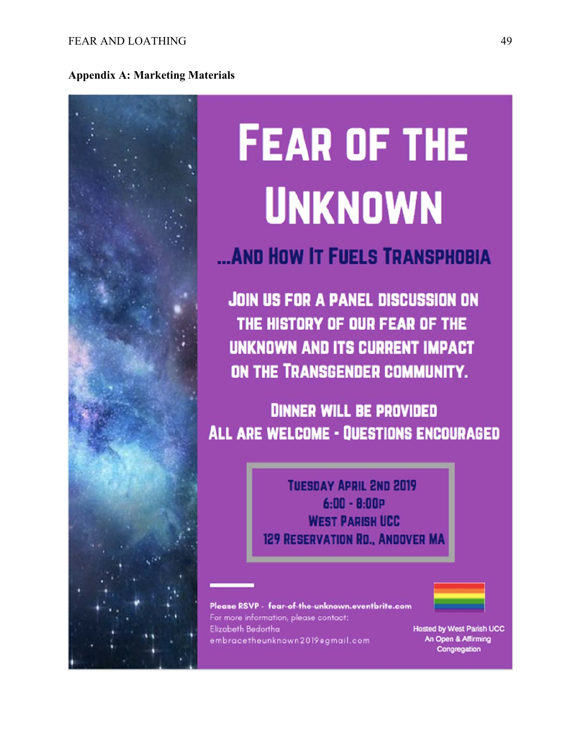**Appendix A: Marketing Materials**

# Fear of the Unknown

## ...And How It Fuels Transphobia

Join us for a panel discussion on the history of our fear of the unknown and its current impact on the Transgender community.

Dinner will be provided
All are welcome - Questions encouraged

Tuesday April 2nd 2019
6:00 - 8:00p
West Parish UCC
129 Reservation Rd., Andover MA

**Please RSVP - fear-of-the-unknown.eventbrite.com**
For more information, please contact:
Elizabeth Bedortha
embracetheunknown2019@gmail.com

Hosted by West Parish UCC
An Open & Affirming Congregation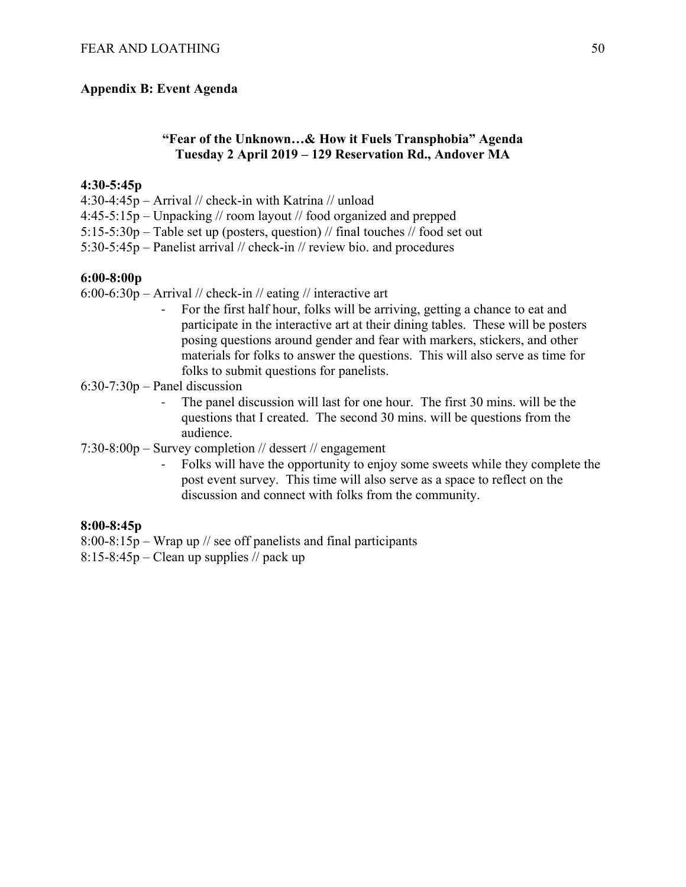## Appendix B: Event Agenda

### "Fear of the Unknown…& How it Fuels Transphobia" Agenda
### Tuesday 2 April 2019 – 129 Reservation Rd., Andover MA

**4:30-5:45p**

4:30-4:45p – Arrival // check-in with Katrina // unload
4:45-5:15p – Unpacking // room layout // food organized and prepped
5:15-5:30p – Table set up (posters, question) // final touches // food set out
5:30-5:45p – Panelist arrival // check-in // review bio. and procedures

**6:00-8:00p**

6:00-6:30p – Arrival // check-in // eating // interactive art

- For the first half hour, folks will be arriving, getting a chance to eat and participate in the interactive art at their dining tables. These will be posters posing questions around gender and fear with markers, stickers, and other materials for folks to answer the questions. This will also serve as time for folks to submit questions for panelists.

6:30-7:30p – Panel discussion

- The panel discussion will last for one hour. The first 30 mins. will be the questions that I created. The second 30 mins. will be questions from the audience.

7:30-8:00p – Survey completion // dessert // engagement

- Folks will have the opportunity to enjoy some sweets while they complete the post event survey. This time will also serve as a space to reflect on the discussion and connect with folks from the community.

**8:00-8:45p**

8:00-8:15p – Wrap up // see off panelists and final participants
8:15-8:45p – Clean up supplies // pack up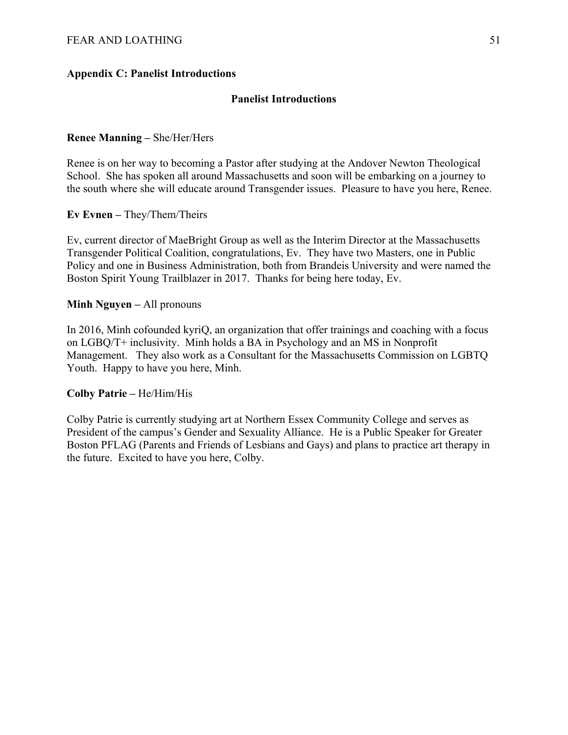## Appendix C: Panelist Introductions

### Panelist Introductions

**Renee Manning –** She/Her/Hers

Renee is on her way to becoming a Pastor after studying at the Andover Newton Theological School. She has spoken all around Massachusetts and soon will be embarking on a journey to the south where she will educate around Transgender issues. Pleasure to have you here, Renee.

**Ev Evnen –** They/Them/Theirs

Ev, current director of MaeBright Group as well as the Interim Director at the Massachusetts Transgender Political Coalition, congratulations, Ev. They have two Masters, one in Public Policy and one in Business Administration, both from Brandeis University and were named the Boston Spirit Young Trailblazer in 2017. Thanks for being here today, Ev.

**Minh Nguyen –** All pronouns

In 2016, Minh cofounded kyriQ, an organization that offer trainings and coaching with a focus on LGBQ/T+ inclusivity. Minh holds a BA in Psychology and an MS in Nonprofit Management. They also work as a Consultant for the Massachusetts Commission on LGBTQ Youth. Happy to have you here, Minh.

**Colby Patrie –** He/Him/His

Colby Patrie is currently studying art at Northern Essex Community College and serves as President of the campus's Gender and Sexuality Alliance. He is a Public Speaker for Greater Boston PFLAG (Parents and Friends of Lesbians and Gays) and plans to practice art therapy in the future. Excited to have you here, Colby.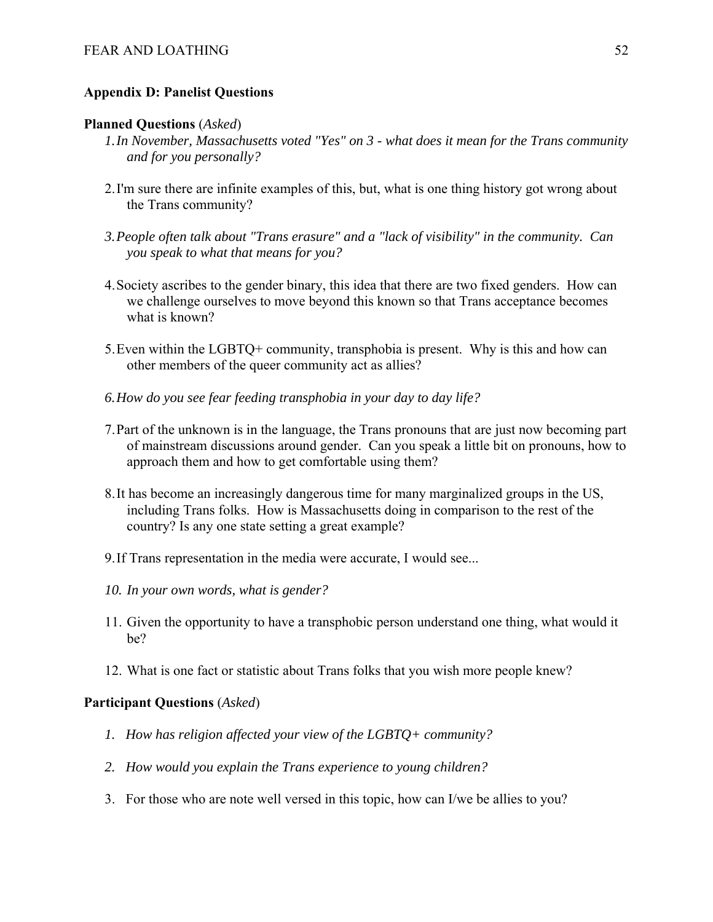## Appendix D: Panelist Questions

**Planned Questions** (*Asked*)

1. *In November, Massachusetts voted "Yes" on 3 - what does it mean for the Trans community and for you personally?*

2. I'm sure there are infinite examples of this, but, what is one thing history got wrong about the Trans community?

3. *People often talk about "Trans erasure" and a "lack of visibility" in the community. Can you speak to what that means for you?*

4. Society ascribes to the gender binary, this idea that there are two fixed genders. How can we challenge ourselves to move beyond this known so that Trans acceptance becomes what is known?

5. Even within the LGBTQ+ community, transphobia is present. Why is this and how can other members of the queer community act as allies?

6. *How do you see fear feeding transphobia in your day to day life?*

7. Part of the unknown is in the language, the Trans pronouns that are just now becoming part of mainstream discussions around gender. Can you speak a little bit on pronouns, how to approach them and how to get comfortable using them?

8. It has become an increasingly dangerous time for many marginalized groups in the US, including Trans folks. How is Massachusetts doing in comparison to the rest of the country? Is any one state setting a great example?

9. If Trans representation in the media were accurate, I would see...

10. *In your own words, what is gender?*

11. Given the opportunity to have a transphobic person understand one thing, what would it be?

12. What is one fact or statistic about Trans folks that you wish more people knew?

**Participant Questions** (*Asked*)

1. *How has religion affected your view of the LGBTQ+ community?*

2. *How would you explain the Trans experience to young children?*

3. For those who are note well versed in this topic, how can I/we be allies to you?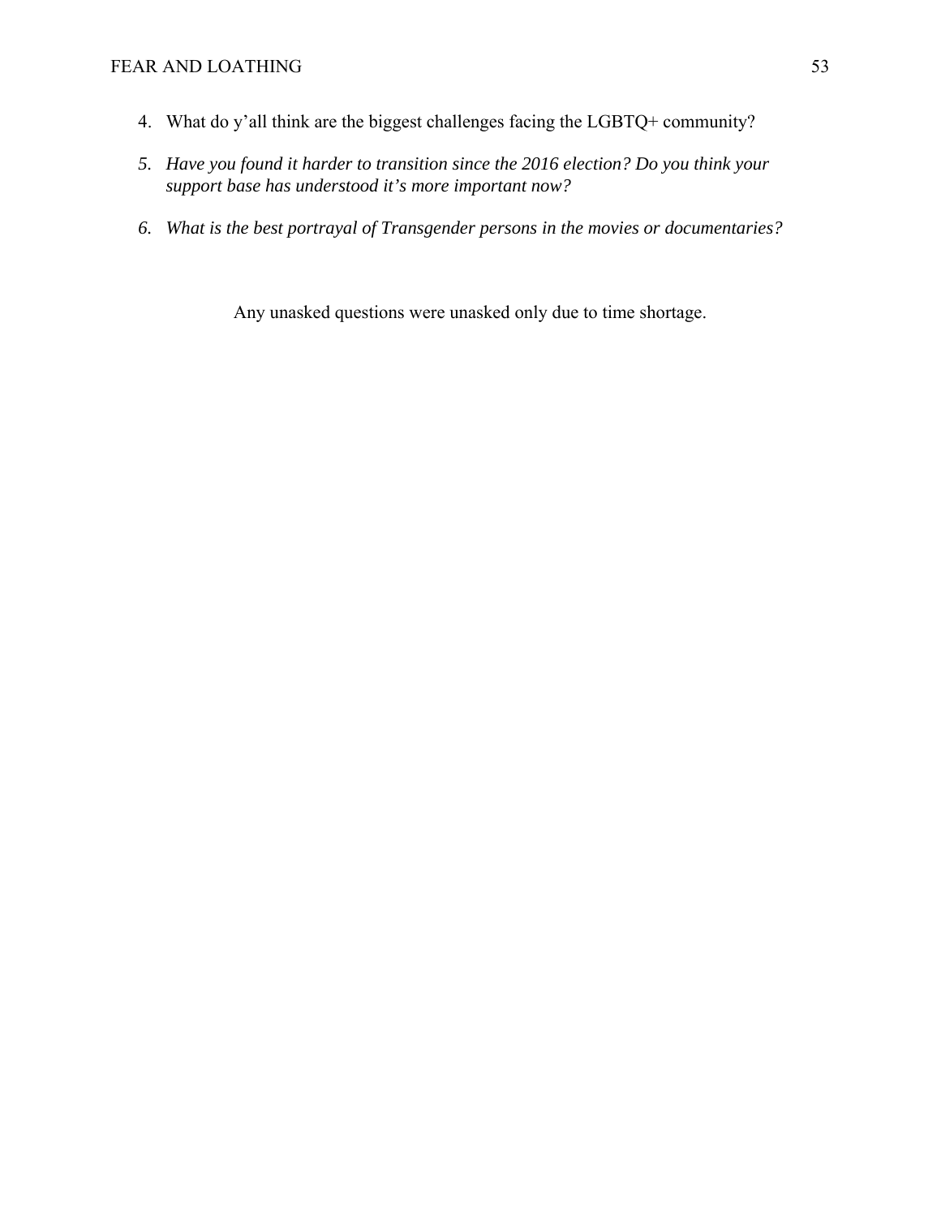4. What do y'all think are the biggest challenges facing the LGBTQ+ community?

5. *Have you found it harder to transition since the 2016 election? Do you think your support base has understood it's more important now?*

6. *What is the best portrayal of Transgender persons in the movies or documentaries?*

Any unasked questions were unasked only due to time shortage.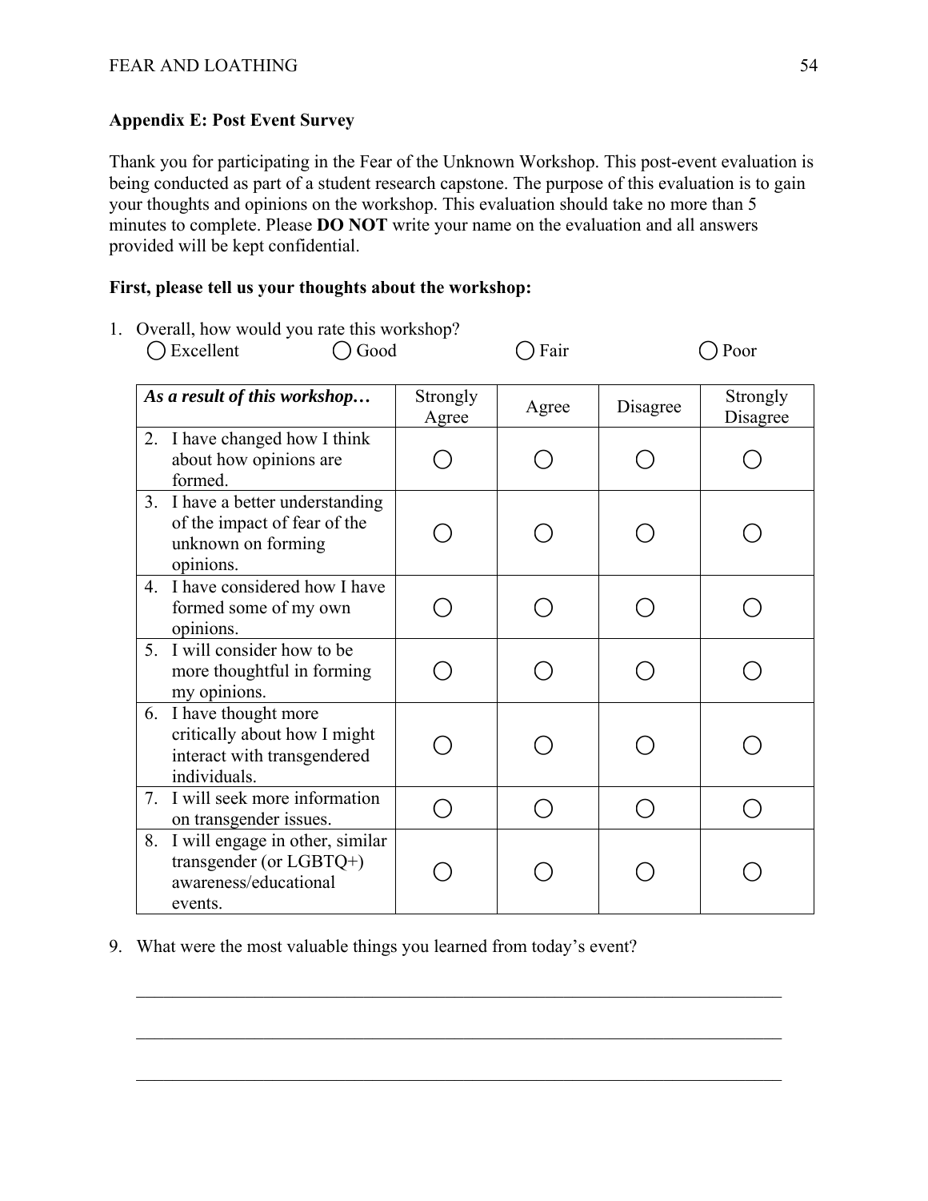## Appendix E: Post Event Survey

Thank you for participating in the Fear of the Unknown Workshop. This post-event evaluation is being conducted as part of a student research capstone. The purpose of this evaluation is to gain your thoughts and opinions on the workshop. This evaluation should take no more than 5 minutes to complete. Please **DO NOT** write your name on the evaluation and all answers provided will be kept confidential.

**First, please tell us your thoughts about the workshop:**

1. Overall, how would you rate this workshop?

   ◯ Excellent ◯ Good ◯ Fair ◯ Poor

| ***As a result of this workshop…*** | Strongly Agree | Agree | Disagree | Strongly Disagree |
|---|---|---|---|---|
| 2. I have changed how I think about how opinions are formed. | ◯ | ◯ | ◯ | ◯ |
| 3. I have a better understanding of the impact of fear of the unknown on forming opinions. | ◯ | ◯ | ◯ | ◯ |
| 4. I have considered how I have formed some of my own opinions. | ◯ | ◯ | ◯ | ◯ |
| 5. I will consider how to be more thoughtful in forming my opinions. | ◯ | ◯ | ◯ | ◯ |
| 6. I have thought more critically about how I might interact with transgendered individuals. | ◯ | ◯ | ◯ | ◯ |
| 7. I will seek more information on transgender issues. | ◯ | ◯ | ◯ | ◯ |
| 8. I will engage in other, similar transgender (or LGBTQ+) awareness/educational events. | ◯ | ◯ | ◯ | ◯ |

9. What were the most valuable things you learned from today's event?

_______________________________________________________________________________

_______________________________________________________________________________

_______________________________________________________________________________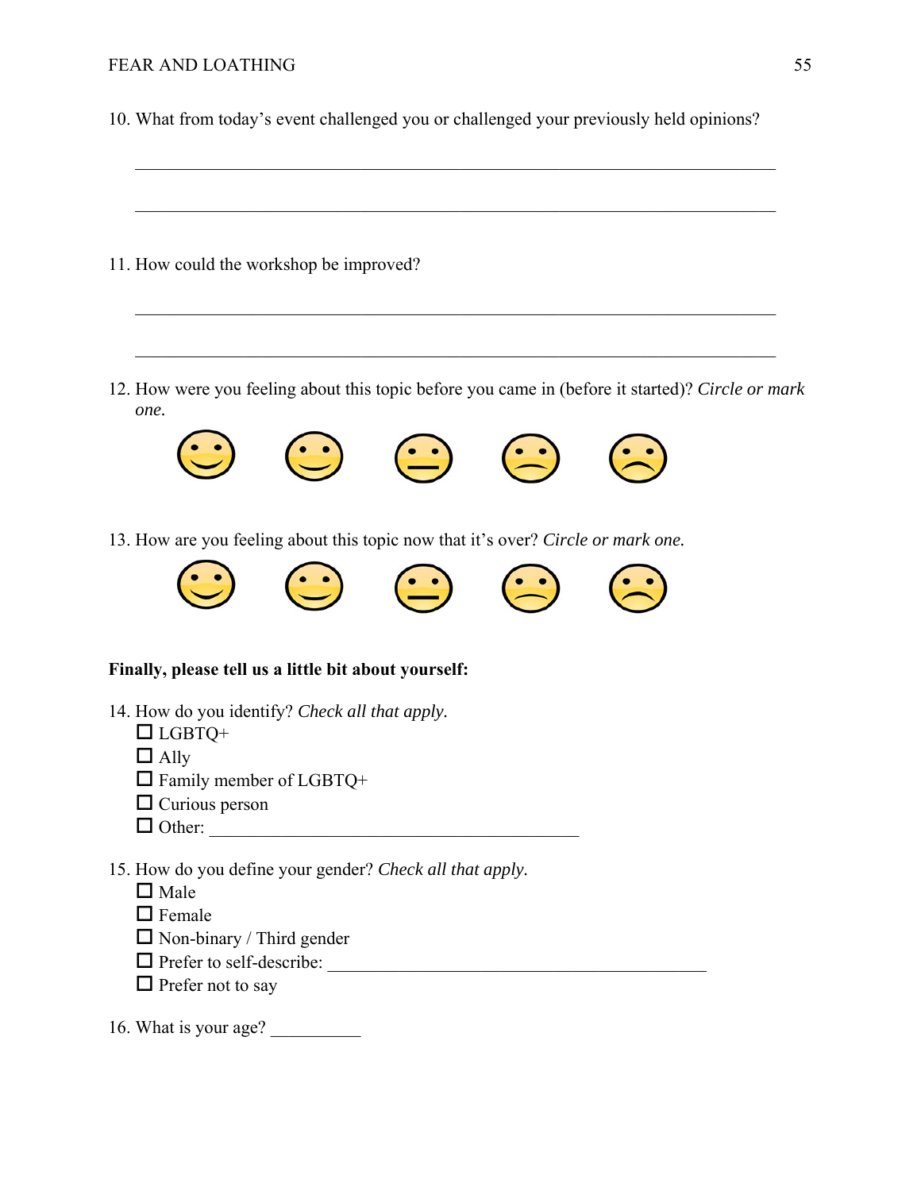10. What from today's event challenged you or challenged your previously held opinions?

_______________________________________________________________________________

_______________________________________________________________________________

11. How could the workshop be improved?

_______________________________________________________________________________

_______________________________________________________________________________

12. How were you feeling about this topic before you came in (before it started)? *Circle or mark one.*

13. How are you feeling about this topic now that it's over? *Circle or mark one.*

**Finally, please tell us a little bit about yourself:**

14. How do you identify? *Check all that apply.*
   - ☐ LGBTQ+
   - ☐ Ally
   - ☐ Family member of LGBTQ+
   - ☐ Curious person
   - ☐ Other: ___________________________________________

15. How do you define your gender? *Check all that apply.*
   - ☐ Male
   - ☐ Female
   - ☐ Non-binary / Third gender
   - ☐ Prefer to self-describe: ___________________________________________
   - ☐ Prefer not to say

16. What is your age? __________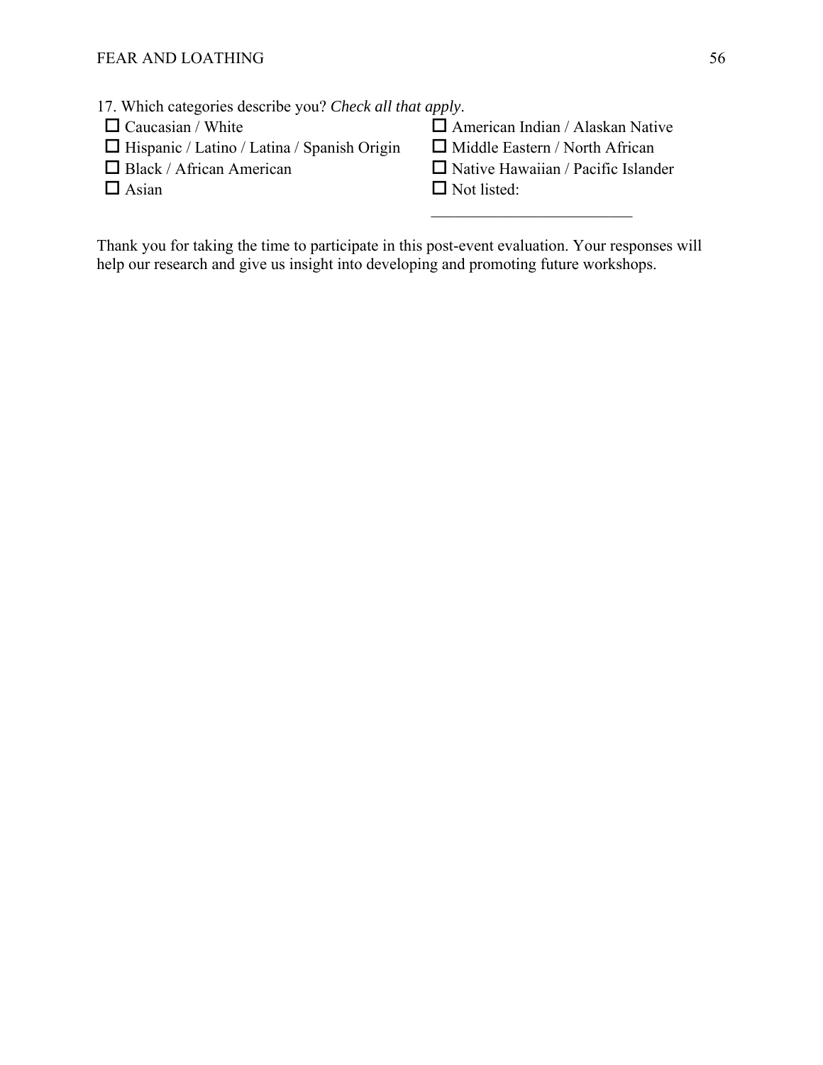17. Which categories describe you? *Check all that apply*.

- ☐ Caucasian / White
- ☐ Hispanic / Latino / Latina / Spanish Origin
- ☐ Black / African American
- ☐ Asian
- ☐ American Indian / Alaskan Native
- ☐ Middle Eastern / North African
- ☐ Native Hawaiian / Pacific Islander
- ☐ Not listed: _________________________

Thank you for taking the time to participate in this post-event evaluation. Your responses will help our research and give us insight into developing and promoting future workshops.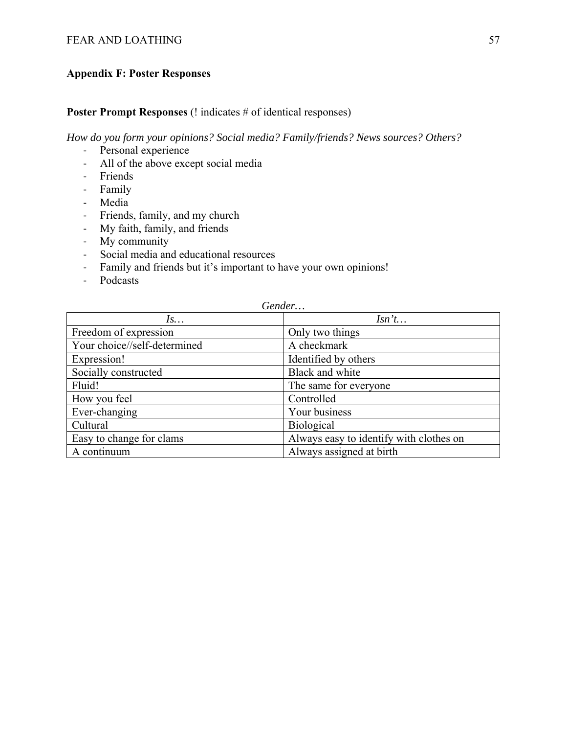## Appendix F: Poster Responses

**Poster Prompt Responses** (! indicates # of identical responses)

*How do you form your opinions? Social media? Family/friends? News sources? Others?*

- Personal experience
- All of the above except social media
- Friends
- Family
- Media
- Friends, family, and my church
- My faith, family, and friends
- My community
- Social media and educational resources
- Family and friends but it's important to have your own opinions!
- Podcasts

*Gender…*

| *Is…* | *Isn't…* |
| --- | --- |
| Freedom of expression | Only two things |
| Your choice//self-determined | A checkmark |
| Expression! | Identified by others |
| Socially constructed | Black and white |
| Fluid! | The same for everyone |
| How you feel | Controlled |
| Ever-changing | Your business |
| Cultural | Biological |
| Easy to change for clams | Always easy to identify with clothes on |
| A continuum | Always assigned at birth |